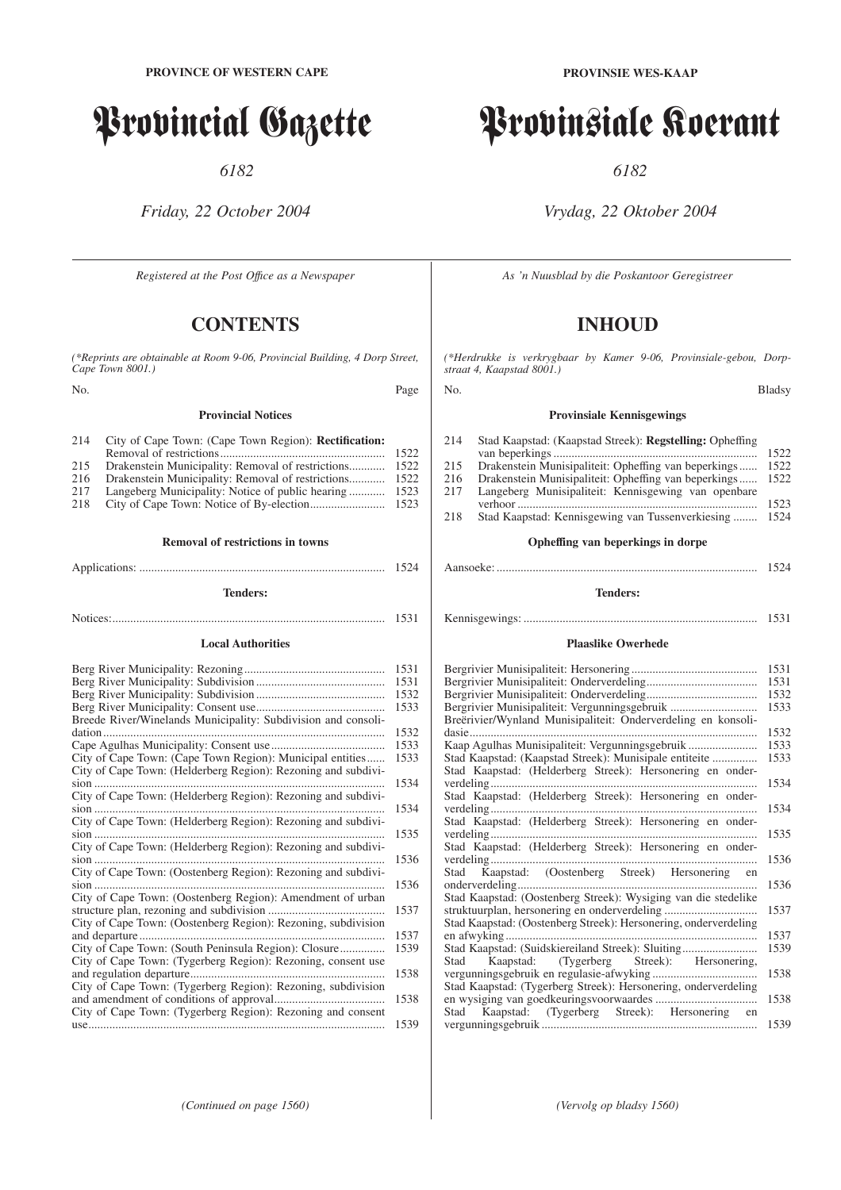PROVINCE OF WESTERN CAPE

# Provincial Gazette

*6182*

*Friday, 22 October 2004*

*Registered at the Post Office as a Newspaper*

## CONTENTS

*(\*Reprints are obtainable at Room 9-06, Provincial Building, 4 Dorp Street, Cape Town 8001.)*

| No. | | Page |
|---|---|---|
| | **Provincial Notices** | |
| 214 | City of Cape Town: (Cape Town Region): **Rectification:** Removal of restrictions | 1522 |
| 215 | Drakenstein Municipality: Removal of restrictions | 1522 |
| 216 | Drakenstein Municipality: Removal of restrictions | 1522 |
| 217 | Langeberg Municipality: Notice of public hearing | 1523 |
| 218 | City of Cape Town: Notice of By-election | 1523 |

**Removal of restrictions in towns**

| | |
|---|---|
| Applications: | 1524 |

**Tenders:**

| | |
|---|---|
| Notices: | 1531 |

**Local Authorities**

| | |
|---|---|
| Berg River Municipality: Rezoning | 1531 |
| Berg River Municipality: Subdivision | 1531 |
| Berg River Municipality: Subdivision | 1532 |
| Berg River Municipality: Consent use | 1533 |
| Breede River/Winelands Municipality: Subdivision and consolidation | 1532 |
| Cape Agulhas Municipality: Consent use | 1533 |
| City of Cape Town: (Cape Town Region): Municipal entities | 1533 |
| City of Cape Town: (Helderberg Region): Rezoning and subdivision | 1534 |
| City of Cape Town: (Helderberg Region): Rezoning and subdivision | 1534 |
| City of Cape Town: (Helderberg Region): Rezoning and subdivision | 1535 |
| City of Cape Town: (Helderberg Region): Rezoning and subdivision | 1536 |
| City of Cape Town: (Oostenberg Region): Rezoning and subdivision | 1536 |
| City of Cape Town: (Oostenberg Region): Amendment of urban structure plan, rezoning and subdivision | 1537 |
| City of Cape Town: (Oostenberg Region): Rezoning, subdivision and departure | 1537 |
| City of Cape Town: (South Peninsula Region): Closure | 1539 |
| City of Cape Town: (Tygerberg Region): Rezoning, consent use and regulation departure | 1538 |
| City of Cape Town: (Tygerberg Region): Rezoning, subdivision and amendment of conditions of approval | 1538 |
| City of Cape Town: (Tygerberg Region): Rezoning and consent use | 1539 |

*(Continued on page 1560)*

PROVINSIE WES-KAAP

# Provinsiale Koerant

*6182*

*Vrydag, 22 Oktober 2004*

*As 'n Nuusblad by die Poskantoor Geregistreer*

## INHOUD

*(\*Herdrukke is verkrygbaar by Kamer 9-06, Provinsiale-gebou, Dorpstraat 4, Kaapstad 8001.)*

| No. | | Bladsy |
|---|---|---|
| | **Provinsiale Kennisgewings** | |
| 214 | Stad Kaapstad: (Kaapstad Streek): **Regstelling:** Opheffing van beperkings | 1522 |
| 215 | Drakenstein Munisipaliteit: Opheffing van beperkings | 1522 |
| 216 | Drakenstein Munisipaliteit: Opheffing van beperkings | 1522 |
| 217 | Langeberg Munisipaliteit: Kennisgewing van openbare verhoor | 1523 |
| 218 | Stad Kaapstad: Kennisgewing van Tussenverkiesing | 1524 |

**Opheffing van beperkings in dorpe**

| | |
|---|---|
| Aansoeke: | 1524 |

**Tenders:**

| | |
|---|---|
| Kennisgewings: | 1531 |

**Plaaslike Owerhede**

| | |
|---|---|
| Bergrivier Munisipaliteit: Hersonering | 1531 |
| Bergrivier Munisipaliteit: Onderverdeling | 1531 |
| Bergrivier Munisipaliteit: Onderverdeling | 1532 |
| Bergrivier Munisipaliteit: Vergunningsgebruik | 1533 |
| Breërivier/Wynland Munisipaliteit: Onderverdeling en konsolidasie | 1532 |
| Kaap Agulhas Munisipaliteit: Vergunningsgebruik | 1533 |
| Stad Kaapstad: (Kaapstad Streek): Munisipale entiteite | 1533 |
| Stad Kaapstad: (Helderberg Streek): Hersonering en onderverdeling | 1534 |
| Stad Kaapstad: (Helderberg Streek): Hersonering en onderverdeling | 1534 |
| Stad Kaapstad: (Helderberg Streek): Hersonering en onderverdeling | 1535 |
| Stad Kaapstad: (Helderberg Streek): Hersonering en onderverdeling | 1536 |
| Stad Kaapstad: (Oostenberg Streek) Hersonering en onderverdeling | 1536 |
| Stad Kaapstad: (Oostenberg Streek): Wysiging van die stedelike struktuurplan, hersonering en onderverdeling | 1537 |
| Stad Kaapstad: (Oostenberg Streek): Hersonering, onderverdeling en afwyking | 1537 |
| Stad Kaapstad: (Suidskiereiland Streek): Sluiting | 1539 |
| Stad Kaapstad: (Tygerberg Streek): Hersonering, vergunningsgebruik en regulasie-afwyking | 1538 |
| Stad Kaapstad: (Tygerberg Streek): Hersonering, onderverdeling en wysiging van goedkeuringsvoorwaardes | 1538 |
| Stad Kaapstad: (Tygerberg Streek): Hersonering en vergunningsgebruik | 1539 |

*(Vervolg op bladsy 1560)*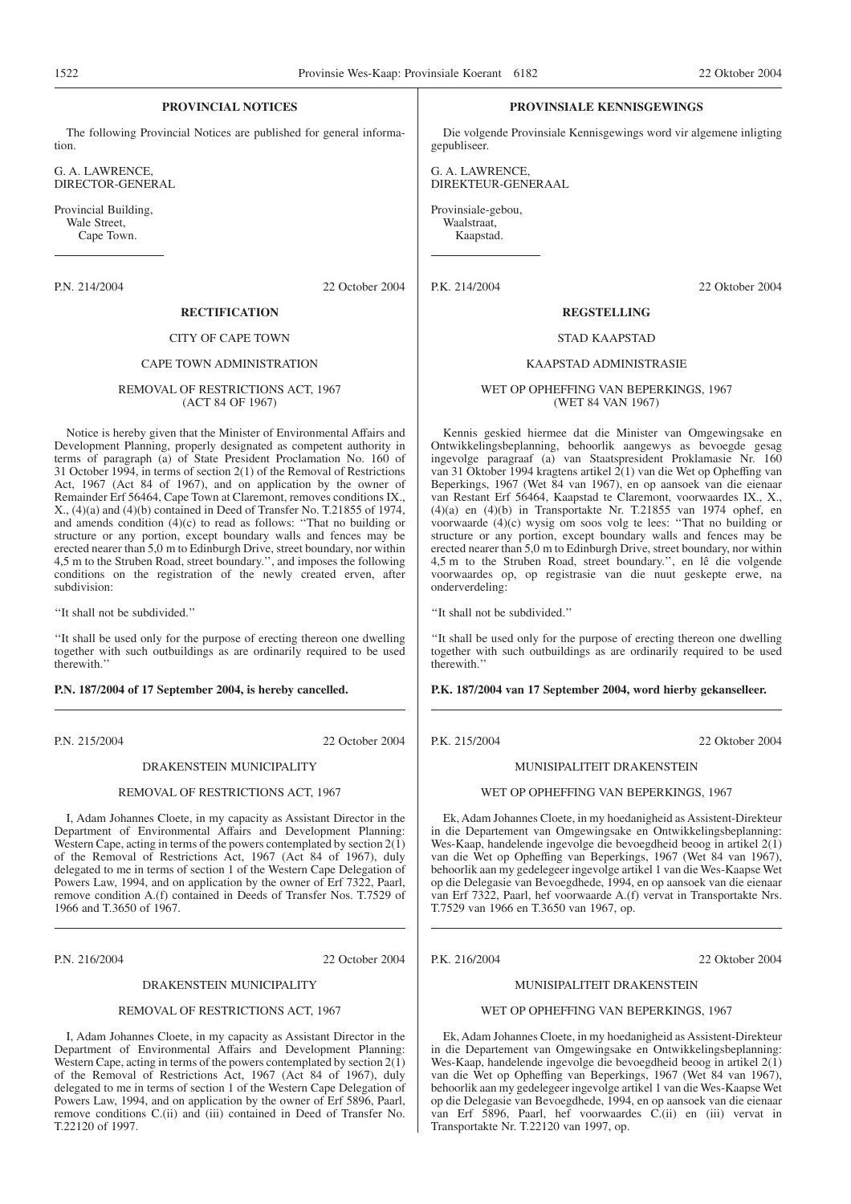## PROVINCIAL NOTICES

The following Provincial Notices are published for general information.

G. A. LAWRENCE,
DIRECTOR-GENERAL

Provincial Building,
Wale Street,
Cape Town.

P.N. 214/2004 22 October 2004

### RECTIFICATION

CITY OF CAPE TOWN

CAPE TOWN ADMINISTRATION

REMOVAL OF RESTRICTIONS ACT, 1967
(ACT 84 OF 1967)

Notice is hereby given that the Minister of Environmental Affairs and Development Planning, properly designated as competent authority in terms of paragraph (a) of State President Proclamation No. 160 of 31 October 1994, in terms of section 2(1) of the Removal of Restrictions Act, 1967 (Act 84 of 1967), and on application by the owner of Remainder Erf 56464, Cape Town at Claremont, removes conditions IX., X., (4)(a) and (4)(b) contained in Deed of Transfer No. T.21855 of 1974, and amends condition (4)(c) to read as follows: ''That no building or structure or any portion, except boundary walls and fences may be erected nearer than 5,0 m to Edinburgh Drive, street boundary, nor within 4,5 m to the Struben Road, street boundary.'', and imposes the following conditions on the registration of the newly created erven, after subdivision:

''It shall not be subdivided.''

''It shall be used only for the purpose of erecting thereon one dwelling together with such outbuildings as are ordinarily required to be used therewith.''

**P.N. 187/2004 of 17 September 2004, is hereby cancelled.**

P.N. 215/2004 22 October 2004

DRAKENSTEIN MUNICIPALITY

REMOVAL OF RESTRICTIONS ACT, 1967

I, Adam Johannes Cloete, in my capacity as Assistant Director in the Department of Environmental Affairs and Development Planning: Western Cape, acting in terms of the powers contemplated by section 2(1) of the Removal of Restrictions Act, 1967 (Act 84 of 1967), duly delegated to me in terms of section 1 of the Western Cape Delegation of Powers Law, 1994, and on application by the owner of Erf 7322, Paarl, remove condition A.(f) contained in Deeds of Transfer Nos. T.7529 of 1966 and T.3650 of 1967.

P.N. 216/2004 22 October 2004

DRAKENSTEIN MUNICIPALITY

REMOVAL OF RESTRICTIONS ACT, 1967

I, Adam Johannes Cloete, in my capacity as Assistant Director in the Department of Environmental Affairs and Development Planning: Western Cape, acting in terms of the powers contemplated by section 2(1) of the Removal of Restrictions Act, 1967 (Act 84 of 1967), duly delegated to me in terms of section 1 of the Western Cape Delegation of Powers Law, 1994, and on application by the owner of Erf 5896, Paarl, remove conditions C.(ii) and (iii) contained in Deed of Transfer No. T.22120 of 1997.

## PROVINSIALE KENNISGEWINGS

Die volgende Provinsiale Kennisgewings word vir algemene inligting gepubliseer.

G. A. LAWRENCE,
DIREKTEUR-GENERAAL

Provinsiale-gebou,
Waalstraat,
Kaapstad.

P.K. 214/2004 22 Oktober 2004

### REGSTELLING

STAD KAAPSTAD

KAAPSTAD ADMINISTRASIE

WET OP OPHEFFING VAN BEPERKINGS, 1967
(WET 84 VAN 1967)

Kennis geskied hiermee dat die Minister van Omgewingsake en Ontwikkelingsbeplanning, behoorlik aangewys as bevoegde gesag ingevolge paragraaf (a) van Staatspresident Proklamasie Nr. 160 van 31 Oktober 1994 kragtens artikel 2(1) van die Wet op Opheffing van Beperkings, 1967 (Wet 84 van 1967), en op aansoek van die eienaar van Restant Erf 56464, Kaapstad te Claremont, voorwaardes IX., X., (4)(a) en (4)(b) in Transportakte Nr. T.21855 van 1974 ophef, en voorwaarde (4)(c) wysig om soos volg te lees: ''That no building or structure or any portion, except boundary walls and fences may be erected nearer than 5,0 m to Edinburgh Drive, street boundary, nor within 4,5 m to the Struben Road, street boundary.'', en lê die volgende voorwaardes op, op registrasie van die nuut geskepte erwe, na onderverdeling:

''It shall not be subdivided.''

''It shall be used only for the purpose of erecting thereon one dwelling together with such outbuildings as are ordinarily required to be used therewith.''

**P.K. 187/2004 van 17 September 2004, word hierby gekanselleer.**

P.K. 215/2004 22 Oktober 2004

MUNISIPALITEIT DRAKENSTEIN

WET OP OPHEFFING VAN BEPERKINGS, 1967

Ek, Adam Johannes Cloete, in my hoedanigheid as Assistent-Direkteur in die Departement van Omgewingsake en Ontwikkelingsbeplanning: Wes-Kaap, handelende ingevolge die bevoegdheid beoog in artikel 2(1) van die Wet op Opheffing van Beperkings, 1967 (Wet 84 van 1967), behoorlik aan my gedelegeer ingevolge artikel 1 van die Wes-Kaapse Wet op die Delegasie van Bevoegdhede, 1994, en op aansoek van die eienaar van Erf 7322, Paarl, hef voorwaarde A.(f) vervat in Transportakte Nrs. T.7529 van 1966 en T.3650 van 1967, op.

P.K. 216/2004 22 Oktober 2004

MUNISIPALITEIT DRAKENSTEIN

WET OP OPHEFFING VAN BEPERKINGS, 1967

Ek, Adam Johannes Cloete, in my hoedanigheid as Assistent-Direkteur in die Departement van Omgewingsake en Ontwikkelingsbeplanning: Wes-Kaap, handelende ingevolge die bevoegdheid beoog in artikel 2(1) van die Wet op Opheffing van Beperkings, 1967 (Wet 84 van 1967), behoorlik aan my gedelegeer ingevolge artikel 1 van die Wes-Kaapse Wet op die Delegasie van Bevoegdhede, 1994, en op aansoek van die eienaar van Erf 5896, Paarl, hef voorwaardes C.(ii) en (iii) vervat in Transportakte Nr. T.22120 van 1997, op.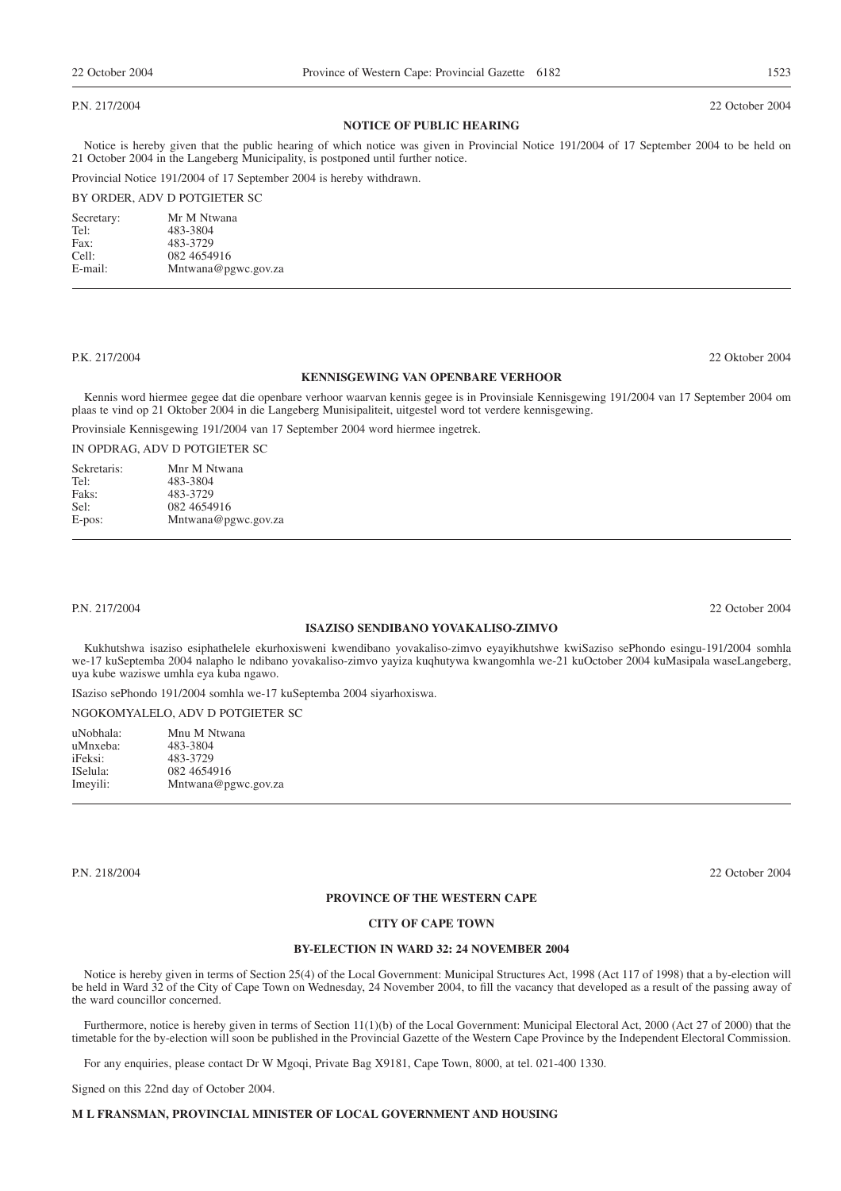P.N. 217/2004 22 October 2004

## NOTICE OF PUBLIC HEARING

Notice is hereby given that the public hearing of which notice was given in Provincial Notice 191/2004 of 17 September 2004 to be held on 21 October 2004 in the Langeberg Municipality, is postponed until further notice.

Provincial Notice 191/2004 of 17 September 2004 is hereby withdrawn.

BY ORDER, ADV D POTGIETER SC

| | |
|---|---|
| Secretary: | Mr M Ntwana |
| Tel: | 483-3804 |
| Fax: | 483-3729 |
| Cell: | 082 4654916 |
| E-mail: | Mntwana@pgwc.gov.za |

---

P.K. 217/2004 22 Oktober 2004

## KENNISGEWING VAN OPENBARE VERHOOR

Kennis word hiermee gegee dat die openbare verhoor waarvan kennis gegee is in Provinsiale Kennisgewing 191/2004 van 17 September 2004 om plaas te vind op 21 Oktober 2004 in die Langeberg Munisipaliteit, uitgestel word tot verdere kennisgewing.

Provinsiale Kennisgewing 191/2004 van 17 September 2004 word hiermee ingetrek.

IN OPDRAG, ADV D POTGIETER SC

| | |
|---|---|
| Sekretaris: | Mnr M Ntwana |
| Tel: | 483-3804 |
| Faks: | 483-3729 |
| Sel: | 082 4654916 |
| E-pos: | Mntwana@pgwc.gov.za |

---

P.N. 217/2004 22 October 2004

## ISAZISO SENDIBANO YOVAKALISO-ZIMVO

Kukhutshwa isaziso esiphathelele ekurhoxisweni kwendibano yovakaliso-zimvo eyayikhutshwe kwiSaziso sePhondo esingu-191/2004 somhla we-17 kuSeptemba 2004 nalapho le ndibano yovakaliso-zimvo yayiza kuqhutywa kwangomhla we-21 kuOctober 2004 kuMasipala waseLangeberg, uya kube waziswe umhla eya kuba ngawo.

ISaziso sePhondo 191/2004 somhla we-17 kuSeptemba 2004 siyarhoxiswa.

NGOKOMYALELO, ADV D POTGIETER SC

| | |
|---|---|
| uNobhala: | Mnu M Ntwana |
| uMnxeba: | 483-3804 |
| iFeksi: | 483-3729 |
| ISelula: | 082 4654916 |
| Imeyili: | Mntwana@pgwc.gov.za |

---

P.N. 218/2004 22 October 2004

## PROVINCE OF THE WESTERN CAPE

## CITY OF CAPE TOWN

## BY-ELECTION IN WARD 32: 24 NOVEMBER 2004

Notice is hereby given in terms of Section 25(4) of the Local Government: Municipal Structures Act, 1998 (Act 117 of 1998) that a by-election will be held in Ward 32 of the City of Cape Town on Wednesday, 24 November 2004, to fill the vacancy that developed as a result of the passing away of the ward councillor concerned.

Furthermore, notice is hereby given in terms of Section 11(1)(b) of the Local Government: Municipal Electoral Act, 2000 (Act 27 of 2000) that the timetable for the by-election will soon be published in the Provincial Gazette of the Western Cape Province by the Independent Electoral Commission.

For any enquiries, please contact Dr W Mgoqi, Private Bag X9181, Cape Town, 8000, at tel. 021-400 1330.

Signed on this 22nd day of October 2004.

**M L FRANSMAN, PROVINCIAL MINISTER OF LOCAL GOVERNMENT AND HOUSING**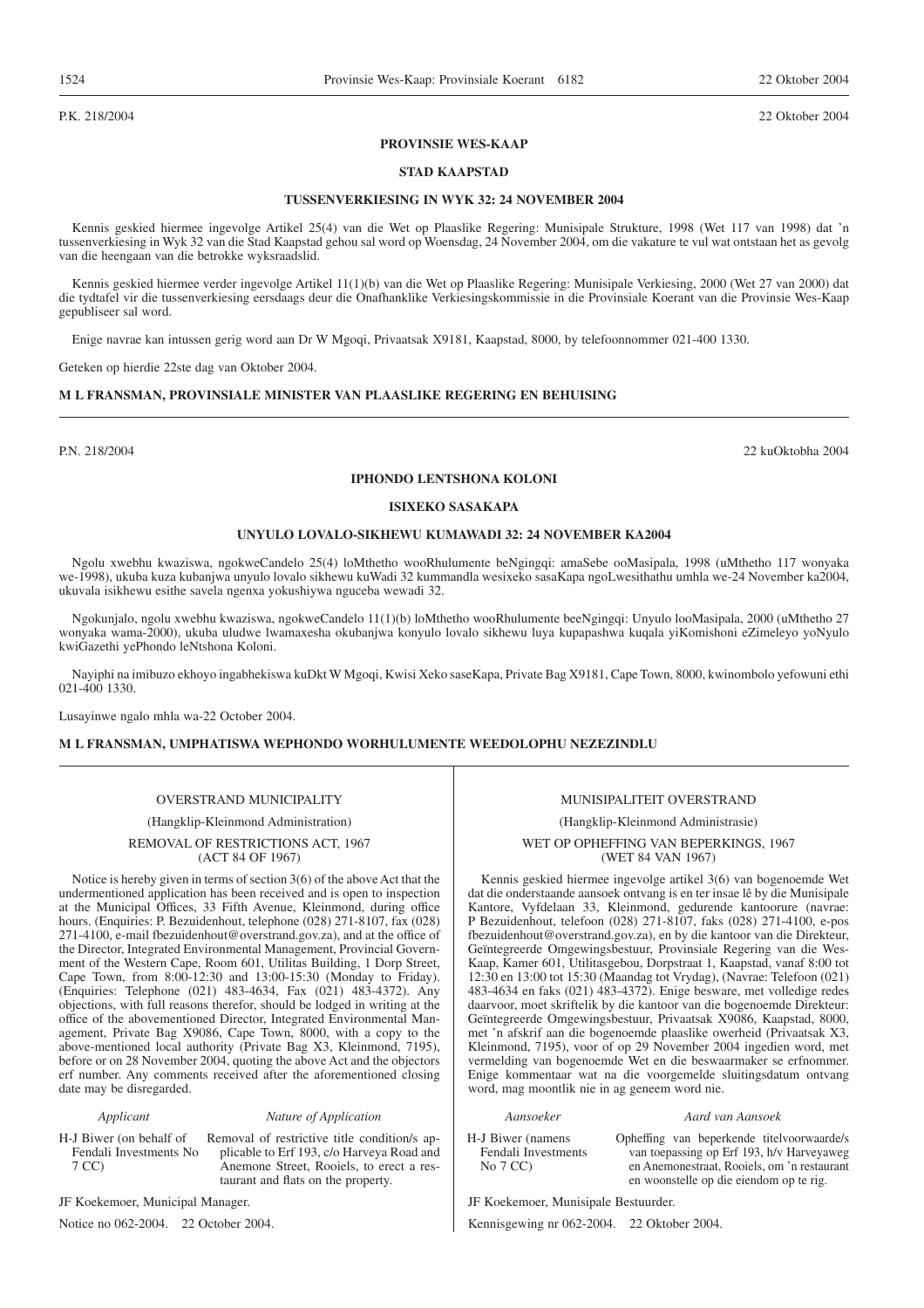P.K. 218/2004 — 22 Oktober 2004

**PROVINSIE WES-KAAP**

**STAD KAAPSTAD**

**TUSSENVERKIESING IN WYK 32: 24 NOVEMBER 2004**

Kennis geskied hiermee ingevolge Artikel 25(4) van die Wet op Plaaslike Regering: Munisipale Strukture, 1998 (Wet 117 van 1998) dat 'n tussenverkiesing in Wyk 32 van die Stad Kaapstad gehou sal word op Woensdag, 24 November 2004, om die vakature te vul wat ontstaan het as gevolg van die heengaan van die betrokke wyksraadslid.

Kennis geskied hiermee verder ingevolge Artikel 11(1)(b) van die Wet op Plaaslike Regering: Munisipale Verkiesing, 2000 (Wet 27 van 2000) dat die tydtafel vir die tussenverkiesing eersdaags deur die Onafhanklike Verkiesingskommissie in die Provinsiale Koerant van die Provinsie Wes-Kaap gepubliseer sal word.

Enige navrae kan intussen gerig word aan Dr W Mgoqi, Privaatsak X9181, Kaapstad, 8000, by telefoonnommer 021-400 1330.

Geteken op hierdie 22ste dag van Oktober 2004.

**M L FRANSMAN, PROVINSIALE MINISTER VAN PLAASLIKE REGERING EN BEHUISING**

---

P.N. 218/2004 — 22 kuOktobha 2004

**IPHONDO LENTSHONA KOLONI**

**ISIXEKO SASAKAPA**

**UNYULO LOVALO-SIKHEWU KUMAWADI 32: 24 NOVEMBER KA2004**

Ngolu xwebhu kwaziswa, ngokweCandelo 25(4) loMthetho wooRhulumente beNgingqi: amaSebe ooMasipala, 1998 (uMthetho 117 wonyaka we-1998), ukuba kuza kubanjwa unyulo lovalo sikhewu kuWadi 32 kummandla wesixeko sasaKapa ngoLwesithathu umhla we-24 November ka2004, ukuvala isikhewu esithe savela ngenxa yokushiywa nguceba wewadi 32.

Ngokunjalo, ngolu xwebhu kwaziswa, ngokweCandelo 11(1)(b) loMthetho wooRhulumente beeNgingqi: Unyulo looMasipala, 2000 (uMthetho 27 wonyaka wama-2000), ukuba uludwe lwamaxesha okubanjwa konyulo lovalo sikhewu luya kupapashwa kuqala yiKomishoni eZimeleyo yoNyulo kwiGazethi yePhondo leNtshona Koloni.

Nayiphi na imibuzo ekhoyo ingabhekiswa kuDkt W Mgoqi, Kwisi Xeko saseKapa, Private Bag X9181, Cape Town, 8000, kwinombolo yefowuni ethi 021-400 1330.

Lusayinwe ngalo mhla wa-22 October 2004.

**M L FRANSMAN, UMPHATISWA WEPHONDO WORHULUMENTE WEEDOLOPHU NEZEZINDLU**

---

OVERSTRAND MUNICIPALITY

(Hangklip-Kleinmond Administration)

REMOVAL OF RESTRICTIONS ACT, 1967
(ACT 84 OF 1967)

Notice is hereby given in terms of section 3(6) of the above Act that the undermentioned application has been received and is open to inspection at the Municipal Offices, 33 Fifth Avenue, Kleinmond, during office hours. (Enquiries: P. Bezuidenhout, telephone (028) 271-8107, fax (028) 271-4100, e-mail fbezuidenhout@overstrand.gov.za), and at the office of the Director, Integrated Environmental Management, Provincial Government of the Western Cape, Room 601, Utilitas Building, 1 Dorp Street, Cape Town, from 8:00-12:30 and 13:00-15:30 (Monday to Friday). (Enquiries: Telephone (021) 483-4634, Fax (021) 483-4372). Any objections, with full reasons therefor, should be lodged in writing at the office of the abovementioned Director, Integrated Environmental Management, Private Bag X9086, Cape Town, 8000, with a copy to the above-mentioned local authority (Private Bag X3, Kleinmond, 7195), before or on 28 November 2004, quoting the above Act and the objectors erf number. Any comments received after the aforementioned closing date may be disregarded.

| *Applicant* | *Nature of Application* |
| --- | --- |
| H-J Biwer (on behalf of Fendali Investments No 7 CC) | Removal of restrictive title condition/s applicable to Erf 193, c/o Harveya Road and Anemone Street, Rooiels, to erect a restaurant and flats on the property. |

JF Koekemoer, Municipal Manager.

Notice no 062-2004. 22 October 2004.

---

MUNISIPALITEIT OVERSTRAND

(Hangklip-Kleinmond Administrasie)

WET OP OPHEFFING VAN BEPERKINGS, 1967
(WET 84 VAN 1967)

Kennis geskied hiermee ingevolge artikel 3(6) van bogenoemde Wet dat die onderstaande aansoek ontvang is en ter insae lê by die Munisipale Kantore, Vyfdelaan 33, Kleinmond, gedurende kantoorure (navrae: P Bezuidenhout, telefoon (028) 271-8107, faks (028) 271-4100, e-pos fbezuidenhout@overstrand.gov.za), en by die kantoor van die Direkteur, Geïntegreerde Omgewingsbestuur, Provinsiale Regering van die Wes-Kaap, Kamer 601, Utilitasgebou, Dorpstraat 1, Kaapstad, vanaf 8:00 tot 12:30 en 13:00 tot 15:30 (Maandag tot Vrydag), (Navrae: Telefoon (021) 483-4634 en faks (021) 483-4372). Enige besware, met volledige redes daarvoor, moet skriftelik by die kantoor van die bogenoemde Direkteur: Geïntegreerde Omgewingsbestuur, Privaatsak X9086, Kaapstad, 8000, met 'n afskrif aan die bogenoemde plaaslike owerheid (Privaatsak X3, Kleinmond, 7195), voor of op 29 November 2004 ingedien word, met vermelding van bogenoemde Wet en die beswaarmaker se erfnommer. Enige kommentaar wat na die voorgemelde sluitingsdatum ontvang word, mag moontlik nie in ag geneem word nie.

| *Aansoeker* | *Aard van Aansoek* |
| --- | --- |
| H-J Biwer (namens Fendali Investments No 7 CC) | Opheffing van beperkende titelvoorwaarde/s van toepassing op Erf 193, h/v Harveyaweg en Anemonestraat, Rooiels, om 'n restaurant en woonstelle op die eiendom op te rig. |

JF Koekemoer, Munisipale Bestuurder.

Kennisgewing nr 062-2004. 22 Oktober 2004.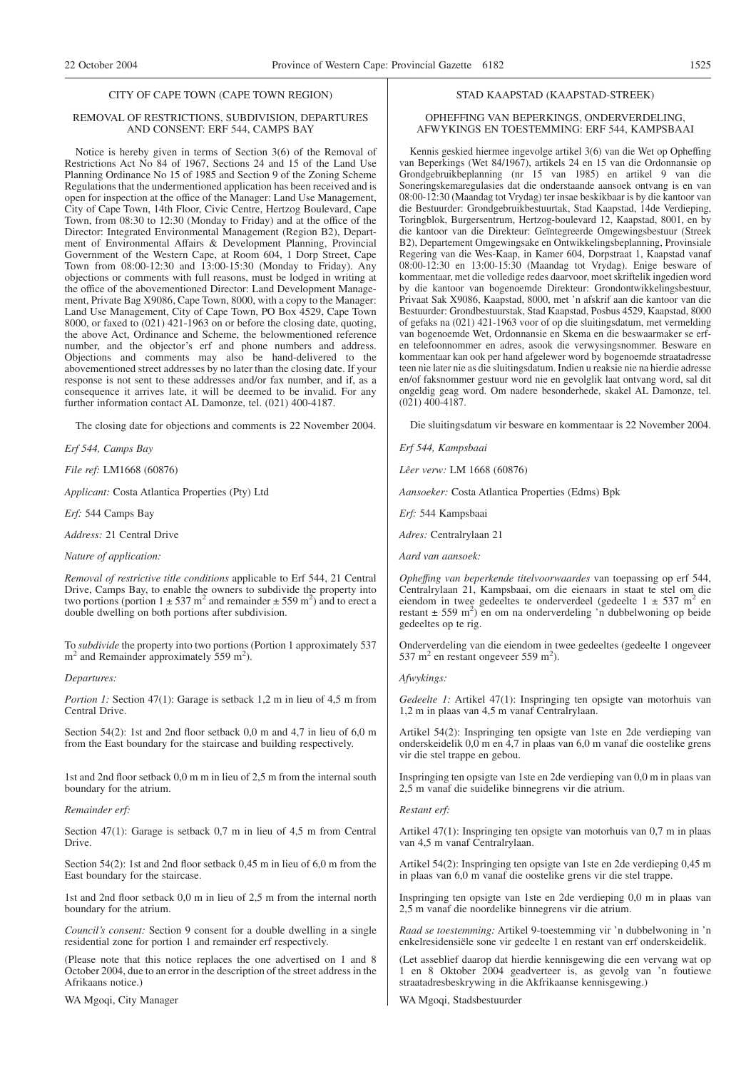## CITY OF CAPE TOWN (CAPE TOWN REGION)

### REMOVAL OF RESTRICTIONS, SUBDIVISION, DEPARTURES AND CONSENT: ERF 544, CAMPS BAY

Notice is hereby given in terms of Section 3(6) of the Removal of Restrictions Act No 84 of 1967, Sections 24 and 15 of the Land Use Planning Ordinance No 15 of 1985 and Section 9 of the Zoning Scheme Regulations that the undermentioned application has been received and is open for inspection at the office of the Manager: Land Use Management, City of Cape Town, 14th Floor, Civic Centre, Hertzog Boulevard, Cape Town, from 08:30 to 12:30 (Monday to Friday) and at the office of the Director: Integrated Environmental Management (Region B2), Department of Environmental Affairs & Development Planning, Provincial Government of the Western Cape, at Room 604, 1 Dorp Street, Cape Town from 08:00-12:30 and 13:00-15:30 (Monday to Friday). Any objections or comments with full reasons, must be lodged in writing at the office of the abovementioned Director: Land Development Management, Private Bag X9086, Cape Town, 8000, with a copy to the Manager: Land Use Management, City of Cape Town, PO Box 4529, Cape Town 8000, or faxed to (021) 421-1963 on or before the closing date, quoting, the above Act, Ordinance and Scheme, the belowmentioned reference number, and the objector's erf and phone numbers and address. Objections and comments may also be hand-delivered to the abovementioned street addresses by no later than the closing date. If your response is not sent to these addresses and/or fax number, and if, as a consequence it arrives late, it will be deemed to be invalid. For any further information contact AL Damonze, tel. (021) 400-4187.

The closing date for objections and comments is 22 November 2004.

*Erf 544, Camps Bay*

*File ref:* LM1668 (60876)

*Applicant:* Costa Atlantica Properties (Pty) Ltd

*Erf:* 544 Camps Bay

*Address:* 21 Central Drive

*Nature of application:*

*Removal of restrictive title conditions* applicable to Erf 544, 21 Central Drive, Camps Bay, to enable the owners to subdivide the property into two portions (portion 1 ± 537 m$^2$ and remainder ± 559 m$^2$) and to erect a double dwelling on both portions after subdivision.

To *subdivide* the property into two portions (Portion 1 approximately 537 m$^2$ and Remainder approximately 559 m$^2$).

*Departures:*

*Portion 1:* Section 47(1): Garage is setback 1,2 m in lieu of 4,5 m from Central Drive.

Section 54(2): 1st and 2nd floor setback 0,0 m and 4,7 in lieu of 6,0 m from the East boundary for the staircase and building respectively.

1st and 2nd floor setback 0,0 m m in lieu of 2,5 m from the internal south boundary for the atrium.

*Remainder erf:*

Section 47(1): Garage is setback 0,7 m in lieu of 4,5 m from Central Drive.

Section 54(2): 1st and 2nd floor setback 0,45 m in lieu of 6,0 m from the East boundary for the staircase.

1st and 2nd floor setback 0,0 m in lieu of 2,5 m from the internal north boundary for the atrium.

*Council's consent:* Section 9 consent for a double dwelling in a single residential zone for portion 1 and remainder erf respectively.

(Please note that this notice replaces the one advertised on 1 and 8 October 2004, due to an error in the description of the street address in the Afrikaans notice.)

WA Mgoqi, City Manager

## STAD KAAPSTAD (KAAPSTAD-STREEK)

### OPHEFFING VAN BEPERKINGS, ONDERVERDELING, AFWYKINGS EN TOESTEMMING: ERF 544, KAMPSBAAI

Kennis geskied hiermee ingevolge artikel 3(6) van die Wet op Opheffing van Beperkings (Wet 84/1967), artikels 24 en 15 van die Ordonnansie op Grondgebruikbeplanning (nr 15 van 1985) en artikel 9 van die Soneringskemaregulasies dat die onderstaande aansoek ontvang is en van 08:00-12:30 (Maandag tot Vrydag) ter insae beskikbaar is by die kantoor van die Bestuurder: Grondgebruikbestuurtak, Stad Kaapstad, 14de Verdieping, Toringblok, Burgersentrum, Hertzog-boulevard 12, Kaapstad, 8001, en by die kantoor van die Direkteur: Geïntegreerde Omgewingsbestuur (Streek B2), Departement Omgewingsake en Ontwikkelingsbeplanning, Provinsiale Regering van die Wes-Kaap, in Kamer 604, Dorpstraat 1, Kaapstad vanaf 08:00-12:30 en 13:00-15:30 (Maandag tot Vrydag). Enige besware of kommentaar, met die volledige redes daarvoor, moet skriftelik ingedien word by die kantoor van bogenoemde Direkteur: Grondontwikkelingsbestuur, Privaat Sak X9086, Kaapstad, 8000, met 'n afskrif aan die kantoor van die Bestuurder: Grondbestuurstak, Stad Kaapstad, Posbus 4529, Kaapstad, 8000 of gefaks na (021) 421-1963 voor of op die sluitingsdatum, met vermelding van bogenoemde Wet, Ordonnansie en Skema en die beswaarmaker se erf- en telefoonnommer en adres, asook die verwysingsnommer. Besware en kommentaar kan ook per hand afgelewer word by bogenoemde straatadresse teen nie later nie as die sluitingsdatum. Indien u reaksie nie na hierdie adresse en/of faksnommer gestuur word nie en gevolglik laat ontvang word, sal dit ongeldig geag word. Om nadere besonderhede, skakel AL Damonze, tel. (021) 400-4187.

Die sluitingsdatum vir besware en kommentaar is 22 November 2004.

*Erf 544, Kampsbaai*

*Lêer verw:* LM 1668 (60876)

*Aansoeker:* Costa Atlantica Properties (Edms) Bpk

*Erf:* 544 Kampsbaai

*Adres:* Centralrylaan 21

*Aard van aansoek:*

*Opheffing van beperkende titelvoorwaardes* van toepassing op erf 544, Centralrylaan 21, Kampsbaai, om die eienaars in staat te stel om die eiendom in twee gedeeltes te onderverdeel (gedeelte 1 ± 537 m$^2$ en restant ± 559 m$^2$) en om na onderverdeling 'n dubbelwoning op beide gedeeltes op te rig.

Onderverdeling van die eiendom in twee gedeeltes (gedeelte 1 ongeveer 537 m$^2$ en restant ongeveer 559 m$^2$).

*Afwykings:*

*Gedeelte 1:* Artikel 47(1): Inspringing ten opsigte van motorhuis van 1,2 m in plaas van 4,5 m vanaf Centralrylaan.

Artikel 54(2): Inspringing ten opsigte van 1ste en 2de verdieping van onderskeidelik 0,0 m en 4,7 in plaas van 6,0 m vanaf die oostelike grens vir die stel trappe en gebou.

Inspringing ten opsigte van 1ste en 2de verdieping van 0,0 m in plaas van 2,5 m vanaf die suidelike binnegrens vir die atrium.

*Restant erf:*

Artikel 47(1): Inspringing ten opsigte van motorhuis van 0,7 m in plaas van 4,5 m vanaf Centralrylaan.

Artikel 54(2): Inspringing ten opsigte van 1ste en 2de verdieping 0,45 m in plaas van 6,0 m vanaf die oostelike grens vir die stel trappe.

Inspringing ten opsigte van 1ste en 2de verdieping 0,0 m in plaas van 2,5 m vanaf die noordelike binnegrens vir die atrium.

*Raad se toestemming:* Artikel 9-toestemming vir 'n dubbelwoning in 'n enkelresidensiële sone vir gedeelte 1 en restant van erf onderskeidelik.

(Let asseblief daarop dat hierdie kennisgewing die een vervang wat op 1 en 8 Oktober 2004 geadverteer is, as gevolg van 'n foutiewe straatadresbeskrywing in die Akfrikaanse kennisgewing.)

WA Mgoqi, Stadsbestuurder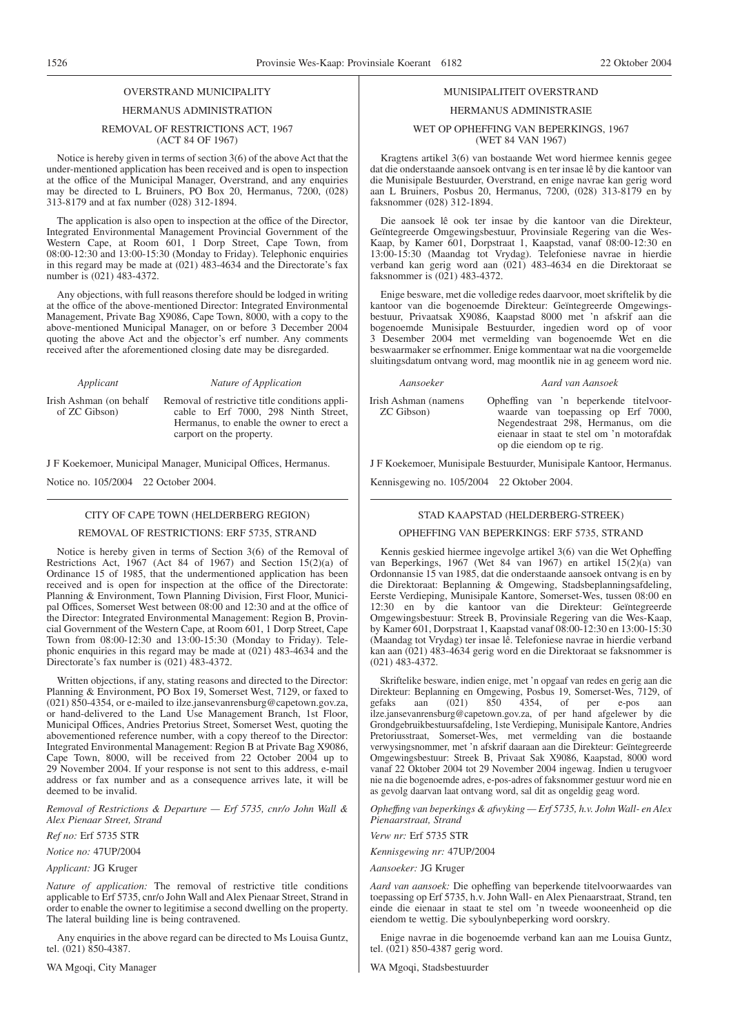## OVERSTRAND MUNICIPALITY

### HERMANUS ADMINISTRATION

### REMOVAL OF RESTRICTIONS ACT, 1967 (ACT 84 OF 1967)

Notice is hereby given in terms of section 3(6) of the above Act that the under-mentioned application has been received and is open to inspection at the office of the Municipal Manager, Overstrand, and any enquiries may be directed to L Bruiners, PO Box 20, Hermanus, 7200, (028) 313-8179 and at fax number (028) 312-1894.

The application is also open to inspection at the office of the Director, Integrated Environmental Management Provincial Government of the Western Cape, at Room 601, 1 Dorp Street, Cape Town, from 08:00-12:30 and 13:00-15:30 (Monday to Friday). Telephonic enquiries in this regard may be made at (021) 483-4634 and the Directorate's fax number is (021) 483-4372.

Any objections, with full reasons therefore should be lodged in writing at the office of the above-mentioned Director: Integrated Environmental Management, Private Bag X9086, Cape Town, 8000, with a copy to the above-mentioned Municipal Manager, on or before 3 December 2004 quoting the above Act and the objector's erf number. Any comments received after the aforementioned closing date may be disregarded.

| *Applicant* | *Nature of Application* |
|---|---|
| Irish Ashman (on behalf of ZC Gibson) | Removal of restrictive title conditions applicable to Erf 7000, 298 Ninth Street, Hermanus, to enable the owner to erect a carport on the property. |

J F Koekemoer, Municipal Manager, Municipal Offices, Hermanus.

Notice no. 105/2004 22 October 2004.

## MUNISIPALITEIT OVERSTRAND

### HERMANUS ADMINISTRASIE

### WET OP OPHEFFING VAN BEPERKINGS, 1967 (WET 84 VAN 1967)

Kragtens artikel 3(6) van bostaande Wet word hiermee kennis gegee dat die onderstaande aansoek ontvang is en ter insae lê by die kantoor van die Munisipale Bestuurder, Overstrand, en enige navrae kan gerig word aan L Bruiners, Posbus 20, Hermanus, 7200, (028) 313-8179 en by faksnommer (028) 312-1894.

Die aansoek lê ook ter insae by die kantoor van die Direkteur, Geïntegreerde Omgewingsbestuur, Provinsiale Regering van die Wes-Kaap, by Kamer 601, Dorpstraat 1, Kaapstad, vanaf 08:00-12:30 en 13:00-15:30 (Maandag tot Vrydag). Telefoniese navrae in hierdie verband kan gerig word aan (021) 483-4634 en die Direktoraat se faksnommer is (021) 483-4372.

Enige besware, met die volledige redes daarvoor, moet skriftelik by die kantoor van die bogenoemde Direkteur: Geïntegreerde Omgewingsbestuur, Privaatsak X9086, Kaapstad 8000 met 'n afskrif aan die bogenoemde Munisipale Bestuurder, ingedien word op of voor 3 Desember 2004 met vermelding van bogenoemde Wet en die beswaarmaker se erfnommer. Enige kommentaar wat na die voorgemelde sluitingsdatum ontvang word, mag moontlik nie in ag geneem word nie.

| *Aansoeker* | *Aard van Aansoek* |
|---|---|
| Irish Ashman (namens ZC Gibson) | Opheffing van 'n beperkende titelvoorwaarde van toepassing op Erf 7000, Negendestraat 298, Hermanus, om die eienaar in staat te stel om 'n motorafdak op die eiendom op te rig. |

J F Koekemoer, Munisipale Bestuurder, Munisipale Kantoor, Hermanus.

Kennisgewing no. 105/2004 22 Oktober 2004.

## CITY OF CAPE TOWN (HELDERBERG REGION)

### REMOVAL OF RESTRICTIONS: ERF 5735, STRAND

Notice is hereby given in terms of Section 3(6) of the Removal of Restrictions Act, 1967 (Act 84 of 1967) and Section 15(2)(a) of Ordinance 15 of 1985, that the undermentioned application has been received and is open for inspection at the office of the Director: Planning & Environment, Town Planning Division, First Floor, Municipal Offices, Somerset West between 08:00 and 12:30 and at the office of the Director: Integrated Environmental Management: Region B, Provincial Government of the Western Cape, at Room 601, 1 Dorp Street, Cape Town from 08:00-12:30 and 13:00-15:30 (Monday to Friday). Telephonic enquiries in this regard may be made at (021) 483-4634 and the Directorate's fax number is (021) 483-4372.

Written objections, if any, stating reasons and directed to the Director: Planning & Environment, PO Box 19, Somerset West, 7129, or faxed to (021) 850-4354, or e-mailed to ilze.jansevanrensburg@capetown.gov.za, or hand-delivered to the Land Use Management Branch, 1st Floor, Municipal Offices, Andries Pretorius Street, Somerset West, quoting the abovementioned reference number, with a copy thereof to the Director: Integrated Environmental Management: Region B at Private Bag X9086, Cape Town, 8000, will be received from 22 October 2004 up to 29 November 2004. If your response is not sent to this address, e-mail address or fax number and as a consequence arrives late, it will be deemed to be invalid.

*Removal of Restrictions & Departure — Erf 5735, cnr/o John Wall & Alex Pienaar Street, Strand*

*Ref no:* Erf 5735 STR

*Notice no:* 47UP/2004

*Applicant:* JG Kruger

*Nature of application:* The removal of restrictive title conditions applicable to Erf 5735, cnr/o John Wall and Alex Pienaar Street, Strand in order to enable the owner to legitimise a second dwelling on the property. The lateral building line is being contravened.

Any enquiries in the above regard can be directed to Ms Louisa Guntz, tel. (021) 850-4387.

WA Mgoqi, City Manager

## STAD KAAPSTAD (HELDERBERG-STREEK)

### OPHEFFING VAN BEPERKINGS: ERF 5735, STRAND

Kennis geskied hiermee ingevolge artikel 3(6) van die Wet Opheffing van Beperkings, 1967 (Wet 84 van 1967) en artikel 15(2)(a) van Ordonnansie 15 van 1985, dat die onderstaande aansoek ontvang is en by die Direktoraat: Beplanning & Omgewing, Stadsbeplanningsafdeling, Eerste Verdieping, Munisipale Kantore, Somerset-Wes, tussen 08:00 en 12:30 en by die kantoor van die Direkteur: Geïntegreerde Omgewingsbestuur: Streek B, Provinsiale Regering van die Wes-Kaap, by Kamer 601, Dorpstraat 1, Kaapstad vanaf 08:00-12:30 en 13:00-15:30 (Maandag tot Vrydag) ter insae lê. Telefoniese navrae in hierdie verband kan aan (021) 483-4634 gerig word en die Direktoraat se faksnommer is (021) 483-4372.

Skriftelike besware, indien enige, met 'n opgaaf van redes en gerig aan die Direkteur: Beplanning en Omgewing, Posbus 19, Somerset-Wes, 7129, of gefaks aan (021) 850 4354, of per e-pos aan ilze.jansevanrensburg@capetown.gov.za, of per hand afgelewer by die Grondgebruikbestuursafdeling, 1ste Verdieping, Munisipale Kantore, Andries Pretoriusstraat, Somerset-Wes, met vermelding van die bostaande verwysingsnommer, met 'n afskrif daaraan aan die Direkteur: Geïntegreerde Omgewingsbestuur: Streek B, Privaat Sak X9086, Kaapstad, 8000 word vanaf 22 Oktober 2004 tot 29 November 2004 ingewag. Indien u terugvoer nie na die bogenoemde adres, e-pos-adres of faksnommer gestuur word nie en as gevolg daarvan laat ontvang word, sal dit as ongeldig geag word.

*Opheffing van beperkings & afwyking — Erf 5735, h.v. John Wall- en Alex Pienaarstraat, Strand*

*Verw nr:* Erf 5735 STR

*Kennisgewing nr:* 47UP/2004

*Aansoeker:* JG Kruger

*Aard van aansoek:* Die opheffing van beperkende titelvoorwaardes van toepassing op Erf 5735, h.v. John Wall- en Alex Pienaarstraat, Strand, ten einde die eienaar in staat te stel om 'n tweede wooneenheid op die eiendom te wettig. Die syboulynbeperking word oorskry.

Enige navrae in die bogenoemde verband kan aan me Louisa Guntz, tel. (021) 850-4387 gerig word.

WA Mgoqi, Stadsbestuurder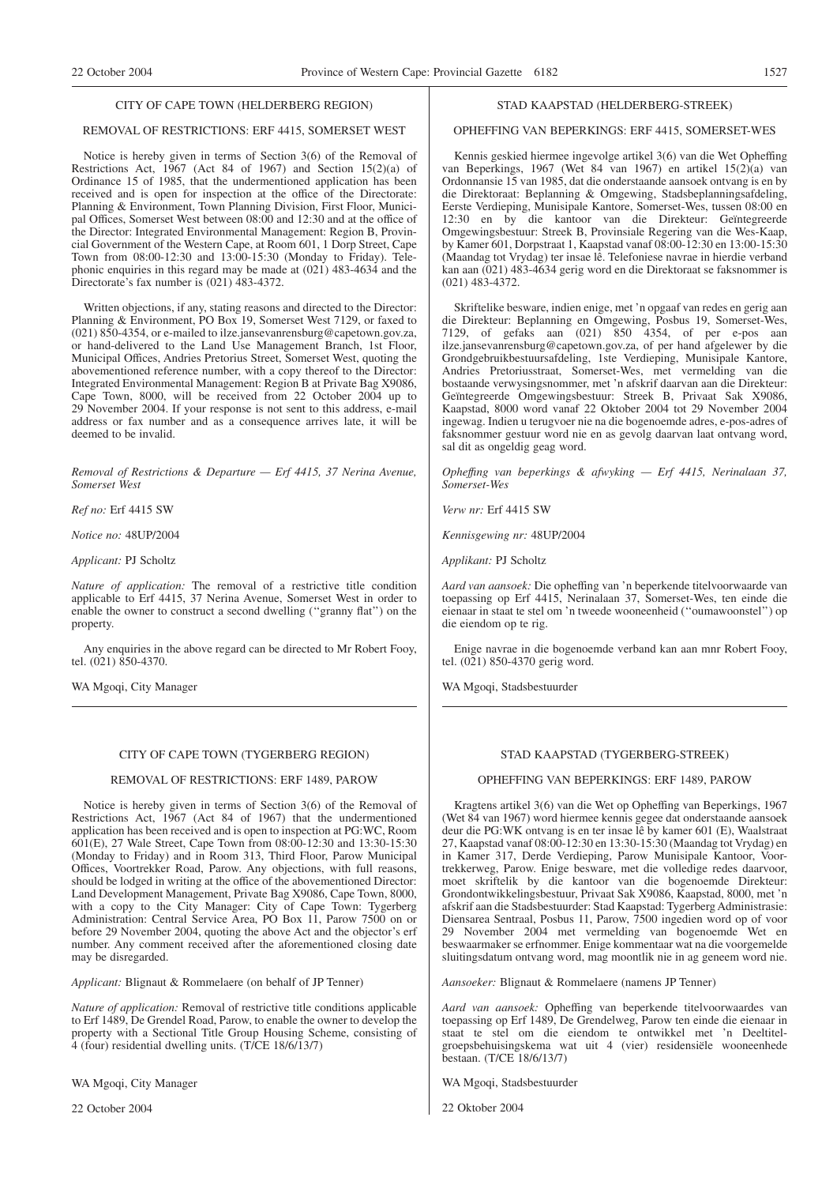CITY OF CAPE TOWN (HELDERBERG REGION)

REMOVAL OF RESTRICTIONS: ERF 4415, SOMERSET WEST

Notice is hereby given in terms of Section 3(6) of the Removal of Restrictions Act, 1967 (Act 84 of 1967) and Section 15(2)(a) of Ordinance 15 of 1985, that the undermentioned application has been received and is open for inspection at the office of the Directorate: Planning & Environment, Town Planning Division, First Floor, Municipal Offices, Somerset West between 08:00 and 12:30 and at the office of the Director: Integrated Environmental Management: Region B, Provincial Government of the Western Cape, at Room 601, 1 Dorp Street, Cape Town from 08:00-12:30 and 13:00-15:30 (Monday to Friday). Telephonic enquiries in this regard may be made at (021) 483-4634 and the Directorate's fax number is (021) 483-4372.

Written objections, if any, stating reasons and directed to the Director: Planning & Environment, PO Box 19, Somerset West 7129, or faxed to (021) 850-4354, or e-mailed to ilze.jansevanrensburg@capetown.gov.za, or hand-delivered to the Land Use Management Branch, 1st Floor, Municipal Offices, Andries Pretorius Street, Somerset West, quoting the abovementioned reference number, with a copy thereof to the Director: Integrated Environmental Management: Region B at Private Bag X9086, Cape Town, 8000, will be received from 22 October 2004 up to 29 November 2004. If your response is not sent to this address, e-mail address or fax number and as a consequence arrives late, it will be deemed to be invalid.

*Removal of Restrictions & Departure — Erf 4415, 37 Nerina Avenue, Somerset West*

*Ref no:* Erf 4415 SW

*Notice no:* 48UP/2004

*Applicant:* PJ Scholtz

*Nature of application:* The removal of a restrictive title condition applicable to Erf 4415, 37 Nerina Avenue, Somerset West in order to enable the owner to construct a second dwelling (''granny flat'') on the property.

Any enquiries in the above regard can be directed to Mr Robert Fooy, tel. (021) 850-4370.

WA Mgoqi, City Manager

---

STAD KAAPSTAD (HELDERBERG-STREEK)

OPHEFFING VAN BEPERKINGS: ERF 4415, SOMERSET-WES

Kennis geskied hiermee ingevolge artikel 3(6) van die Wet Opheffing van Beperkings, 1967 (Wet 84 van 1967) en artikel 15(2)(a) van Ordonnansie 15 van 1985, dat die onderstaande aansoek ontvang is en by die Direktoraat: Beplanning & Omgewing, Stadsbeplanningsafdeling, Eerste Verdieping, Munisipale Kantore, Somerset-Wes, tussen 08:00 en 12:30 en by die kantoor van die Direkteur: Geïntegreerde Omgewingsbestuur: Streek B, Provinsiale Regering van die Wes-Kaap, by Kamer 601, Dorpstraat 1, Kaapstad vanaf 08:00-12:30 en 13:00-15:30 (Maandag tot Vrydag) ter insae lê. Telefoniese navrae in hierdie verband kan aan (021) 483-4634 gerig word en die Direktoraat se faksnommer is (021) 483-4372.

Skriftelike besware, indien enige, met 'n opgaaf van redes en gerig aan die Direkteur: Beplanning en Omgewing, Posbus 19, Somerset-Wes, 7129, of gefaks aan (021) 850 4354, of per e-pos aan ilze.jansevanrensburg@capetown.gov.za, of per hand afgelewer by die Grondgebruikbestuursafdeling, 1ste Verdieping, Munisipale Kantore, Andries Pretoriusstraat, Somerset-Wes, met vermelding van die bostaande verwysingsnommer, met 'n afskrif daarvan aan die Direkteur: Geïntegreerde Omgewingsbestuur: Streek B, Privaat Sak X9086, Kaapstad, 8000 word vanaf 22 Oktober 2004 tot 29 November 2004 ingewag. Indien u terugvoer nie na die bogenoemde adres, e-pos-adres of faksnommer gestuur word nie en as gevolg daarvan laat ontvang word, sal dit as ongeldig geag word.

*Opheffing van beperkings & afwyking — Erf 4415, Nerinalaan 37, Somerset-Wes*

*Verw nr:* Erf 4415 SW

*Kennisgewing nr:* 48UP/2004

*Applikant:* PJ Scholtz

*Aard van aansoek:* Die opheffing van 'n beperkende titelvoorwaarde van toepassing op Erf 4415, Nerinalaan 37, Somerset-Wes, ten einde die eienaar in staat te stel om 'n tweede wooneenheid (''oumawoonstel'') op die eiendom op te rig.

Enige navrae in die bogenoemde verband kan aan mnr Robert Fooy, tel. (021) 850-4370 gerig word.

WA Mgoqi, Stadsbestuurder

---

CITY OF CAPE TOWN (TYGERBERG REGION)

REMOVAL OF RESTRICTIONS: ERF 1489, PAROW

Notice is hereby given in terms of Section 3(6) of the Removal of Restrictions Act, 1967 (Act 84 of 1967) that the undermentioned application has been received and is open to inspection at PG:WC, Room 601(E), 27 Wale Street, Cape Town from 08:00-12:30 and 13:30-15:30 (Monday to Friday) and in Room 313, Third Floor, Parow Municipal Offices, Voortrekker Road, Parow. Any objections, with full reasons, should be lodged in writing at the office of the abovementioned Director: Land Development Management, Private Bag X9086, Cape Town, 8000, with a copy to the City Manager: City of Cape Town: Tygerberg Administration: Central Service Area, PO Box 11, Parow 7500 on or before 29 November 2004, quoting the above Act and the objector's erf number. Any comment received after the aforementioned closing date may be disregarded.

*Applicant:* Blignaut & Rommelaere (on behalf of JP Tenner)

*Nature of application:* Removal of restrictive title conditions applicable to Erf 1489, De Grendel Road, Parow, to enable the owner to develop the property with a Sectional Title Group Housing Scheme, consisting of 4 (four) residential dwelling units. (T/CE 18/6/13/7)

WA Mgoqi, City Manager

22 October 2004

---

STAD KAAPSTAD (TYGERBERG-STREEK)

OPHEFFING VAN BEPERKINGS: ERF 1489, PAROW

Kragtens artikel 3(6) van die Wet op Opheffing van Beperkings, 1967 (Wet 84 van 1967) word hiermee kennis gegee dat onderstaande aansoek deur die PG:WK ontvang is en ter insae lê by kamer 601 (E), Waalstraat 27, Kaapstad vanaf 08:00-12:30 en 13:30-15:30 (Maandag tot Vrydag) en in Kamer 317, Derde Verdieping, Parow Munisipale Kantoor, Voortrekkerweg, Parow. Enige besware, met die volledige redes daarvoor, moet skriftelik by die kantoor van die bogenoemde Direkteur: Grondontwikkelingsbestuur, Privaat Sak X9086, Kaapstad, 8000, met 'n afskrif aan die Stadsbestuurder: Stad Kaapstad: Tygerberg Administrasie: Diensarea Sentraal, Posbus 11, Parow, 7500 ingedien word op of voor 29 November 2004 met vermelding van bogenoemde Wet en beswaarmaker se erfnommer. Enige kommentaar wat na die voorgemelde sluitingsdatum ontvang word, mag moontlik nie in ag geneem word nie.

*Aansoeker:* Blignaut & Rommelaere (namens JP Tenner)

*Aard van aansoek:* Opheffing van beperkende titelvoorwaardes van toepassing op Erf 1489, De Grendelweg, Parow ten einde die eienaar in staat te stel om die eiendom te ontwikkel met 'n Deeltitel-groepsbehuisingskema wat uit 4 (vier) residensiële wooneenhede bestaan. (T/CE 18/6/13/7)

WA Mgoqi, Stadsbestuurder

22 Oktober 2004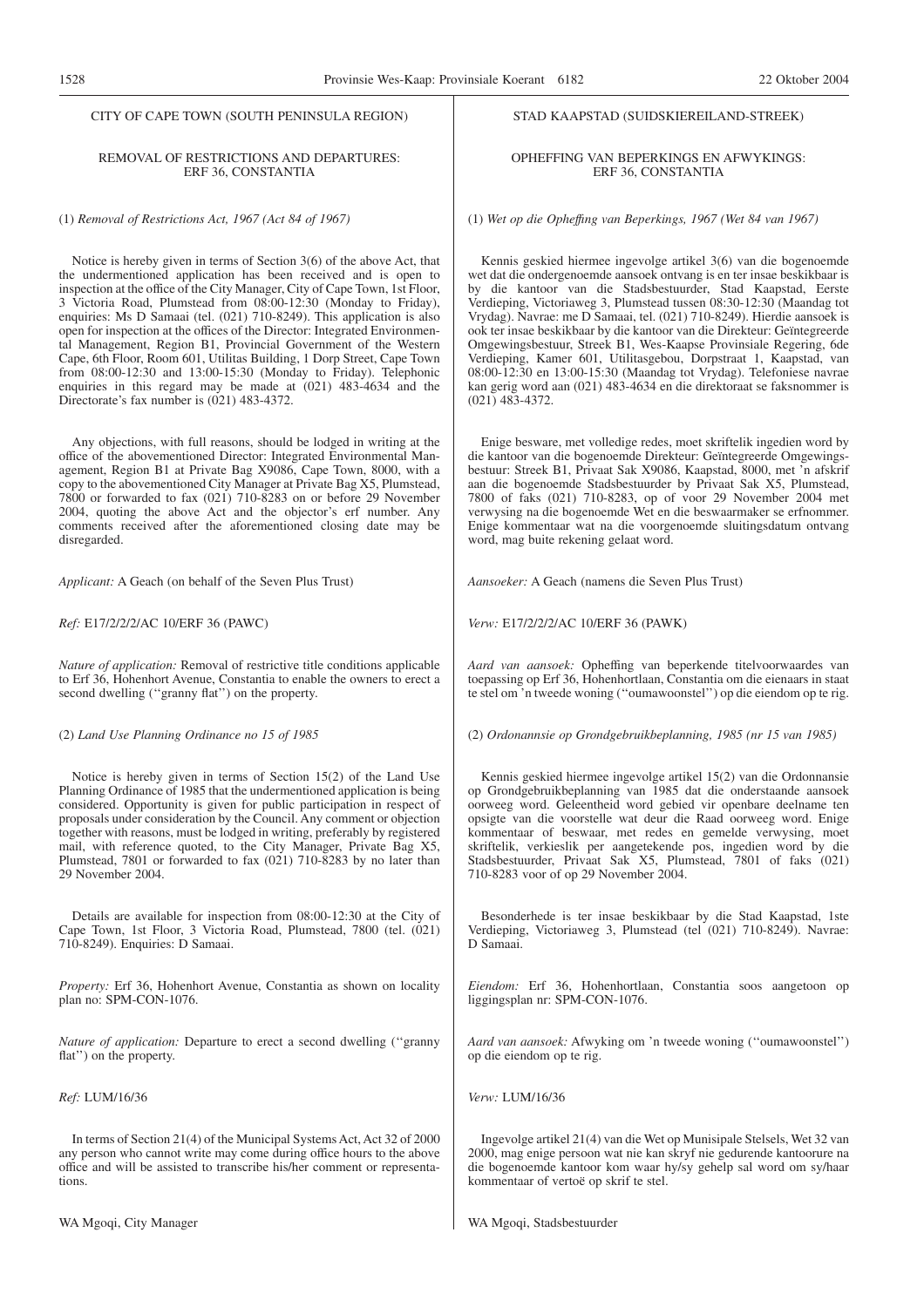CITY OF CAPE TOWN (SOUTH PENINSULA REGION)

REMOVAL OF RESTRICTIONS AND DEPARTURES: ERF 36, CONSTANTIA

(1) *Removal of Restrictions Act, 1967 (Act 84 of 1967)*

Notice is hereby given in terms of Section 3(6) of the above Act, that the undermentioned application has been received and is open to inspection at the office of the City Manager, City of Cape Town, 1st Floor, 3 Victoria Road, Plumstead from 08:00-12:30 (Monday to Friday), enquiries: Ms D Samaai (tel. (021) 710-8249). This application is also open for inspection at the offices of the Director: Integrated Environmental Management, Region B1, Provincial Government of the Western Cape, 6th Floor, Room 601, Utilitas Building, 1 Dorp Street, Cape Town from 08:00-12:30 and 13:00-15:30 (Monday to Friday). Telephonic enquiries in this regard may be made at (021) 483-4634 and the Directorate's fax number is (021) 483-4372.

Any objections, with full reasons, should be lodged in writing at the office of the abovementioned Director: Integrated Environmental Management, Region B1 at Private Bag X9086, Cape Town, 8000, with a copy to the abovementioned City Manager at Private Bag X5, Plumstead, 7800 or forwarded to fax (021) 710-8283 on or before 29 November 2004, quoting the above Act and the objector's erf number. Any comments received after the aforementioned closing date may be disregarded.

*Applicant:* A Geach (on behalf of the Seven Plus Trust)

*Ref:* E17/2/2/2/AC 10/ERF 36 (PAWC)

*Nature of application:* Removal of restrictive title conditions applicable to Erf 36, Hohenhort Avenue, Constantia to enable the owners to erect a second dwelling (''granny flat'') on the property.

(2) *Land Use Planning Ordinance no 15 of 1985*

Notice is hereby given in terms of Section 15(2) of the Land Use Planning Ordinance of 1985 that the undermentioned application is being considered. Opportunity is given for public participation in respect of proposals under consideration by the Council. Any comment or objection together with reasons, must be lodged in writing, preferably by registered mail, with reference quoted, to the City Manager, Private Bag X5, Plumstead, 7801 or forwarded to fax (021) 710-8283 by no later than 29 November 2004.

Details are available for inspection from 08:00-12:30 at the City of Cape Town, 1st Floor, 3 Victoria Road, Plumstead, 7800 (tel. (021) 710-8249). Enquiries: D Samaai.

*Property:* Erf 36, Hohenhort Avenue, Constantia as shown on locality plan no: SPM-CON-1076.

*Nature of application:* Departure to erect a second dwelling (''granny flat'') on the property.

*Ref:* LUM/16/36

In terms of Section 21(4) of the Municipal Systems Act, Act 32 of 2000 any person who cannot write may come during office hours to the above office and will be assisted to transcribe his/her comment or representations.

WA Mgoqi, City Manager

STAD KAAPSTAD (SUIDSKIEREILAND-STREEK)

OPHEFFING VAN BEPERKINGS EN AFWYKINGS: ERF 36, CONSTANTIA

(1) *Wet op die Opheffing van Beperkings, 1967 (Wet 84 van 1967)*

Kennis geskied hiermee ingevolge artikel 3(6) van die bogenoemde wet dat die ondergenoemde aansoek ontvang is en ter insae beskikbaar is by die kantoor van die Stadsbestuurder, Stad Kaapstad, Eerste Verdieping, Victoriaweg 3, Plumstead tussen 08:30-12:30 (Maandag tot Vrydag). Navrae: me D Samaai, tel. (021) 710-8249). Hierdie aansoek is ook ter insae beskikbaar by die kantoor van die Direkteur: Geïntegreerde Omgewingsbestuur, Streek B1, Wes-Kaapse Provinsiale Regering, 6de Verdieping, Kamer 601, Utilitasgebou, Dorpstraat 1, Kaapstad, van 08:00-12:30 en 13:00-15:30 (Maandag tot Vrydag). Telefoniese navrae kan gerig word aan (021) 483-4634 en die direktoraat se faksnommer is (021) 483-4372.

Enige besware, met volledige redes, moet skriftelik ingedien word by die kantoor van die bogenoemde Direkteur: Geïntegreerde Omgewingsbestuur: Streek B1, Privaat Sak X9086, Kaapstad, 8000, met 'n afskrif aan die bogenoemde Stadsbestuurder by Privaat Sak X5, Plumstead, 7800 of faks (021) 710-8283, op of voor 29 November 2004 met verwysing na die bogenoemde Wet en die beswaarmaker se erfnommer. Enige kommentaar wat na die voorgenoemde sluitingsdatum ontvang word, mag buite rekening gelaat word.

*Aansoeker:* A Geach (namens die Seven Plus Trust)

*Verw:* E17/2/2/2/AC 10/ERF 36 (PAWK)

*Aard van aansoek:* Opheffing van beperkende titelvoorwaardes van toepassing op Erf 36, Hohenhortlaan, Constantia om die eienaars in staat te stel om 'n tweede woning (''oumawoonstel'') op die eiendom op te rig.

(2) *Ordonannsie op Grondgebruikbeplanning, 1985 (nr 15 van 1985)*

Kennis geskied hiermee ingevolge artikel 15(2) van die Ordonnansie op Grondgebruikbeplanning van 1985 dat die onderstaande aansoek oorweeg word. Geleentheid word gebied vir openbare deelname ten opsigte van die voorstelle wat deur die Raad oorweeg word. Enige kommentaar of beswaar, met redes en gemelde verwysing, moet skriftelik, verkieslik per aangetekende pos, ingedien word by die Stadsbestuurder, Privaat Sak X5, Plumstead, 7801 of faks (021) 710-8283 voor of op 29 November 2004.

Besonderhede is ter insae beskikbaar by die Stad Kaapstad, 1ste Verdieping, Victoriaweg 3, Plumstead (tel (021) 710-8249). Navrae: D Samaai.

*Eiendom:* Erf 36, Hohenhortlaan, Constantia soos aangetoon op liggingsplan nr: SPM-CON-1076.

*Aard van aansoek:* Afwyking om 'n tweede woning (''oumawoonstel'') op die eiendom op te rig.

*Verw:* LUM/16/36

Ingevolge artikel 21(4) van die Wet op Munisipale Stelsels, Wet 32 van 2000, mag enige persoon wat nie kan skryf nie gedurende kantoorure na die bogenoemde kantoor kom waar hy/sy gehelp sal word om sy/haar kommentaar of vertoë op skrif te stel.

WA Mgoqi, Stadsbestuurder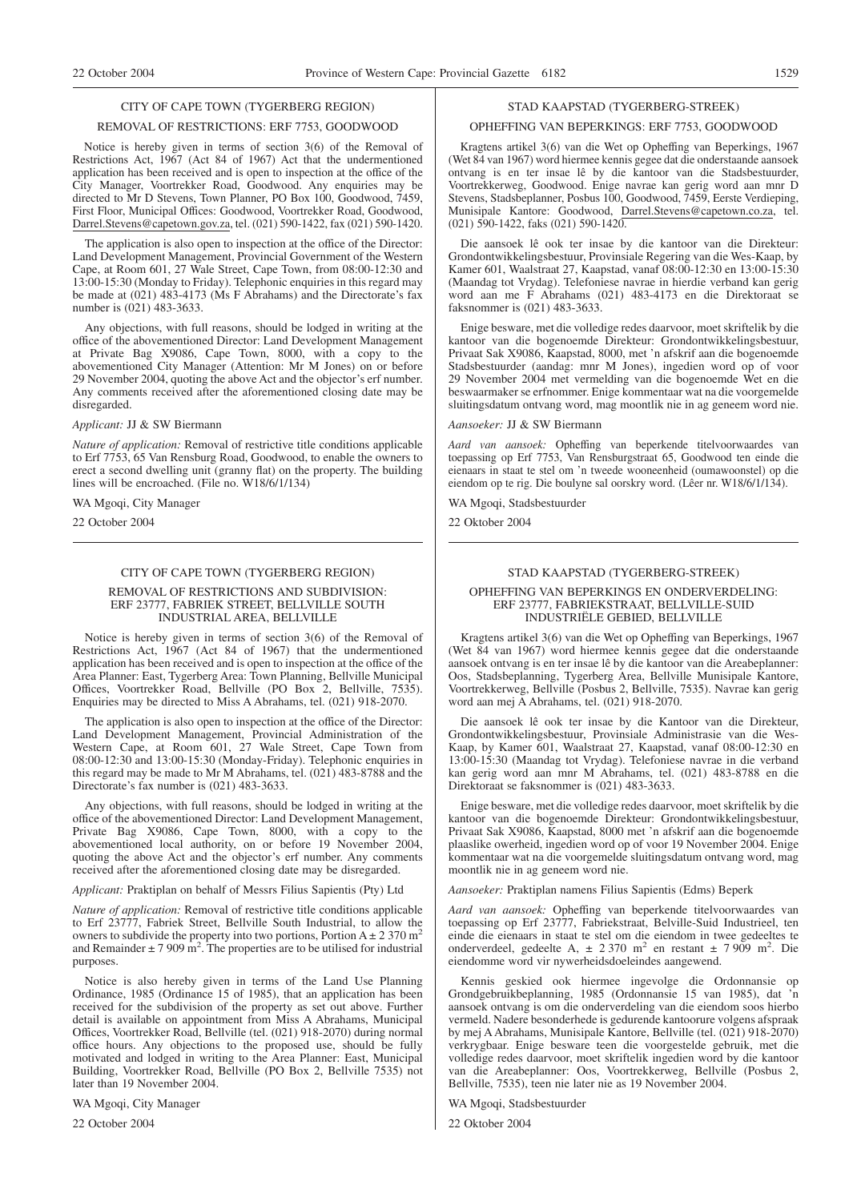CITY OF CAPE TOWN (TYGERBERG REGION)

REMOVAL OF RESTRICTIONS: ERF 7753, GOODWOOD

Notice is hereby given in terms of section 3(6) of the Removal of Restrictions Act, 1967 (Act 84 of 1967) Act that the undermentioned application has been received and is open to inspection at the office of the City Manager, Voortrekker Road, Goodwood. Any enquiries may be directed to Mr D Stevens, Town Planner, PO Box 100, Goodwood, 7459, First Floor, Municipal Offices: Goodwood, Voortrekker Road, Goodwood, Darrel.Stevens@capetown.gov.za, tel. (021) 590-1422, fax (021) 590-1420.

The application is also open to inspection at the office of the Director: Land Development Management, Provincial Government of the Western Cape, at Room 601, 27 Wale Street, Cape Town, from 08:00-12:30 and 13:00-15:30 (Monday to Friday). Telephonic enquiries in this regard may be made at (021) 483-4173 (Ms F Abrahams) and the Directorate's fax number is (021) 483-3633.

Any objections, with full reasons, should be lodged in writing at the office of the abovementioned Director: Land Development Management at Private Bag X9086, Cape Town, 8000, with a copy to the abovementioned City Manager (Attention: Mr M Jones) on or before 29 November 2004, quoting the above Act and the objector's erf number. Any comments received after the aforementioned closing date may be disregarded.

*Applicant:* JJ & SW Biermann

*Nature of application:* Removal of restrictive title conditions applicable to Erf 7753, 65 Van Rensburg Road, Goodwood, to enable the owners to erect a second dwelling unit (granny flat) on the property. The building lines will be encroached. (File no. W18/6/1/134)

WA Mgoqi, City Manager

22 October 2004

---

STAD KAAPSTAD (TYGERBERG-STREEK)

OPHEFFING VAN BEPERKINGS: ERF 7753, GOODWOOD

Kragtens artikel 3(6) van die Wet op Opheffing van Beperkings, 1967 (Wet 84 van 1967) word hiermee kennis gegee dat die onderstaande aansoek ontvang is en ter insae lê by die kantoor van die Stadsbestuurder, Voortrekkerweg, Goodwood. Enige navrae kan gerig word aan mnr D Stevens, Stadsbeplanner, Posbus 100, Goodwood, 7459, Eerste Verdieping, Munisipale Kantore: Goodwood, Darrel.Stevens@capetown.co.za, tel. (021) 590-1422, faks (021) 590-1420.

Die aansoek lê ook ter insae by die kantoor van die Direkteur: Grondontwikkelingsbestuur, Provinsiale Regering van die Wes-Kaap, by Kamer 601, Waalstraat 27, Kaapstad, vanaf 08:00-12:30 en 13:00-15:30 (Maandag tot Vrydag). Telefoniese navrae in hierdie verband kan gerig word aan me F Abrahams (021) 483-4173 en die Direktoraat se faksnommer is (021) 483-3633.

Enige besware, met die volledige redes daarvoor, moet skriftelik by die kantoor van die bogenoemde Direkteur: Grondontwikkelingsbestuur, Privaat Sak X9086, Kaapstad, 8000, met 'n afskrif aan die bogenoemde Stadsbestuurder (aandag: mnr M Jones), ingedien word op of voor 29 November 2004 met vermelding van die bogenoemde Wet en die beswaarmaker se erfnommer. Enige kommentaar wat na die voorgemelde sluitingsdatum ontvang word, mag moontlik nie in ag geneem word nie.

*Aansoeker:* JJ & SW Biermann

*Aard van aansoek:* Opheffing van beperkende titelvoorwaardes van toepassing op Erf 7753, Van Rensburgstraat 65, Goodwood ten einde die eienaars in staat te stel om 'n tweede wooneenheid (oumawoonstel) op die eiendom op te rig. Die boulyne sal oorskry word. (Lêer nr. W18/6/1/134).

WA Mgoqi, Stadsbestuurder

22 Oktober 2004

---

CITY OF CAPE TOWN (TYGERBERG REGION)

REMOVAL OF RESTRICTIONS AND SUBDIVISION: ERF 23777, FABRIEK STREET, BELLVILLE SOUTH INDUSTRIAL AREA, BELLVILLE

Notice is hereby given in terms of section 3(6) of the Removal of Restrictions Act, 1967 (Act 84 of 1967) that the undermentioned application has been received and is open to inspection at the office of the Area Planner: East, Tygerberg Area: Town Planning, Bellville Municipal Offices, Voortrekker Road, Bellville (PO Box 2, Bellville, 7535). Enquiries may be directed to Miss A Abrahams, tel. (021) 918-2070.

The application is also open to inspection at the office of the Director: Land Development Management, Provincial Administration of the Western Cape, at Room 601, 27 Wale Street, Cape Town from 08:00-12:30 and 13:00-15:30 (Monday-Friday). Telephonic enquiries in this regard may be made to Mr M Abrahams, tel. (021) 483-8788 and the Directorate's fax number is (021) 483-3633.

Any objections, with full reasons, should be lodged in writing at the office of the abovementioned Director: Land Development Management, Private Bag X9086, Cape Town, 8000, with a copy to the abovementioned local authority, on or before 19 November 2004, quoting the above Act and the objector's erf number. Any comments received after the aforementioned closing date may be disregarded.

*Applicant:* Praktiplan on behalf of Messrs Filius Sapientis (Pty) Ltd

*Nature of application:* Removal of restrictive title conditions applicable to Erf 23777, Fabriek Street, Bellville South Industrial, to allow the owners to subdivide the property into two portions, Portion A ± 2 370 m$^2$ and Remainder ± 7 909 m$^2$. The properties are to be utilised for industrial purposes.

Notice is also hereby given in terms of the Land Use Planning Ordinance, 1985 (Ordinance 15 of 1985), that an application has been received for the subdivision of the property as set out above. Further detail is available on appointment from Miss A Abrahams, Municipal Offices, Voortrekker Road, Bellville (tel. (021) 918-2070) during normal office hours. Any objections to the proposed use, should be fully motivated and lodged in writing to the Area Planner: East, Municipal Building, Voortrekker Road, Bellville (PO Box 2, Bellville 7535) not later than 19 November 2004.

WA Mgoqi, City Manager

22 October 2004

---

STAD KAAPSTAD (TYGERBERG-STREEK)

OPHEFFING VAN BEPERKINGS EN ONDERVERDELING: ERF 23777, FABRIEKSTRAAT, BELLVILLE-SUID INDUSTRIËLE GEBIED, BELLVILLE

Kragtens artikel 3(6) van die Wet op Opheffing van Beperkings, 1967 (Wet 84 van 1967) word hiermee kennis gegee dat die onderstaande aansoek ontvang is en ter insae lê by die kantoor van die Areabeplanner: Oos, Stadsbeplanning, Tygerberg Area, Bellville Munisipale Kantore, Voortrekkerweg, Bellville (Posbus 2, Bellville, 7535). Navrae kan gerig word aan mej A Abrahams, tel. (021) 918-2070.

Die aansoek lê ook ter insae by die Kantoor van die Direkteur, Grondontwikkelingsbestuur, Provinsiale Administrasie van die Wes-Kaap, by Kamer 601, Waalstraat 27, Kaapstad, vanaf 08:00-12:30 en 13:00-15:30 (Maandag tot Vrydag). Telefoniese navrae in die verband kan gerig word aan mnr M Abrahams, tel. (021) 483-8788 en die Direktoraat se faksnommer is (021) 483-3633.

Enige besware, met die volledige redes daarvoor, moet skriftelik by die kantoor van die bogenoemde Direkteur: Grondontwikkelingsbestuur, Privaat Sak X9086, Kaapstad, 8000 met 'n afskrif aan die bogenoemde plaaslike owerheid, ingedien word op of voor 19 November 2004. Enige kommentaar wat na die voorgemelde sluitingsdatum ontvang word, mag moontlik nie in ag geneem word nie.

*Aansoeker:* Praktiplan namens Filius Sapientis (Edms) Beperk

*Aard van aansoek:* Opheffing van beperkende titelvoorwaardes van toepassing op Erf 23777, Fabriekstraat, Belville-Suid Industrieel, ten einde die eienaars in staat te stel om die eiendom in twee gedeeltes te onderverdeel, gedeelte A, ± 2 370 m$^2$ en restant ± 7 909 m$^2$. Die eiendomme word vir nywerheidsdoeleindes aangewend.

Kennis geskied ook hiermee ingevolge die Ordonnansie op Grondgebruikbeplanning, 1985 (Ordonnansie 15 van 1985), dat 'n aansoek ontvang is om die onderverdeling van die eiendom soos hierbo vermeld. Nadere besonderhede is gedurende kantoorure volgens afspraak by mej A Abrahams, Munisipale Kantore, Bellville (tel. (021) 918-2070) verkrygbaar. Enige besware teen die voorgestelde gebruik, met die volledige redes daarvoor, moet skriftelik ingedien word by die kantoor van die Areabeplanner: Oos, Voortrekkerweg, Bellville (Posbus 2, Bellville, 7535), teen nie later nie as 19 November 2004.

WA Mgoqi, Stadsbestuurder

22 Oktober 2004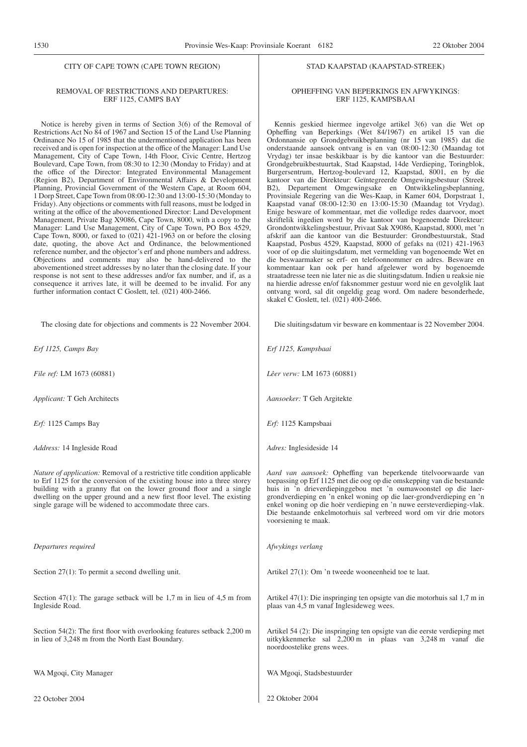## CITY OF CAPE TOWN (CAPE TOWN REGION)

### REMOVAL OF RESTRICTIONS AND DEPARTURES: ERF 1125, CAMPS BAY

Notice is hereby given in terms of Section 3(6) of the Removal of Restrictions Act No 84 of 1967 and Section 15 of the Land Use Planning Ordinance No 15 of 1985 that the undermentioned application has been received and is open for inspection at the office of the Manager: Land Use Management, City of Cape Town, 14th Floor, Civic Centre, Hertzog Boulevard, Cape Town, from 08:30 to 12:30 (Monday to Friday) and at the office of the Director: Integrated Environmental Management (Region B2), Department of Environmental Affairs & Development Planning, Provincial Government of the Western Cape, at Room 604, 1 Dorp Street, Cape Town from 08:00-12:30 and 13:00-15:30 (Monday to Friday). Any objections or comments with full reasons, must be lodged in writing at the office of the abovementioned Director: Land Development Management, Private Bag X9086, Cape Town, 8000, with a copy to the Manager: Land Use Management, City of Cape Town, PO Box 4529, Cape Town, 8000, or faxed to (021) 421-1963 on or before the closing date, quoting, the above Act and Ordinance, the belowmentioned reference number, and the objector's erf and phone numbers and address. Objections and comments may also be hand-delivered to the abovementioned street addresses by no later than the closing date. If your response is not sent to these addresses and/or fax number, and if, as a consequence it arrives late, it will be deemed to be invalid. For any further information contact C Goslett, tel. (021) 400-2466.

The closing date for objections and comments is 22 November 2004.

*Erf 1125, Camps Bay*

*File ref:* LM 1673 (60881)

*Applicant:* T Geh Architects

*Erf:* 1125 Camps Bay

*Address:* 14 Ingleside Road

*Nature of application:* Removal of a restrictive title condition applicable to Erf 1125 for the conversion of the existing house into a three storey building with a granny flat on the lower ground floor and a single dwelling on the upper ground and a new first floor level. The existing single garage will be widened to accommodate three cars.

*Departures required*

Section 27(1): To permit a second dwelling unit.

Section 47(1): The garage setback will be 1,7 m in lieu of 4,5 m from Ingleside Road.

Section 54(2): The first floor with overlooking features setback 2,200 m in lieu of 3,248 m from the North East Boundary.

WA Mgoqi, City Manager

22 October 2004

## STAD KAAPSTAD (KAAPSTAD-STREEK)

### OPHEFFING VAN BEPERKINGS EN AFWYKINGS: ERF 1125, KAMPSBAAI

Kennis geskied hiermee ingevolge artikel 3(6) van die Wet op Opheffing van Beperkings (Wet 84/1967) en artikel 15 van die Ordonnansie op Grondgebruikbeplanning (nr 15 van 1985) dat die onderstaande aansoek ontvang is en van 08:00-12:30 (Maandag tot Vrydag) ter insae beskikbaar is by die kantoor van die Bestuurder: Grondgebruikbestuurtak, Stad Kaapstad, 14de Verdieping, Toringblok, Burgersentrum, Hertzog-boulevard 12, Kaapstad, 8001, en by die kantoor van die Direkteur: Geïntegreerde Omgewingsbestuur (Streek B2), Departement Omgewingsake en Ontwikkelingsbeplanning, Provinsiale Regering van die Wes-Kaap, in Kamer 604, Dorpstraat 1, Kaapstad vanaf 08:00-12:30 en 13:00-15:30 (Maandag tot Vrydag). Enige besware of kommentaar, met die volledige redes daarvoor, moet skriftelik ingedien word by die kantoor van bogenoemde Direkteur: Grondontwikkelingsbestuur, Privaat Sak X9086, Kaapstad, 8000, met 'n afskrif aan die kantoor van die Bestuurder: Grondbestuurstak, Stad Kaapstad, Posbus 4529, Kaapstad, 8000 of gefaks na (021) 421-1963 voor of op die sluitingsdatum, met vermelding van bogenoemde Wet en die beswaarmaker se erf- en telefoonnommer en adres. Besware en kommentaar kan ook per hand afgelewer word by bogenoemde straatadresse teen nie later nie as die sluitingsdatum. Indien u reaksie nie na hierdie adresse en/of faksnommer gestuur word nie en gevolglik laat ontvang word, sal dit ongeldig geag word. Om nadere besonderhede, skakel C Goslett, tel. (021) 400-2466.

Die sluitingsdatum vir besware en kommentaar is 22 November 2004.

*Erf 1125, Kampsbaai*

*Lêer verw:* LM 1673 (60881)

*Aansoeker:* T Geh Argitekte

*Erf:* 1125 Kampsbaai

*Adres:* Inglesideside 14

*Aard van aansoek:* Opheffing van beperkende titelvoorwaarde van toepassing op Erf 1125 met die oog op die omskepping van die bestaande huis in 'n drieverdiepinggebou met 'n oumawoonstel op die laer-grondverdieping en 'n enkel woning op die laer-grondverdieping en 'n enkel woning op die hoër verdieping en 'n nuwe eersteverdieping-vlak. Die bestaande enkelmotorhuis sal verbreed word om vir drie motors voorsiening te maak.

*Afwykings verlang*

Artikel 27(1): Om 'n tweede wooneenheid toe te laat.

Artikel 47(1): Die inspringing ten opsigte van die motorhuis sal 1,7 m in plaas van 4,5 m vanaf Inglesideweg wees.

Artikel 54 (2): Die inspringing ten opsigte van die eerste verdieping met uitkykkenmerke sal 2,200 m in plaas van 3,248 m vanaf die noordoostelike grens wees.

WA Mgoqi, Stadsbestuurder

22 Oktober 2004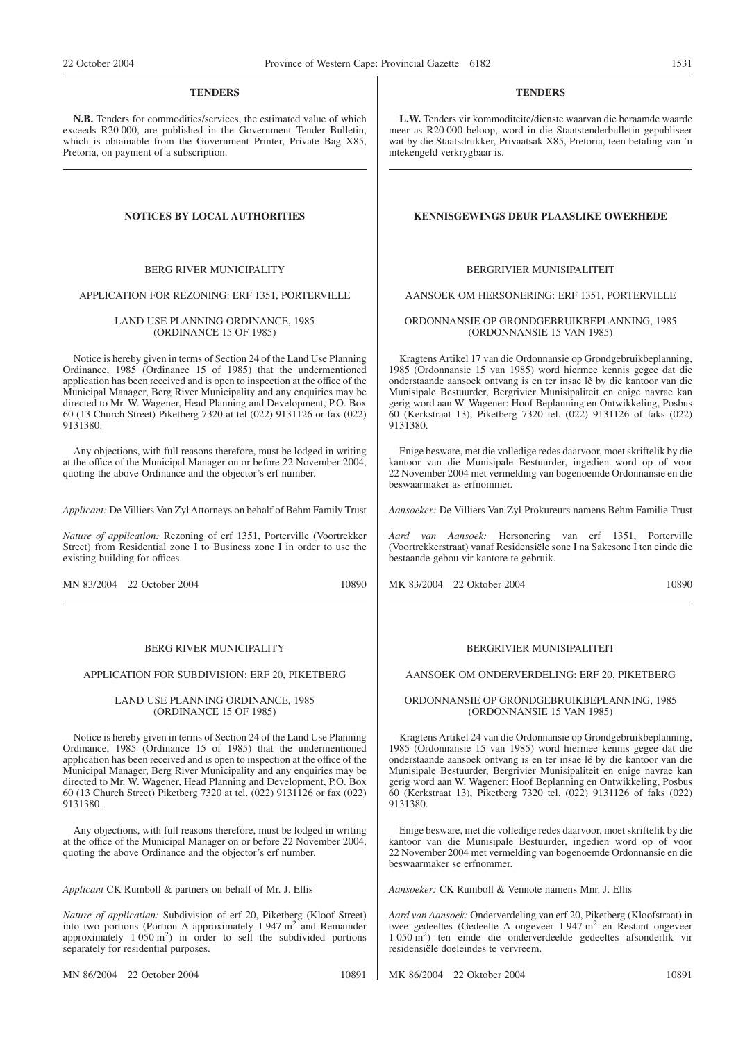## TENDERS

**N.B.** Tenders for commodities/services, the estimated value of which exceeds R20 000, are published in the Government Tender Bulletin, which is obtainable from the Government Printer, Private Bag X85, Pretoria, on payment of a subscription.

## NOTICES BY LOCAL AUTHORITIES

BERG RIVER MUNICIPALITY

APPLICATION FOR REZONING: ERF 1351, PORTERVILLE

LAND USE PLANNING ORDINANCE, 1985 (ORDINANCE 15 OF 1985)

Notice is hereby given in terms of Section 24 of the Land Use Planning Ordinance, 1985 (Ordinance 15 of 1985) that the undermentioned application has been received and is open to inspection at the office of the Municipal Manager, Berg River Municipality and any enquiries may be directed to Mr. W. Wagener, Head Planning and Development, P.O. Box 60 (13 Church Street) Piketberg 7320 at tel (022) 9131126 or fax (022) 9131380.

Any objections, with full reasons therefore, must be lodged in writing at the office of the Municipal Manager on or before 22 November 2004, quoting the above Ordinance and the objector's erf number.

*Applicant:* De Villiers Van Zyl Attorneys on behalf of Behm Family Trust

*Nature of application:* Rezoning of erf 1351, Porterville (Voortrekker Street) from Residential zone I to Business zone I in order to use the existing building for offices.

MN 83/2004 22 October 2004 10890

BERG RIVER MUNICIPALITY

APPLICATION FOR SUBDIVISION: ERF 20, PIKETBERG

LAND USE PLANNING ORDINANCE, 1985 (ORDINANCE 15 OF 1985)

Notice is hereby given in terms of Section 24 of the Land Use Planning Ordinance, 1985 (Ordinance 15 of 1985) that the undermentioned application has been received and is open to inspection at the office of the Municipal Manager, Berg River Municipality and any enquiries may be directed to Mr. W. Wagener, Head Planning and Development, P.O. Box 60 (13 Church Street) Piketberg 7320 at tel. (022) 9131126 or fax (022) 9131380.

Any objections, with full reasons therefore, must be lodged in writing at the office of the Municipal Manager on or before 22 November 2004, quoting the above Ordinance and the objector's erf number.

*Applicant* CK Rumboll & partners on behalf of Mr. J. Ellis

*Nature of applicatian:* Subdivision of erf 20, Piketberg (Kloof Street) into two portions (Portion A approximately 1 947 m$^2$ and Remainder approximately 1 050 m$^2$) in order to sell the subdivided portions separately for residential purposes.

MN 86/2004 22 October 2004 10891

## TENDERS

**L.W.** Tenders vir kommoditeite/dienste waarvan die beraamde waarde meer as R20 000 beloop, word in die Staatstenderbulletin gepubliseer wat by die Staatsdrukker, Privaatsak X85, Pretoria, teen betaling van 'n intekengeld verkrygbaar is.

## KENNISGEWINGS DEUR PLAASLIKE OWERHEDE

BERGRIVIER MUNISIPALITEIT

AANSOEK OM HERSONERING: ERF 1351, PORTERVILLE

ORDONNANSIE OP GRONDGEBRUIKBEPLANNING, 1985 (ORDONNANSIE 15 VAN 1985)

Kragtens Artikel 17 van die Ordonnansie op Grondgebruikbeplanning, 1985 (Ordonnansie 15 van 1985) word hiermee kennis gegee dat die onderstaande aansoek ontvang is en ter insae lê by die kantoor van die Munisipale Bestuurder, Bergrivier Munisipaliteit en enige navrae kan gerig word aan W. Wagener: Hoof Beplanning en Ontwikkeling, Posbus 60 (Kerkstraat 13), Piketberg 7320 tel. (022) 9131126 of faks (022) 9131380.

Enige besware, met die volledige redes daarvoor, moet skriftelik by die kantoor van die Munisipale Bestuurder, ingedien word op of voor 22 November 2004 met vermelding van bogenoemde Ordonnansie en die beswaarmaker as erfnommer.

*Aansoeker:* De Villiers Van Zyl Prokureurs namens Behm Familie Trust

*Aard van Aansoek:* Hersonering van erf 1351, Porterville (Voortrekkerstraat) vanaf Residensiële sone I na Sakesone I ten einde die bestaande gebou vir kantore te gebruik.

MK 83/2004 22 Oktober 2004 10890

BERGRIVIER MUNISIPALITEIT

AANSOEK OM ONDERVERDELING: ERF 20, PIKETBERG

ORDONNANSIE OP GRONDGEBRUIKBEPLANNING, 1985 (ORDONNANSIE 15 VAN 1985)

Kragtens Artikel 24 van die Ordonnansie op Grondgebruikbeplanning, 1985 (Ordonnansie 15 van 1985) word hiermee kennis gegee dat die onderstaande aansoek ontvang is en ter insae lê by die kantoor van die Munisipale Bestuurder, Bergrivier Munisipaliteit en enige navrae kan gerig word aan W. Wagener: Hoof Beplanning en Ontwikkeling, Posbus 60 (Kerkstraat 13), Piketberg 7320 tel. (022) 9131126 of faks (022) 9131380.

Enige besware, met die volledige redes daarvoor, moet skriftelik by die kantoor van die Munisipale Bestuurder, ingedien word op of voor 22 November 2004 met vermelding van bogenoemde Ordonnansie en die beswaarmaker se erfnommer.

*Aansoeker:* CK Rumboll & Vennote namens Mnr. J. Ellis

*Aard van Aansoek:* Onderverdeling van erf 20, Piketberg (Kloofstraat) in twee gedeeltes (Gedeelte A ongeveer 1 947 m$^2$ en Restant ongeveer 1 050 m$^2$) ten einde die onderverdeelde gedeeltes afsonderlik vir residensiële doeleindes te vervreem.

MK 86/2004 22 Oktober 2004 10891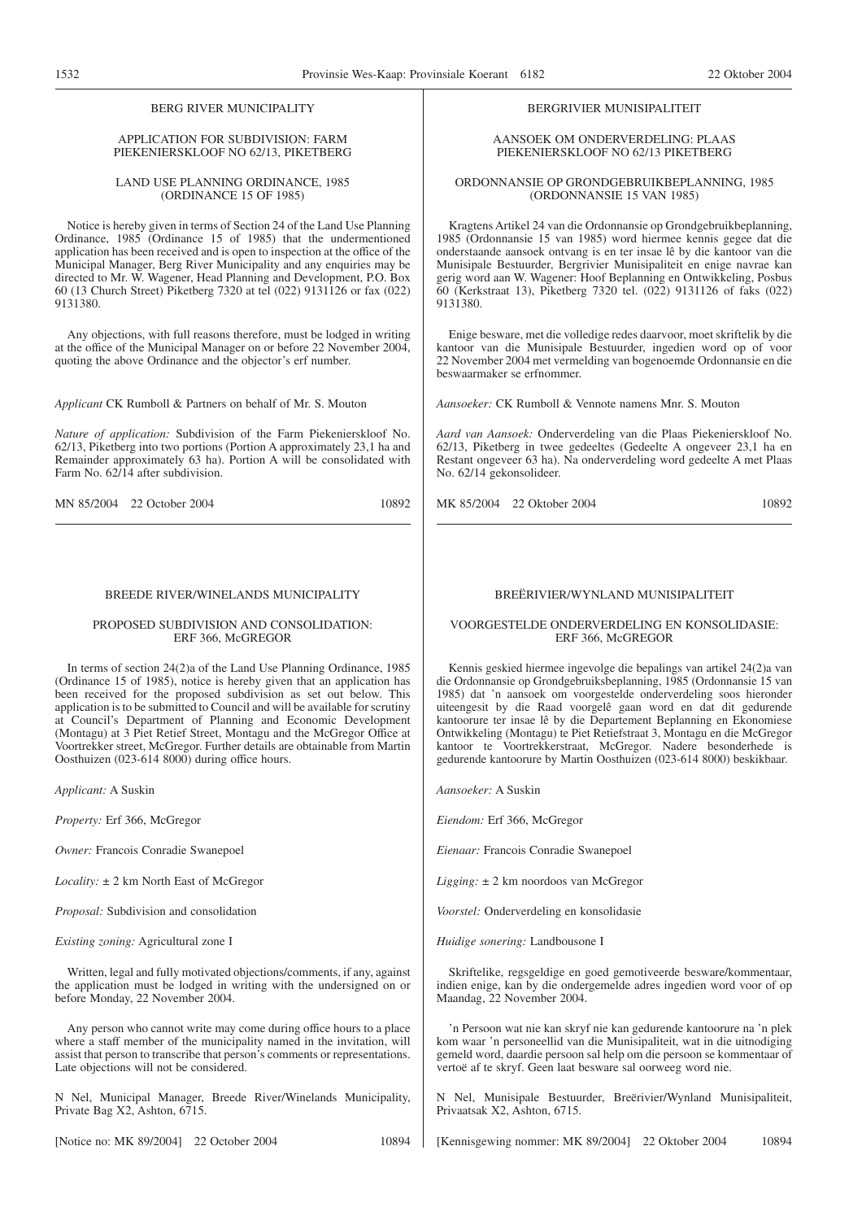BERG RIVER MUNICIPALITY

APPLICATION FOR SUBDIVISION: FARM PIEKENIERSKLOOF NO 62/13, PIKETBERG

LAND USE PLANNING ORDINANCE, 1985 (ORDINANCE 15 OF 1985)

Notice is hereby given in terms of Section 24 of the Land Use Planning Ordinance, 1985 (Ordinance 15 of 1985) that the undermentioned application has been received and is open to inspection at the office of the Municipal Manager, Berg River Municipality and any enquiries may be directed to Mr. W. Wagener, Head Planning and Development, P.O. Box 60 (13 Church Street) Piketberg 7320 at tel (022) 9131126 or fax (022) 9131380.

Any objections, with full reasons therefore, must be lodged in writing at the office of the Municipal Manager on or before 22 November 2004, quoting the above Ordinance and the objector's erf number.

*Applicant* CK Rumboll & Partners on behalf of Mr. S. Mouton

*Nature of application:* Subdivision of the Farm Piekenierskloof No. 62/13, Piketberg into two portions (Portion A approximately 23,1 ha and Remainder approximately 63 ha). Portion A will be consolidated with Farm No. 62/14 after subdivision.

MN 85/2004 22 October 2004 10892

BERGRIVIER MUNISIPALITEIT

AANSOEK OM ONDERVERDELING: PLAAS PIEKENIERSKLOOF NO 62/13 PIKETBERG

ORDONNANSIE OP GRONDGEBRUIKBEPLANNING, 1985 (ORDONNANSIE 15 VAN 1985)

Kragtens Artikel 24 van die Ordonnansie op Grondgebruikbeplanning, 1985 (Ordonnansie 15 van 1985) word hiermee kennis gegee dat die onderstaande aansoek ontvang is en ter insae lê by die kantoor van die Munisipale Bestuurder, Bergrivier Munisipaliteit en enige navrae kan gerig word aan W. Wagener: Hoof Beplanning en Ontwikkeling, Posbus 60 (Kerkstraat 13), Piketberg 7320 tel. (022) 9131126 of faks (022) 9131380.

Enige besware, met die volledige redes daarvoor, moet skriftelik by die kantoor van die Munisipale Bestuurder, ingedien word op of voor 22 November 2004 met vermelding van bogenoemde Ordonnansie en die beswaarmaker se erfnommer.

*Aansoeker:* CK Rumboll & Vennote namens Mnr. S. Mouton

*Aard van Aansoek:* Onderverdeling van die Plaas Piekenierskloof No. 62/13, Piketberg in twee gedeeltes (Gedeelte A ongeveer 23,1 ha en Restant ongeveer 63 ha). Na onderverdeling word gedeelte A met Plaas No. 62/14 gekonsolideer.

MK 85/2004 22 Oktober 2004 10892

BREEDE RIVER/WINELANDS MUNICIPALITY

PROPOSED SUBDIVISION AND CONSOLIDATION: ERF 366, McGREGOR

In terms of section 24(2)a of the Land Use Planning Ordinance, 1985 (Ordinance 15 of 1985), notice is hereby given that an application has been received for the proposed subdivision as set out below. This application is to be submitted to Council and will be available for scrutiny at Council's Department of Planning and Economic Development (Montagu) at 3 Piet Retief Street, Montagu and the McGregor Office at Voortrekker street, McGregor. Further details are obtainable from Martin Oosthuizen (023-614 8000) during office hours.

*Applicant:* A Suskin

*Property:* Erf 366, McGregor

*Owner:* Francois Conradie Swanepoel

*Locality:* ± 2 km North East of McGregor

*Proposal:* Subdivision and consolidation

*Existing zoning:* Agricultural zone I

Written, legal and fully motivated objections/comments, if any, against the application must be lodged in writing with the undersigned on or before Monday, 22 November 2004.

Any person who cannot write may come during office hours to a place where a staff member of the municipality named in the invitation, will assist that person to transcribe that person's comments or representations. Late objections will not be considered.

N Nel, Municipal Manager, Breede River/Winelands Municipality, Private Bag X2, Ashton, 6715.

[Notice no: MK 89/2004] 22 October 2004 10894

BREËRIVIER/WYNLAND MUNISIPALITEIT

VOORGESTELDE ONDERVERDELING EN KONSOLIDASIE: ERF 366, McGREGOR

Kennis geskied hiermee ingevolge die bepalings van artikel 24(2)a van die Ordonnansie op Grondgebruiksbeplanning, 1985 (Ordonnansie 15 van 1985) dat 'n aansoek om voorgestelde onderverdeling soos hieronder uiteengesit by die Raad voorgelê gaan word en dat dit gedurende kantoorure ter insae lê by die Departement Beplanning en Ekonomiese Ontwikkeling (Montagu) te Piet Retiefstraat 3, Montagu en die McGregor kantoor te Voortrekkerstraat, McGregor. Nadere besonderhede is gedurende kantoorure by Martin Oosthuizen (023-614 8000) beskikbaar.

*Aansoeker:* A Suskin

*Eiendom:* Erf 366, McGregor

*Eienaar:* Francois Conradie Swanepoel

*Ligging:* ± 2 km noordoos van McGregor

*Voorstel:* Onderverdeling en konsolidasie

*Huidige sonering:* Landbousone I

Skriftelike, regsgeldige en goed gemotiveerde besware/kommentaar, indien enige, kan by die ondergemelde adres ingedien word voor of op Maandag, 22 November 2004.

'n Persoon wat nie kan skryf nie kan gedurende kantoorure na 'n plek kom waar 'n personeellid van die Munisipaliteit, wat in die uitnodiging gemeld word, daardie persoon sal help om die persoon se kommentaar of vertoë af te skryf. Geen laat besware sal oorweeg word nie.

N Nel, Munisipale Bestuurder, Breërivier/Wynland Munisipaliteit, Privaatsak X2, Ashton, 6715.

[Kennisgewing nommer: MK 89/2004] 22 Oktober 2004 10894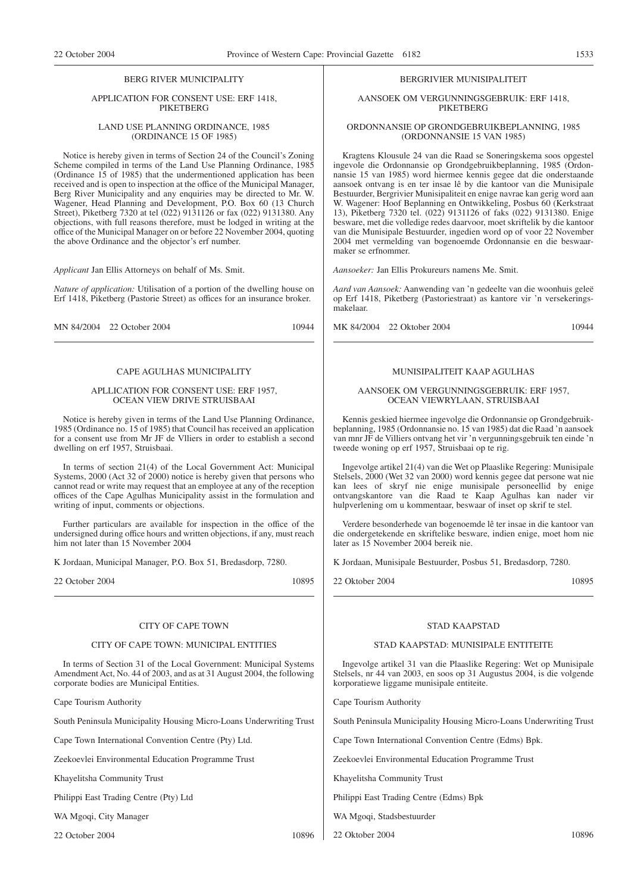BERG RIVER MUNICIPALITY

APPLICATION FOR CONSENT USE: ERF 1418, PIKETBERG

LAND USE PLANNING ORDINANCE, 1985 (ORDINANCE 15 OF 1985)

Notice is hereby given in terms of Section 24 of the Council's Zoning Scheme compiled in terms of the Land Use Planning Ordinance, 1985 (Ordinance 15 of 1985) that the undermentioned application has been received and is open to inspection at the office of the Municipal Manager, Berg River Municipality and any enquiries may be directed to Mr. W. Wagener, Head Planning and Development, P.O. Box 60 (13 Church Street), Piketberg 7320 at tel (022) 9131126 or fax (022) 9131380. Any objections, with full reasons therefore, must be lodged in writing at the office of the Municipal Manager on or before 22 November 2004, quoting the above Ordinance and the objector's erf number.

*Applicant* Jan Ellis Attorneys on behalf of Ms. Smit.

*Nature of application:* Utilisation of a portion of the dwelling house on Erf 1418, Piketberg (Pastorie Street) as offices for an insurance broker.

MN 84/2004 22 October 2004 10944

---

BERGRIVIER MUNISIPALITEIT

AANSOEK OM VERGUNNINGSGEBRUIK: ERF 1418, PIKETBERG

ORDONNANSIE OP GRONDGEBRUIKBEPLANNING, 1985 (ORDONNANSIE 15 VAN 1985)

Kragtens Klousule 24 van die Raad se Soneringskema soos opgestel ingevolge die Ordonnansie op Grondgebruikbeplanning, 1985 (Ordonnansie 15 van 1985) word hiermee kennis gegee dat die onderstaande aansoek ontvang is en ter insae lê by die kantoor van die Munisipale Bestuurder, Bergrivier Munisipaliteit en enige navrae kan gerig word aan W. Wagener: Hoof Beplanning en Ontwikkeling, Posbus 60 (Kerkstraat 13), Piketberg 7320 tel. (022) 9131126 of faks (022) 9131380. Enige besware, met die volledige redes daarvoor, moet skriftelik by die kantoor van die Munisipale Bestuurder, ingedien word op of voor 22 November 2004 met vermelding van bogenoemde Ordonnansie en die beswaarmaker se erfnommer.

*Aansoeker:* Jan Ellis Prokureurs namens Me. Smit.

*Aard van Aansoek:* Aanwending van 'n gedeelte van die woonhuis geleë op Erf 1418, Piketberg (Pastoriestraat) as kantore vir 'n versekeringsmakelaar.

MK 84/2004 22 Oktober 2004 10944

---

CAPE AGULHAS MUNICIPALITY

APLLICATION FOR CONSENT USE: ERF 1957, OCEAN VIEW DRIVE STRUISBAAI

Notice is hereby given in terms of the Land Use Planning Ordinance, 1985 (Ordinance no. 15 of 1985) that Council has received an application for a consent use from Mr JF de Vlliers in order to establish a second dwelling on erf 1957, Struisbaai.

In terms of section 21(4) of the Local Government Act: Municipal Systems, 2000 (Act 32 of 2000) notice is hereby given that persons who cannot read or write may request that an employee at any of the reception offices of the Cape Agulhas Municipality assist in the formulation and writing of input, comments or objections.

Further particulars are available for inspection in the office of the undersigned during office hours and written objections, if any, must reach him not later than 15 November 2004

K Jordaan, Municipal Manager, P.O. Box 51, Bredasdorp, 7280.

22 October 2004 10895

---

MUNISIPALITEIT KAAP AGULHAS

AANSOEK OM VERGUNNINGSGEBRUIK: ERF 1957, OCEAN VIEWRYLAAN, STRUISBAAI

Kennis geskied hiermee ingevolge die Ordonnansie op Grondgebruikbeplanning, 1985 (Ordonnansie no. 15 van 1985) dat die Raad 'n aansoek van mnr JF de Villiers ontvang het vir 'n vergunningsgebruik ten einde 'n tweede woning op erf 1957, Struisbaai op te rig.

Ingevolge artikel 21(4) van die Wet op Plaaslike Regering: Munisipale Stelsels, 2000 (Wet 32 van 2000) word kennis gegee dat persone wat nie kan lees of skryf nie enige munisipale personeellid by enige ontvangskantore van die Raad te Kaap Agulhas kan nader vir hulpverlening om u kommentaar, beswaar of inset op skrif te stel.

Verdere besonderhede van bogenoemde lê ter insae in die kantoor van die ondergetekende en skriftelike besware, indien enige, moet hom nie later as 15 November 2004 bereik nie.

K Jordaan, Munisipale Bestuurder, Posbus 51, Bredasdorp, 7280.

22 Oktober 2004 10895

---

CITY OF CAPE TOWN

CITY OF CAPE TOWN: MUNICIPAL ENTITIES

In terms of Section 31 of the Local Government: Municipal Systems Amendment Act, No. 44 of 2003, and as at 31 August 2004, the following corporate bodies are Municipal Entities.

Cape Tourism Authority

South Peninsula Municipality Housing Micro-Loans Underwriting Trust

Cape Town International Convention Centre (Pty) Ltd.

Zeekoevlei Environmental Education Programme Trust

Khayelitsha Community Trust

Philippi East Trading Centre (Pty) Ltd

WA Mgoqi, City Manager

22 October 2004 10896

---

STAD KAAPSTAD

STAD KAAPSTAD: MUNISIPALE ENTITEITE

Ingevolge artikel 31 van die Plaaslike Regering: Wet op Munisipale Stelsels, nr 44 van 2003, en soos op 31 Augustus 2004, is die volgende korporatiewe liggame munisipale entiteite.

Cape Tourism Authority

South Peninsula Municipality Housing Micro-Loans Underwriting Trust

Cape Town International Convention Centre (Edms) Bpk.

Zeekoevlei Environmental Education Programme Trust

Khayelitsha Community Trust

Philippi East Trading Centre (Edms) Bpk

WA Mgoqi, Stadsbestuurder

22 Oktober 2004 10896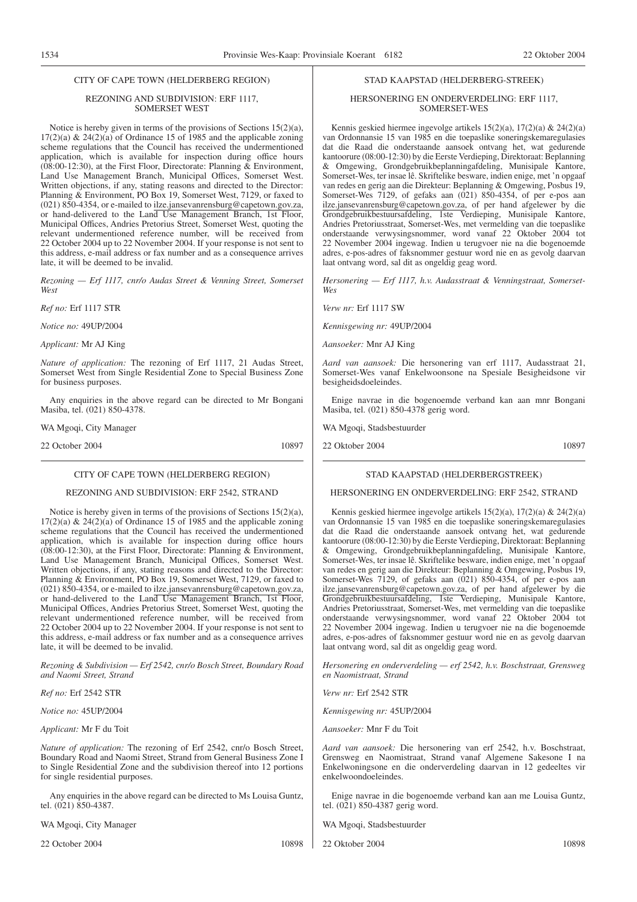CITY OF CAPE TOWN (HELDERBERG REGION)

REZONING AND SUBDIVISION: ERF 1117, SOMERSET WEST

Notice is hereby given in terms of the provisions of Sections 15(2)(a), 17(2)(a) & 24(2)(a) of Ordinance 15 of 1985 and the applicable zoning scheme regulations that the Council has received the undermentioned application, which is available for inspection during office hours (08:00-12:30), at the First Floor, Directorate: Planning & Environment, Land Use Management Branch, Municipal Offices, Somerset West. Written objections, if any, stating reasons and directed to the Director: Planning & Environment, PO Box 19, Somerset West, 7129, or faxed to (021) 850-4354, or e-mailed to ilze.jansevanrensburg@capetown.gov.za, or hand-delivered to the Land Use Management Branch, 1st Floor, Municipal Offices, Andries Pretorius Street, Somerset West, quoting the relevant undermentioned reference number, will be received from 22 October 2004 up to 22 November 2004. If your response is not sent to this address, e-mail address or fax number and as a consequence arrives late, it will be deemed to be invalid.

*Rezoning — Erf 1117, cnr/o Audas Street & Venning Street, Somerset West*

*Ref no:* Erf 1117 STR

*Notice no:* 49UP/2004

*Applicant:* Mr AJ King

*Nature of application:* The rezoning of Erf 1117, 21 Audas Street, Somerset West from Single Residential Zone to Special Business Zone for business purposes.

Any enquiries in the above regard can be directed to Mr Bongani Masiba, tel. (021) 850-4378.

WA Mgoqi, City Manager

22 October 2004 10897

STAD KAAPSTAD (HELDERBERG-STREEK)

HERSONERING EN ONDERVERDELING: ERF 1117, SOMERSET-WES

Kennis geskied hiermee ingevolge artikels 15(2)(a), 17(2)(a) & 24(2)(a) van Ordonnansie 15 van 1985 en die toepaslike soneringskemaregulasies dat die Raad die onderstaande aansoek ontvang het, wat gedurende kantoorure (08:00-12:30) by die Eerste Verdieping, Direktoraat: Beplanning & Omgewing, Grondgebruikbeplanningafdeling, Munisipale Kantore, Somerset-Wes, ter insae lê. Skriftelike besware, indien enige, met 'n opgaaf van redes en gerig aan die Direkteur: Beplanning & Omgewing, Posbus 19, Somerset-Wes 7129, of gefaks aan (021) 850-4354, of per e-pos aan ilze.jansevanrensburg@capetown.gov.za, of per hand afgelewer by die Grondgebruikbestuursafdeling, 1ste Verdieping, Munisipale Kantore, Andries Pretoriusstraat, Somerset-Wes, met vermelding van die toepaslike onderstaande verwysingsnommer, word vanaf 22 Oktober 2004 tot 22 November 2004 ingewag. Indien u terugvoer nie na die bogenoemde adres, e-pos-adres of faksnommer gestuur word nie en as gevolg daarvan laat ontvang word, sal dit as ongeldig geag word.

*Hersonering — Erf 1117, h.v. Audasstraat & Venningstraat, Somerset-Wes*

*Verw nr:* Erf 1117 SW

*Kennisgewing nr:* 49UP/2004

*Aansoeker:* Mnr AJ King

*Aard van aansoek:* Die hersonering van erf 1117, Audasstraat 21, Somerset-Wes vanaf Enkelwoonsone na Spesiale Besigheidsone vir besigheidsdoeleindes.

Enige navrae in die bogenoemde verband kan aan mnr Bongani Masiba, tel. (021) 850-4378 gerig word.

WA Mgoqi, Stadsbestuurder

22 Oktober 2004 10897

CITY OF CAPE TOWN (HELDERBERG REGION)

REZONING AND SUBDIVISION: ERF 2542, STRAND

Notice is hereby given in terms of the provisions of Sections 15(2)(a), 17(2)(a) & 24(2)(a) of Ordinance 15 of 1985 and the applicable zoning scheme regulations that the Council has received the undermentioned application, which is available for inspection during office hours (08:00-12:30), at the First Floor, Directorate: Planning & Environment, Land Use Management Branch, Municipal Offices, Somerset West. Written objections, if any, stating reasons and directed to the Director: Planning & Environment, PO Box 19, Somerset West, 7129, or faxed to (021) 850-4354, or e-mailed to ilze.jansevanrensburg@capetown.gov.za, or hand-delivered to the Land Use Management Branch, 1st Floor, Municipal Offices, Andries Pretorius Street, Somerset West, quoting the relevant undermentioned reference number, will be received from 22 October 2004 up to 22 November 2004. If your response is not sent to this address, e-mail address or fax number and as a consequence arrives late, it will be deemed to be invalid.

*Rezoning & Subdivision — Erf 2542, cnr/o Bosch Street, Boundary Road and Naomi Street, Strand*

*Ref no:* Erf 2542 STR

*Notice no:* 45UP/2004

*Applicant:* Mr F du Toit

*Nature of application:* The rezoning of Erf 2542, cnr/o Bosch Street, Boundary Road and Naomi Street, Strand from General Business Zone I to Single Residential Zone and the subdivision thereof into 12 portions for single residential purposes.

Any enquiries in the above regard can be directed to Ms Louisa Guntz, tel. (021) 850-4387.

WA Mgoqi, City Manager

22 October 2004 10898

STAD KAAPSTAD (HELDERBERGSTREEK)

HERSONERING EN ONDERVERDELING: ERF 2542, STRAND

Kennis geskied hiermee ingevolge artikels 15(2)(a), 17(2)(a) & 24(2)(a) van Ordonnansie 15 van 1985 en die toepaslike soneringskemaregulasies dat die Raad die onderstaande aansoek ontvang het, wat gedurende kantoorure (08:00-12:30) by die Eerste Verdieping, Direktoraat: Beplanning & Omgewing, Grondgebruikbeplanningafdeling, Munisipale Kantore, Somerset-Wes, ter insae lê. Skriftelike besware, indien enige, met 'n opgaaf van redes en gerig aan die Direkteur: Beplanning & Omgewing, Posbus 19, Somerset-Wes 7129, of gefaks aan (021) 850-4354, of per e-pos aan ilze.jansevanrensburg@capetown.gov.za, of per hand afgelewer by die Grondgebruikbestuursafdeling, 1ste Verdieping, Munisipale Kantore, Andries Pretoriusstraat, Somerset-Wes, met vermelding van die toepaslike onderstaande verwysingsnommer, word vanaf 22 Oktober 2004 tot 22 November 2004 ingewag. Indien u terugvoer nie na die bogenoemde adres, e-pos-adres of faksnommer gestuur word nie en as gevolg daarvan laat ontvang word, sal dit as ongeldig geag word.

*Hersonering en onderverdeling — erf 2542, h.v. Boschstraat, Grensweg en Naomistraat, Strand*

*Verw nr:* Erf 2542 STR

*Kennisgewing nr:* 45UP/2004

*Aansoeker:* Mnr F du Toit

*Aard van aansoek:* Die hersonering van erf 2542, h.v. Boschstraat, Grensweg en Naomistraat, Strand vanaf Algemene Sakesone I na Enkelwoningsone en die onderverdeling daarvan in 12 gedeeltes vir enkelwoondoeleindes.

Enige navrae in die bogenoemde verband kan aan me Louisa Guntz, tel. (021) 850-4387 gerig word.

WA Mgoqi, Stadsbestuurder

22 Oktober 2004 10898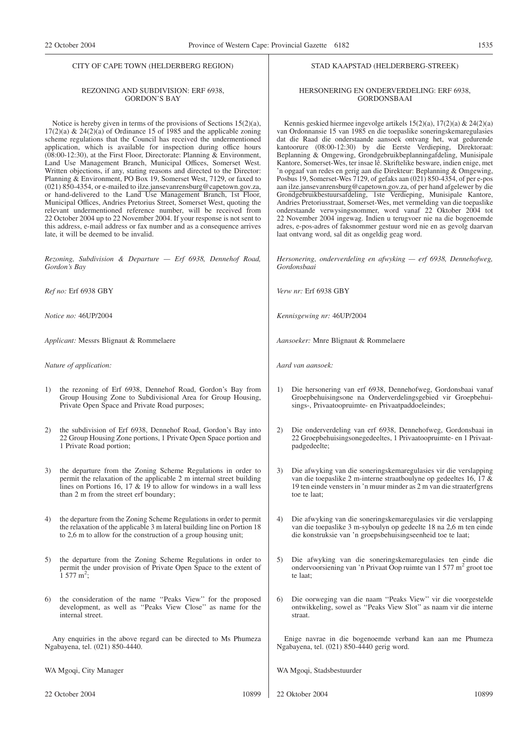## CITY OF CAPE TOWN (HELDERBERG REGION)

### REZONING AND SUBDIVISION: ERF 6938, GORDON'S BAY

Notice is hereby given in terms of the provisions of Sections 15(2)(a), 17(2)(a) & 24(2)(a) of Ordinance 15 of 1985 and the applicable zoning scheme regulations that the Council has received the undermentioned application, which is available for inspection during office hours (08:00-12:30), at the First Floor, Directorate: Planning & Environment, Land Use Management Branch, Municipal Offices, Somerset West. Written objections, if any, stating reasons and directed to the Director: Planning & Environment, PO Box 19, Somerset West, 7129, or faxed to (021) 850-4354, or e-mailed to ilze.jansevanrensburg@capetown.gov.za, or hand-delivered to the Land Use Management Branch, 1st Floor, Municipal Offices, Andries Pretorius Street, Somerset West, quoting the relevant undermentioned reference number, will be received from 22 October 2004 up to 22 November 2004. If your response is not sent to this address, e-mail address or fax number and as a consequence arrives late, it will be deemed to be invalid.

*Rezoning, Subdivision & Departure — Erf 6938, Dennehof Road, Gordon's Bay*

*Ref no:* Erf 6938 GBY

*Notice no:* 46UP/2004

*Applicant:* Messrs Blignaut & Rommelaere

*Nature of application:*

1) the rezoning of Erf 6938, Dennehof Road, Gordon's Bay from Group Housing Zone to Subdivisional Area for Group Housing, Private Open Space and Private Road purposes;

2) the subdivision of Erf 6938, Dennehof Road, Gordon's Bay into 22 Group Housing Zone portions, 1 Private Open Space portion and 1 Private Road portion;

3) the departure from the Zoning Scheme Regulations in order to permit the relaxation of the applicable 2 m internal street building lines on Portions 16, 17 & 19 to allow for windows in a wall less than 2 m from the street erf boundary;

4) the departure from the Zoning Scheme Regulations in order to permit the relaxation of the applicable 3 m lateral building line on Portion 18 to 2,6 m to allow for the construction of a group housing unit;

5) the departure from the Zoning Scheme Regulations in order to permit the under provision of Private Open Space to the extent of 1 577 $m^2$;

6) the consideration of the name ''Peaks View'' for the proposed development, as well as ''Peaks View Close'' as name for the internal street.

Any enquiries in the above regard can be directed to Ms Phumeza Ngabayena, tel. (021) 850-4440.

WA Mgoqi, City Manager

22 October 2004 10899

## STAD KAAPSTAD (HELDERBERG-STREEK)

### HERSONERING EN ONDERVERDELING: ERF 6938, GORDONSBAAI

Kennis geskied hiermee ingevolge artikels 15(2)(a), 17(2)(a) & 24(2)(a) van Ordonnansie 15 van 1985 en die toepaslike soneringskemaregulasies dat die Raad die onderstaande aansoek ontvang het, wat gedurende kantoorure (08:00-12:30) by die Eerste Verdieping, Direktoraat: Beplanning & Omgewing, Grondgebruikbeplanningafdeling, Munisipale Kantore, Somerset-Wes, ter insae lê. Skriftelike besware, indien enige, met 'n opgaaf van redes en gerig aan die Direkteur: Beplanning & Omgewing, Posbus 19, Somerset-Wes 7129, of gefaks aan (021) 850-4354, of per e-pos aan ilze.jansevanrensburg@capetown.gov.za, of per hand afgelewer by die Grondgebruikbestuursafdeling, 1ste Verdieping, Munisipale Kantore, Andries Pretoriusstraat, Somerset-Wes, met vermelding van die toepaslike onderstaande verwysingsnommer, word vanaf 22 Oktober 2004 tot 22 November 2004 ingewag. Indien u terugvoer nie na die bogenoemde adres, e-pos-adres of faksnommer gestuur word nie en as gevolg daarvan laat ontvang word, sal dit as ongeldig geag word.

*Hersonering, onderverdeling en afwyking — erf 6938, Dennehofweg, Gordonsbaai*

*Verw nr:* Erf 6938 GBY

*Kennisgewing nr:* 46UP/2004

*Aansoeker:* Mnre Blignaut & Rommelaere

*Aard van aansoek:*

1) Die hersonering van erf 6938, Dennehofweg, Gordonsbaai vanaf Groepbehuisingsone na Onderverdelingsgebied vir Groepbehuisings-, Privaatoopruimte- en Privaatpaddoeleindes;

2) Die onderverdeling van erf 6938, Dennehofweg, Gordonsbaai in 22 Groepbehuisingsonegedeeltes, 1 Privaatoopruimte- en 1 Privaatpadgedeelte;

3) Die afwyking van die soneringskemaregulasies vir die verslapping van die toepaslike 2 m-interne straatboulyne op gedeeltes 16, 17 & 19 ten einde vensters in 'n muur minder as 2 m van die straaterfgrens toe te laat;

4) Die afwyking van die soneringskemaregulasies vir die verslapping van die toepaslike 3 m-syboulyn op gedeelte 18 na 2,6 m ten einde die konstruksie van 'n groepsbehuisingseenheid toe te laat;

5) Die afwyking van die soneringskemaregulasies ten einde die ondervoorsiening van 'n Privaat Oop ruimte van 1 577 $m^2$ groot toe te laat;

6) Die oorweging van die naam ''Peaks View'' vir die voorgestelde ontwikkeling, sowel as ''Peaks View Slot'' as naam vir die interne straat.

Enige navrae in die bogenoemde verband kan aan me Phumeza Ngabayena, tel. (021) 850-4440 gerig word.

WA Mgoqi, Stadsbestuurder

22 Oktober 2004 10899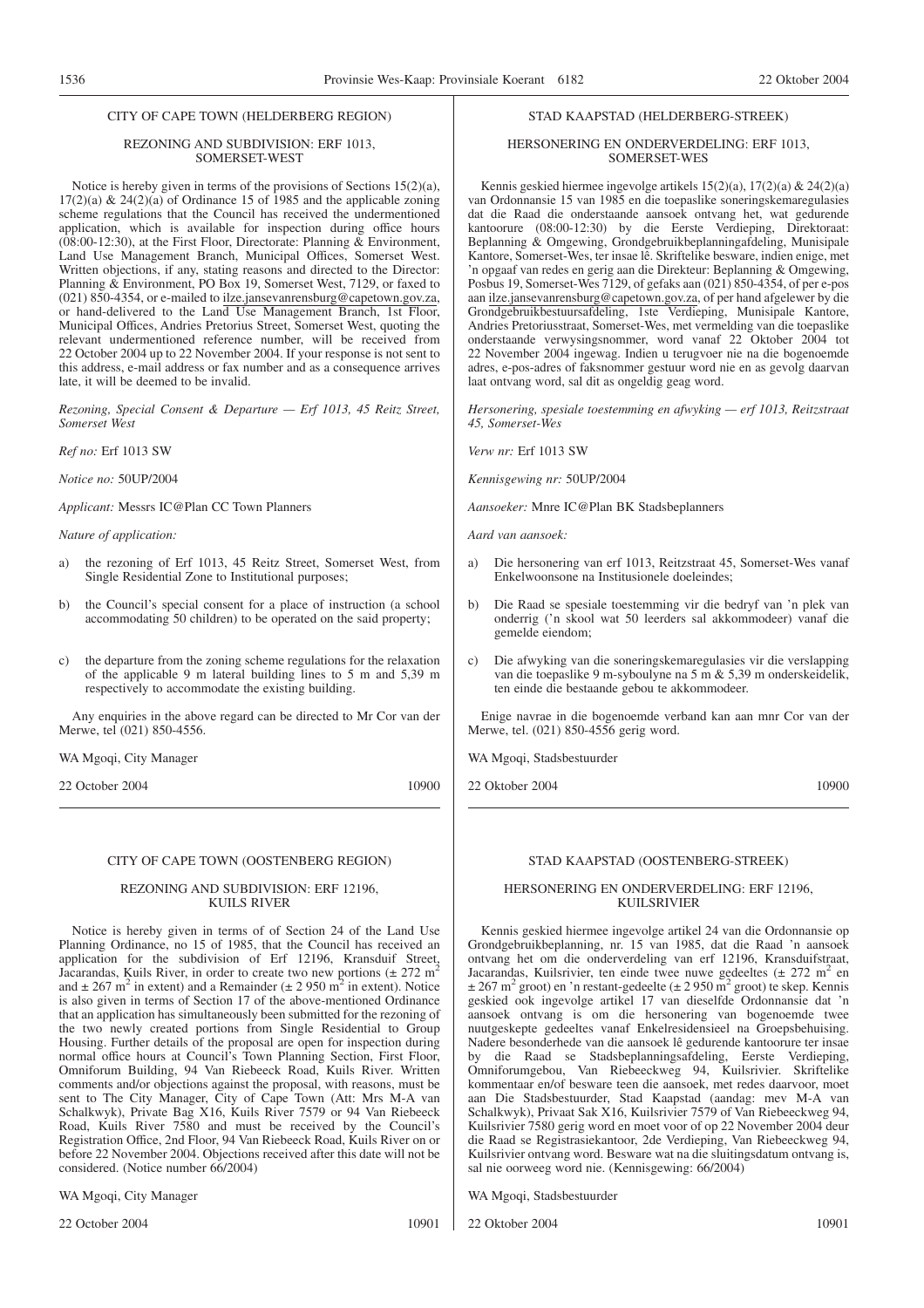## CITY OF CAPE TOWN (HELDERBERG REGION)

### REZONING AND SUBDIVISION: ERF 1013, SOMERSET-WEST

Notice is hereby given in terms of the provisions of Sections 15(2)(a), 17(2)(a) & 24(2)(a) of Ordinance 15 of 1985 and the applicable zoning scheme regulations that the Council has received the undermentioned application, which is available for inspection during office hours (08:00-12:30), at the First Floor, Directorate: Planning & Environment, Land Use Management Branch, Municipal Offices, Somerset West. Written objections, if any, stating reasons and directed to the Director: Planning & Environment, PO Box 19, Somerset West, 7129, or faxed to (021) 850-4354, or e-mailed to ilze.jansevanrensburg@capetown.gov.za, or hand-delivered to the Land Use Management Branch, 1st Floor, Municipal Offices, Andries Pretorius Street, Somerset West, quoting the relevant undermentioned reference number, will be received from 22 October 2004 up to 22 November 2004. If your response is not sent to this address, e-mail address or fax number and as a consequence arrives late, it will be deemed to be invalid.

*Rezoning, Special Consent & Departure — Erf 1013, 45 Reitz Street, Somerset West*

*Ref no:* Erf 1013 SW

*Notice no:* 50UP/2004

*Applicant:* Messrs IC@Plan CC Town Planners

*Nature of application:*

a) the rezoning of Erf 1013, 45 Reitz Street, Somerset West, from Single Residential Zone to Institutional purposes;

b) the Council's special consent for a place of instruction (a school accommodating 50 children) to be operated on the said property;

c) the departure from the zoning scheme regulations for the relaxation of the applicable 9 m lateral building lines to 5 m and 5,39 m respectively to accommodate the existing building.

Any enquiries in the above regard can be directed to Mr Cor van der Merwe, tel (021) 850-4556.

WA Mgoqi, City Manager

22 October 2004 10900

## STAD KAAPSTAD (HELDERBERG-STREEK)

### HERSONERING EN ONDERVERDELING: ERF 1013, SOMERSET-WES

Kennis geskied hiermee ingevolge artikels 15(2)(a), 17(2)(a) & 24(2)(a) van Ordonnansie 15 van 1985 en die toepaslike soneringskemaregulasies dat die Raad die onderstaande aansoek ontvang het, wat gedurende kantoorure (08:00-12:30) by die Eerste Verdieping, Direktoraat: Beplanning & Omgewing, Grondgebruikbeplanningafdeling, Munisipale Kantore, Somerset-Wes, ter insae lê. Skriftelike besware, indien enige, met 'n opgaaf van redes en gerig aan die Direkteur: Beplanning & Omgewing, Posbus 19, Somerset-Wes 7129, of gefaks aan (021) 850-4354, of per e-pos aan ilze.jansevanrensburg@capetown.gov.za, of per hand afgelewer by die Grondgebruikbestuursafdeling, 1ste Verdieping, Munisipale Kantore, Andries Pretoriusstraat, Somerset-Wes, met vermelding van die toepaslike onderstaande verwysingsnommer, word vanaf 22 Oktober 2004 tot 22 November 2004 ingewag. Indien u terugvoer nie na die bogenoemde adres, e-pos-adres of faksnommer gestuur word nie en as gevolg daarvan laat ontvang word, sal dit as ongeldig geag word.

*Hersonering, spesiale toestemming en afwyking — erf 1013, Reitzstraat 45, Somerset-Wes*

*Verw nr:* Erf 1013 SW

*Kennisgewing nr:* 50UP/2004

*Aansoeker:* Mnre IC@Plan BK Stadsbeplanners

*Aard van aansoek:*

a) Die hersonering van erf 1013, Reitzstraat 45, Somerset-Wes vanaf Enkelwoonsone na Institusionele doeleindes;

b) Die Raad se spesiale toestemming vir die bedryf van 'n plek van onderrig ('n skool wat 50 leerders sal akkommodeer) vanaf die gemelde eiendom;

c) Die afwyking van die soneringskemaregulasies vir die verslapping van die toepaslike 9 m-syboulyne na 5 m & 5,39 m onderskeidelik, ten einde die bestaande gebou te akkommodeer.

Enige navrae in die bogenoemde verband kan aan mnr Cor van der Merwe, tel. (021) 850-4556 gerig word.

WA Mgoqi, Stadsbestuurder

22 Oktober 2004 10900

## CITY OF CAPE TOWN (OOSTENBERG REGION)

### REZONING AND SUBDIVISION: ERF 12196, KUILS RIVER

Notice is hereby given in terms of of Section 24 of the Land Use Planning Ordinance, no 15 of 1985, that the Council has received an application for the subdivision of Erf 12196, Kransduif Street, Jacarandas, Kuils River, in order to create two new portions (± 272 m$^2$ and ± 267 m$^2$ in extent) and a Remainder (± 2 950 m$^2$ in extent). Notice is also given in terms of Section 17 of the above-mentioned Ordinance that an application has simultaneously been submitted for the rezoning of the two newly created portions from Single Residential to Group Housing. Further details of the proposal are open for inspection during normal office hours at Council's Town Planning Section, First Floor, Omniforum Building, 94 Van Riebeeck Road, Kuils River. Written comments and/or objections against the proposal, with reasons, must be sent to The City Manager, City of Cape Town (Att: Mrs M-A van Schalkwyk), Private Bag X16, Kuils River 7579 or 94 Van Riebeeck Road, Kuils River 7580 and must be received by the Council's Registration Office, 2nd Floor, 94 Van Riebeeck Road, Kuils River on or before 22 November 2004. Objections received after this date will not be considered. (Notice number 66/2004)

WA Mgoqi, City Manager

22 October 2004 10901

## STAD KAAPSTAD (OOSTENBERG-STREEK)

### HERSONERING EN ONDERVERDELING: ERF 12196, KUILSRIVIER

Kennis geskied hiermee ingevolge artikel 24 van die Ordonnansie op Grondgebruikbeplanning, nr. 15 van 1985, dat die Raad 'n aansoek ontvang het om die onderverdeling van erf 12196, Kransduifstraat, Jacarandas, Kuilsrivier, ten einde twee nuwe gedeeltes (± 272 m$^2$ en ± 267 m$^2$ groot) en 'n restant-gedeelte (± 2 950 m$^2$ groot) te skep. Kennis geskied ook ingevolge artikel 17 van dieselfde Ordonnansie dat 'n aansoek ontvang is om die hersonering van bogenoemde twee nuutgeskepte gedeeltes vanaf Enkelresidensieel na Groepsbehuising. Nadere besonderhede van die aansoek lê gedurende kantoorure ter insae by die Raad se Stadsbeplanningsafdeling, Eerste Verdieping, Omniforumgebou, Van Riebeeckweg 94, Kuilsrivier. Skriftelike kommentaar en/of besware teen die aansoek, met redes daarvoor, moet aan Die Stadsbestuurder, Stad Kaapstad (aandag: mev M-A van Schalkwyk), Privaat Sak X16, Kuilsrivier 7579 of Van Riebeeckweg 94, Kuilsrivier 7580 gerig word en moet voor of op 22 November 2004 deur die Raad se Registrasiekantoor, 2de Verdieping, Van Riebeeckweg 94, Kuilsrivier ontvang word. Besware wat na die sluitingsdatum ontvang is, sal nie oorweeg word nie. (Kennisgewing: 66/2004)

WA Mgoqi, Stadsbestuurder

22 Oktober 2004 10901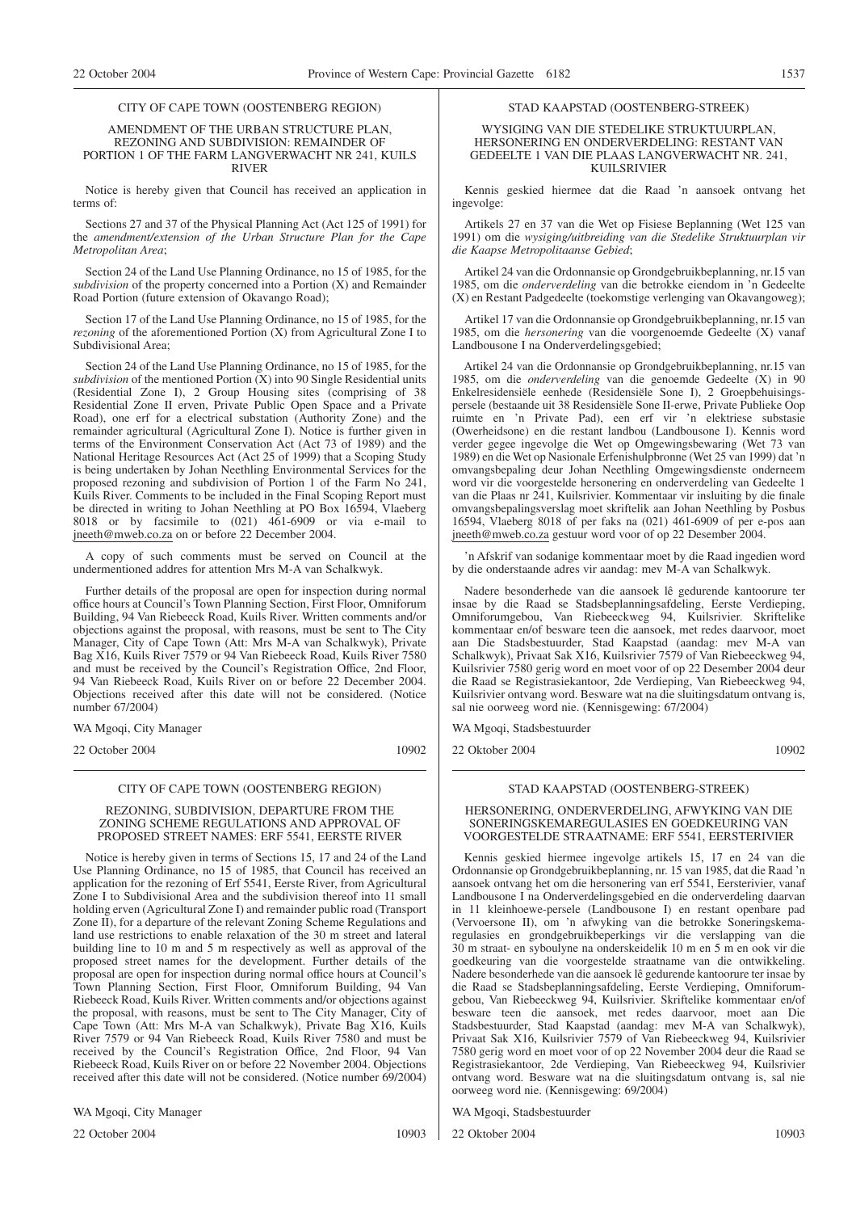CITY OF CAPE TOWN (OOSTENBERG REGION)

AMENDMENT OF THE URBAN STRUCTURE PLAN, REZONING AND SUBDIVISION: REMAINDER OF PORTION 1 OF THE FARM LANGVERWACHT NR 241, KUILS RIVER

Notice is hereby given that Council has received an application in terms of:

Sections 27 and 37 of the Physical Planning Act (Act 125 of 1991) for the *amendment/extension of the Urban Structure Plan for the Cape Metropolitan Area*;

Section 24 of the Land Use Planning Ordinance, no 15 of 1985, for the *subdivision* of the property concerned into a Portion (X) and Remainder Road Portion (future extension of Okavango Road);

Section 17 of the Land Use Planning Ordinance, no 15 of 1985, for the *rezoning* of the aforementioned Portion (X) from Agricultural Zone I to Subdivisional Area;

Section 24 of the Land Use Planning Ordinance, no 15 of 1985, for the *subdivision* of the mentioned Portion (X) into 90 Single Residential units (Residential Zone I), 2 Group Housing sites (comprising of 38 Residential Zone II erven, Private Public Open Space and a Private Road), one erf for a electrical substation (Authority Zone) and the remainder agricultural (Agricultural Zone I). Notice is further given in terms of the Environment Conservation Act (Act 73 of 1989) and the National Heritage Resources Act (Act 25 of 1999) that a Scoping Study is being undertaken by Johan Neethling Environmental Services for the proposed rezoning and subdivision of Portion 1 of the Farm No 241, Kuils River. Comments to be included in the Final Scoping Report must be directed in writing to Johan Neethling at PO Box 16594, Vlaeberg 8018 or by facsimile to (021) 461-6909 or via e-mail to jneeth@mweb.co.za on or before 22 December 2004.

A copy of such comments must be served on Council at the undermentioned addres for attention Mrs M-A van Schalkwyk.

Further details of the proposal are open for inspection during normal office hours at Council's Town Planning Section, First Floor, Omniforum Building, 94 Van Riebeeck Road, Kuils River. Written comments and/or objections against the proposal, with reasons, must be sent to The City Manager, City of Cape Town (Att: Mrs M-A van Schalkwyk), Private Bag X16, Kuils River 7579 or 94 Van Riebeeck Road, Kuils River 7580 and must be received by the Council's Registration Office, 2nd Floor, 94 Van Riebeeck Road, Kuils River on or before 22 December 2004. Objections received after this date will not be considered. (Notice number 67/2004)

WA Mgoqi, City Manager

22 October 2004 10902

STAD KAAPSTAD (OOSTENBERG-STREEK)

WYSIGING VAN DIE STEDELIKE STRUKTUURPLAN, HERSONERING EN ONDERVERDELING: RESTANT VAN GEDEELTE 1 VAN DIE PLAAS LANGVERWACHT NR. 241, KUILSRIVIER

Kennis geskied hiermee dat die Raad 'n aansoek ontvang het ingevolge:

Artikels 27 en 37 van die Wet op Fisiese Beplanning (Wet 125 van 1991) om die *wysiging/uitbreiding van die Stedelike Struktuurplan vir die Kaapse Metropolitaanse Gebied*;

Artikel 24 van die Ordonnansie op Grondgebruikbeplanning, nr.15 van 1985, om die *onderverdeling* van die betrokke eiendom in 'n Gedeelte (X) en Restant Padgedeelte (toekomstige verlenging van Okavangoweg);

Artikel 17 van die Ordonnansie op Grondgebruikbeplanning, nr.15 van 1985, om die *hersonering* van die voorgenoemde Gedeelte (X) vanaf Landbousone I na Onderverdelingsgebied;

Artikel 24 van die Ordonnansie op Grondgebruikbeplanning, nr.15 van 1985, om die *onderverdeling* van die genoemde Gedeelte (X) in 90 Enkelresidensiële eenhede (Residensiële Sone I), 2 Groepbehuisingspersele (bestaande uit 38 Residensiële Sone II-erwe, Private Publieke Oop ruimte en 'n Private Pad), een erf vir 'n elektriese substasie (Owerheidsone) en die restant landbou (Landbousone I). Kennis word verder gegee ingevolge die Wet op Omgewingsbewaring (Wet 73 van 1989) en die Wet op Nasionale Erfenishulpbronne (Wet 25 van 1999) dat 'n omvangsbepaling deur Johan Neethling Omgewingsdienste onderneem word vir die voorgestelde hersonering en onderverdeling van Gedeelte 1 van die Plaas nr 241, Kuilsrivier. Kommentaar vir insluiting by die finale omvangsbepalingsverslag moet skriftelik aan Johan Neethling by Posbus 16594, Vlaeberg 8018 of per faks na (021) 461-6909 of per e-pos aan jneeth@mweb.co.za gestuur word voor of op 22 Desember 2004.

'n Afskrif van sodanige kommentaar moet by die Raad ingedien word by die onderstaande adres vir aandag: mev M-A van Schalkwyk.

Nadere besonderhede van die aansoek lê gedurende kantoorure ter insae by die Raad se Stadsbeplanningsafdeling, Eerste Verdieping, Omniforumgebou, Van Riebeeckweg 94, Kuilsrivier. Skriftelike kommentaar en/of besware teen die aansoek, met redes daarvoor, moet aan Die Stadsbestuurder, Stad Kaapstad (aandag: mev M-A van Schalkwyk), Privaat Sak X16, Kuilsrivier 7579 of Van Riebeeckweg 94, Kuilsrivier 7580 gerig word en moet voor of op 22 Desember 2004 deur die Raad se Registrasiekantoor, 2de Verdieping, Van Riebeeckweg 94, Kuilsrivier ontvang word. Besware wat na die sluitingsdatum ontvang is, sal nie oorweeg word nie. (Kennisgewing: 67/2004)

WA Mgoqi, Stadsbestuurder

22 Oktober 2004 10902

CITY OF CAPE TOWN (OOSTENBERG REGION)

REZONING, SUBDIVISION, DEPARTURE FROM THE ZONING SCHEME REGULATIONS AND APPROVAL OF PROPOSED STREET NAMES: ERF 5541, EERSTE RIVER

Notice is hereby given in terms of Sections 15, 17 and 24 of the Land Use Planning Ordinance, no 15 of 1985, that Council has received an application for the rezoning of Erf 5541, Eerste River, from Agricultural Zone I to Subdivisional Area and the subdivision thereof into 11 small holding erven (Agricultural Zone I) and remainder public road (Transport Zone II), for a departure of the relevant Zoning Scheme Regulations and land use restrictions to enable relaxation of the 30 m street and lateral building line to 10 m and 5 m respectively as well as approval of the proposed street names for the development. Further details of the proposal are open for inspection during normal office hours at Council's Town Planning Section, First Floor, Omniforum Building, 94 Van Riebeeck Road, Kuils River. Written comments and/or objections against the proposal, with reasons, must be sent to The City Manager, City of Cape Town (Att: Mrs M-A van Schalkwyk), Private Bag X16, Kuils River 7579 or 94 Van Riebeeck Road, Kuils River 7580 and must be received by the Council's Registration Office, 2nd Floor, 94 Van Riebeeck Road, Kuils River on or before 22 November 2004. Objections received after this date will not be considered. (Notice number 69/2004)

WA Mgoqi, City Manager

22 October 2004 10903

STAD KAAPSTAD (OOSTENBERG-STREEK)

HERSONERING, ONDERVERDELING, AFWYKING VAN DIE SONERINGSKEMAREGULASIES EN GOEDKEURING VAN VOORGESTELDE STRAATNAME: ERF 5541, EERSTERIVIER

Kennis geskied hiermee ingevolge artikels 15, 17 en 24 van die Ordonnansie op Grondgebruikbeplanning, nr. 15 van 1985, dat die Raad 'n aansoek ontvang het om die hersonering van erf 5541, Eersterivier, vanaf Landbousone I na Onderverdelingsgebied en die onderverdeling daarvan in 11 kleinhoewe-persele (Landbousone I) en restant openbare pad (Vervoersone II), om 'n afwyking van die betrokke Soneringskemaregulasies en grondgebruikbeperkings vir die verslapping van die 30 m straat- en syboulyne na onderskeidelik 10 m en 5 m en ook vir die goedkeuring van die voorgestelde straatname van die ontwikkeling. Nadere besonderhede van die aansoek lê gedurende kantoorure ter insae by die Raad se Stadsbeplanningsafdeling, Eerste Verdieping, Omniforumgebou, Van Riebeeckweg 94, Kuilsrivier. Skriftelike kommentaar en/of besware teen die aansoek, met redes daarvoor, moet aan Die Stadsbestuurder, Stad Kaapstad (aandag: mev M-A van Schalkwyk), Privaat Sak X16, Kuilsrivier 7579 of Van Riebeeckweg 94, Kuilsrivier 7580 gerig word en moet voor of op 22 November 2004 deur die Raad se Registrasiekantoor, 2de Verdieping, Van Riebeeckweg 94, Kuilsrivier ontvang word. Besware wat na die sluitingsdatum ontvang is, sal nie oorweeg word nie. (Kennisgewing: 69/2004)

WA Mgoqi, Stadsbestuurder

22 Oktober 2004 10903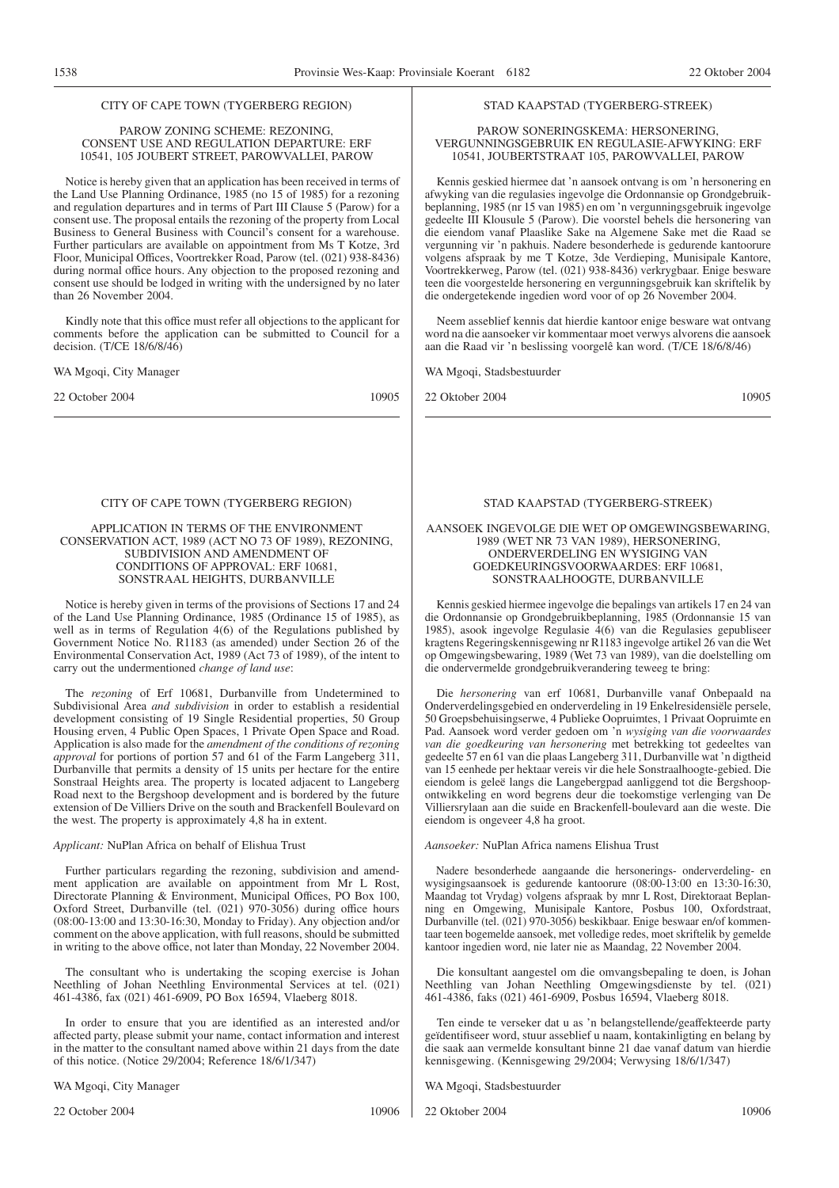CITY OF CAPE TOWN (TYGERBERG REGION)

PAROW ZONING SCHEME: REZONING, CONSENT USE AND REGULATION DEPARTURE: ERF 10541, 105 JOUBERT STREET, PAROWVALLEI, PAROW

Notice is hereby given that an application has been received in terms of the Land Use Planning Ordinance, 1985 (no 15 of 1985) for a rezoning and regulation departures and in terms of Part III Clause 5 (Parow) for a consent use. The proposal entails the rezoning of the property from Local Business to General Business with Council's consent for a warehouse. Further particulars are available on appointment from Ms T Kotze, 3rd Floor, Municipal Offices, Voortrekker Road, Parow (tel. (021) 938-8436) during normal office hours. Any objection to the proposed rezoning and consent use should be lodged in writing with the undersigned by no later than 26 November 2004.

Kindly note that this office must refer all objections to the applicant for comments before the application can be submitted to Council for a decision. (T/CE 18/6/8/46)

WA Mgoqi, City Manager

22 October 2004 10905

STAD KAAPSTAD (TYGERBERG-STREEK)

PAROW SONERINGSKEMA: HERSONERING, VERGUNNINGSGEBRUIK EN REGULASIE-AFWYKING: ERF 10541, JOUBERTSTRAAT 105, PAROWVALLEI, PAROW

Kennis geskied hiermee dat 'n aansoek ontvang is om 'n hersonering en afwyking van die regulasies ingevolge die Ordonnansie op Grondgebruikbeplanning, 1985 (nr 15 van 1985) en om 'n vergunningsgebruik ingevolge gedeelte III Klousule 5 (Parow). Die voorstel behels die hersonering van die eiendom vanaf Plaaslike Sake na Algemene Sake met die Raad se vergunning vir 'n pakhuis. Nadere besonderhede is gedurende kantoorure volgens afspraak by me T Kotze, 3de Verdieping, Munisipale Kantore, Voortrekkerweg, Parow (tel. (021) 938-8436) verkrygbaar. Enige besware teen die voorgestelde hersonering en vergunningsgebruik kan skriftelik by die ondergetekende ingedien word voor of op 26 November 2004.

Neem asseblief kennis dat hierdie kantoor enige besware wat ontvang word na die aansoeker vir kommentaar moet verwys alvorens die aansoek aan die Raad vir 'n beslissing voorgelê kan word. (T/CE 18/6/8/46)

WA Mgoqi, Stadsbestuurder

22 Oktober 2004 10905

CITY OF CAPE TOWN (TYGERBERG REGION)

APPLICATION IN TERMS OF THE ENVIRONMENT CONSERVATION ACT, 1989 (ACT NO 73 OF 1989), REZONING, SUBDIVISION AND AMENDMENT OF CONDITIONS OF APPROVAL: ERF 10681, SONSTRAAL HEIGHTS, DURBANVILLE

Notice is hereby given in terms of the provisions of Sections 17 and 24 of the Land Use Planning Ordinance, 1985 (Ordinance 15 of 1985), as well as in terms of Regulation 4(6) of the Regulations published by Government Notice No. R1183 (as amended) under Section 26 of the Environmental Conservation Act, 1989 (Act 73 of 1989), of the intent to carry out the undermentioned *change of land use*:

The *rezoning* of Erf 10681, Durbanville from Undetermined to Subdivisional Area *and subdivision* in order to establish a residential development consisting of 19 Single Residential properties, 50 Group Housing erven, 4 Public Open Spaces, 1 Private Open Space and Road. Application is also made for the *amendment of the conditions of rezoning approval* for portions of portion 57 and 61 of the Farm Langeberg 311, Durbanville that permits a density of 15 units per hectare for the entire Sonstraal Heights area. The property is located adjacent to Langeberg Road next to the Bergshoop development and is bordered by the future extension of De Villiers Drive on the south and Brackenfell Boulevard on the west. The property is approximately 4,8 ha in extent.

*Applicant:* NuPlan Africa on behalf of Elishua Trust

Further particulars regarding the rezoning, subdivision and amendment application are available on appointment from Mr L Rost, Directorate Planning & Environment, Municipal Offices, PO Box 100, Oxford Street, Durbanville (tel. (021) 970-3056) during office hours (08:00-13:00 and 13:30-16:30, Monday to Friday). Any objection and/or comment on the above application, with full reasons, should be submitted in writing to the above office, not later than Monday, 22 November 2004.

The consultant who is undertaking the scoping exercise is Johan Neethling of Johan Neethling Environmental Services at tel. (021) 461-4386, fax (021) 461-6909, PO Box 16594, Vlaeberg 8018.

In order to ensure that you are identified as an interested and/or affected party, please submit your name, contact information and interest in the matter to the consultant named above within 21 days from the date of this notice. (Notice 29/2004; Reference 18/6/1/347)

WA Mgoqi, City Manager

22 October 2004 10906

STAD KAAPSTAD (TYGERBERG-STREEK)

AANSOEK INGEVOLGE DIE WET OP OMGEWINGSBEWARING, 1989 (WET NR 73 VAN 1989), HERSONERING, ONDERVERDELING EN WYSIGING VAN GOEDKEURINGSVOORWAARDES: ERF 10681, SONSTRAALHOOGTE, DURBANVILLE

Kennis geskied hiermee ingevolge die bepalings van artikels 17 en 24 van die Ordonnansie op Grondgebruikbeplanning, 1985 (Ordonnansie 15 van 1985), asook ingevolge Regulasie 4(6) van die Regulasies gepubliseer kragtens Regeringskennisgewing nr R1183 ingevolge artikel 26 van die Wet op Omgewingsbewaring, 1989 (Wet 73 van 1989), van die doelstelling om die ondervermelde grondgebruikverandering teweeg te bring:

Die *hersonering* van erf 10681, Durbanville vanaf Onbepaald na Onderverdelingsgebied en onderverdeling in 19 Enkelresidensiële persele, 50 Groepsbehuisingserwe, 4 Publieke Oopruimtes, 1 Privaat Oopruimte en Pad. Aansoek word verder gedoen om 'n *wysiging van die voorwaardes van die goedkeuring van hersonering* met betrekking tot gedeeltes van gedeelte 57 en 61 van die plaas Langeberg 311, Durbanville wat 'n digtheid van 15 eenhede per hektaar vereis vir die hele Sonstraalhoogte-gebied. Die eiendom is geleë langs die Langebergpad aanliggend tot die Bergshoop-ontwikkeling en word begrens deur die toekomstige verlenging van De Villiersrylaan aan die suide en Brackenfell-boulevard aan die weste. Die eiendom is ongeveer 4,8 ha groot.

*Aansoeker:* NuPlan Africa namens Elishua Trust

Nadere besonderhede aangaande die hersonerings- onderverdeling- en wysigingsaansoek is gedurende kantoorure (08:00-13:00 en 13:30-16:30, Maandag tot Vrydag) volgens afspraak by mnr L Rost, Direktoraat Beplanning en Omgewing, Munisipale Kantore, Posbus 100, Oxfordstraat, Durbanville (tel. (021) 970-3056) beskikbaar. Enige beswaar en/of kommentaar teen bogemelde aansoek, met volledige redes, moet skriftelik by gemelde kantoor ingedien word, nie later nie as Maandag, 22 November 2004.

Die konsultant aangestel om die omvangsbepaling te doen, is Johan Neethling van Johan Neethling Omgewingsdienste by tel. (021) 461-4386, faks (021) 461-6909, Posbus 16594, Vlaeberg 8018.

Ten einde te verseker dat u as 'n belangstellende/geaffekteerde party geïdentifiseer word, stuur asseblief u naam, kontakinligting en belang by die saak aan vermelde konsultant binne 21 dae vanaf datum van hierdie kennisgewing. (Kennisgewing 29/2004; Verwysing 18/6/1/347)

WA Mgoqi, Stadsbestuurder

22 Oktober 2004 10906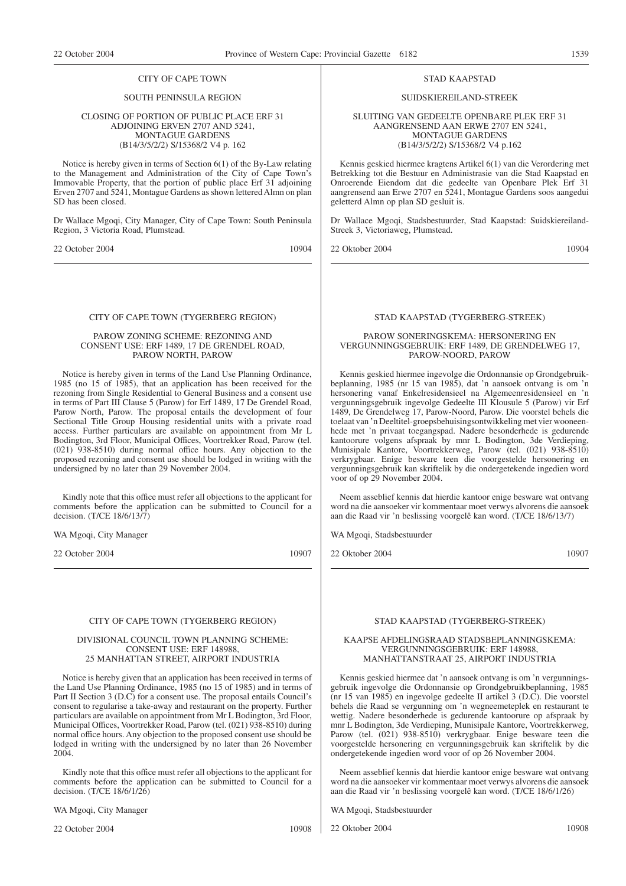CITY OF CAPE TOWN

SOUTH PENINSULA REGION

CLOSING OF PORTION OF PUBLIC PLACE ERF 31 ADJOINING ERVEN 2707 AND 5241, MONTAGUE GARDENS (B14/3/5/2/2) S/15368/2 V4 p. 162

Notice is hereby given in terms of Section 6(1) of the By-Law relating to the Management and Administration of the City of Cape Town's Immovable Property, that the portion of public place Erf 31 adjoining Erven 2707 and 5241, Montague Gardens as shown lettered Almn on plan SD has been closed.

Dr Wallace Mgoqi, City Manager, City of Cape Town: South Peninsula Region, 3 Victoria Road, Plumstead.

22 October 2004 10904

---

STAD KAAPSTAD

SUIDSKIEREILAND-STREEK

SLUITING VAN GEDEELTE OPENBARE PLEK ERF 31 AANGRENSEND AAN ERWE 2707 EN 5241, MONTAGUE GARDENS (B14/3/5/2/2) S/15368/2 V4 p.162

Kennis geskied hiermee kragtens Artikel 6(1) van die Verordening met Betrekking tot die Bestuur en Administrasie van die Stad Kaapstad en Onroerende Eiendom dat die gedeelte van Openbare Plek Erf 31 aangrensend aan Erwe 2707 en 5241, Montague Gardens soos aangedui geletterd Almn op plan SD gesluit is.

Dr Wallace Mgoqi, Stadsbestuurder, Stad Kaapstad: Suidskiereiland-Streek 3, Victoriaweg, Plumstead.

22 Oktober 2004 10904

---

CITY OF CAPE TOWN (TYGERBERG REGION)

PAROW ZONING SCHEME: REZONING AND CONSENT USE: ERF 1489, 17 DE GRENDEL ROAD, PAROW NORTH, PAROW

Notice is hereby given in terms of the Land Use Planning Ordinance, 1985 (no 15 of 1985), that an application has been received for the rezoning from Single Residential to General Business and a consent use in terms of Part III Clause 5 (Parow) for Erf 1489, 17 De Grendel Road, Parow North, Parow. The proposal entails the development of four Sectional Title Group Housing residential units with a private road access. Further particulars are available on appointment from Mr L Bodington, 3rd Floor, Municipal Offices, Voortrekker Road, Parow (tel. (021) 938-8510) during normal office hours. Any objection to the proposed rezoning and consent use should be lodged in writing with the undersigned by no later than 29 November 2004.

Kindly note that this office must refer all objections to the applicant for comments before the application can be submitted to Council for a decision. (T/CE 18/6/13/7)

WA Mgoqi, City Manager

22 October 2004 10907

---

STAD KAAPSTAD (TYGERBERG-STREEK)

PAROW SONERINGSKEMA: HERSONERING EN VERGUNNINGSGEBRUIK: ERF 1489, DE GRENDELWEG 17, PAROW-NOORD, PAROW

Kennis geskied hiermee ingevolge die Ordonnansie op Grondgebruikbeplanning, 1985 (nr 15 van 1985), dat 'n aansoek ontvang is om 'n hersonering vanaf Enkelresidensieel na Algemeenresidensieel en 'n vergunningsgebruik ingevolge Gedeelte III Klousule 5 (Parow) vir Erf 1489, De Grendelweg 17, Parow-Noord, Parow. Die voorstel behels die toelaat van 'n Deeltitel-groepsbehuisingsontwikkeling met vier wooneenhede met 'n privaat toegangspad. Nadere besonderhede is gedurende kantoorure volgens afspraak by mnr L Bodington, 3de Verdieping, Munisipale Kantore, Voortrekkerweg, Parow (tel. (021) 938-8510) verkrygbaar. Enige besware teen die voorgestelde hersonering en vergunningsgebruik kan skriftelik by die ondergetekende ingedien word voor of op 29 November 2004.

Neem asseblief kennis dat hierdie kantoor enige besware wat ontvang word na die aansoeker vir kommentaar moet verwys alvorens die aansoek aan die Raad vir 'n beslissing voorgelê kan word. (T/CE 18/6/13/7)

WA Mgoqi, Stadsbestuurder

22 Oktober 2004 10907

---

CITY OF CAPE TOWN (TYGERBERG REGION)

DIVISIONAL COUNCIL TOWN PLANNING SCHEME: CONSENT USE: ERF 148988, 25 MANHATTAN STREET, AIRPORT INDUSTRIA

Notice is hereby given that an application has been received in terms of the Land Use Planning Ordinance, 1985 (no 15 of 1985) and in terms of Part II Section 3 (D.C) for a consent use. The proposal entails Council's consent to regularise a take-away and restaurant on the property. Further particulars are available on appointment from Mr L Bodington, 3rd Floor, Municipal Offices, Voortrekker Road, Parow (tel. (021) 938-8510) during normal office hours. Any objection to the proposed consent use should be lodged in writing with the undersigned by no later than 26 November 2004.

Kindly note that this office must refer all objections to the applicant for comments before the application can be submitted to Council for a decision. (T/CE 18/6/1/26)

WA Mgoqi, City Manager

22 October 2004 10908

---

STAD KAAPSTAD (TYGERBERG-STREEK)

KAAPSE AFDELINGSRAAD STADSBEPLANNINGSKEMA: VERGUNNINGSGEBRUIK: ERF 148988, MANHATTANSTRAAT 25, AIRPORT INDUSTRIA

Kennis geskied hiermee dat 'n aansoek ontvang is om 'n vergunningsgebruik ingevolge die Ordonnansie op Grondgebruikbeplanning, 1985 (nr 15 van 1985) en ingevolge gedeelte II artikel 3 (D.C). Die voorstel behels die Raad se vergunning om 'n wegneemeteplek en restaurant te wettig. Nadere besonderhede is gedurende kantoorure op afspraak by mnr L Bodington, 3de Verdieping, Munisipale Kantore, Voortrekkerweg, Parow (tel. (021) 938-8510) verkrygbaar. Enige besware teen die voorgestelde hersonering en vergunningsgebruik kan skriftelik by die ondergetekende ingedien word voor of op 26 November 2004.

Neem asseblief kennis dat hierdie kantoor enige besware wat ontvang word na die aansoeker vir kommentaar moet verwys alvorens die aansoek aan die Raad vir 'n beslissing voorgelê kan word. (T/CE 18/6/1/26)

WA Mgoqi, Stadsbestuurder

22 Oktober 2004 10908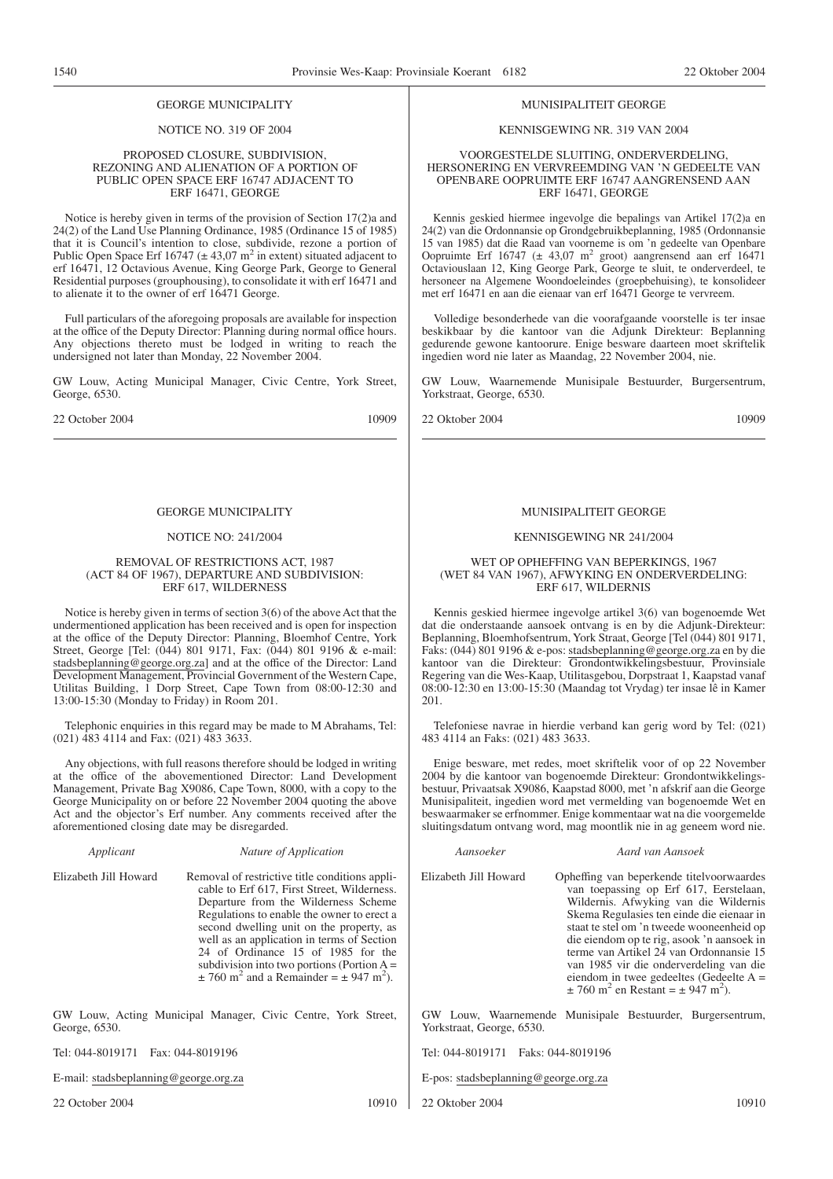## GEORGE MUNICIPALITY

NOTICE NO. 319 OF 2004

### PROPOSED CLOSURE, SUBDIVISION, REZONING AND ALIENATION OF A PORTION OF PUBLIC OPEN SPACE ERF 16747 ADJACENT TO ERF 16471, GEORGE

Notice is hereby given in terms of the provision of Section 17(2)a and 24(2) of the Land Use Planning Ordinance, 1985 (Ordinance 15 of 1985) that it is Council's intention to close, subdivide, rezone a portion of Public Open Space Erf 16747 (± 43,07 $m^2$ in extent) situated adjacent to erf 16471, 12 Octavious Avenue, King George Park, George to General Residential purposes (grouphousing), to consolidate it with erf 16471 and to alienate it to the owner of erf 16471 George.

Full particulars of the aforegoing proposals are available for inspection at the office of the Deputy Director: Planning during normal office hours. Any objections thereto must be lodged in writing to reach the undersigned not later than Monday, 22 November 2004.

GW Louw, Acting Municipal Manager, Civic Centre, York Street, George, 6530.

22 October 2004 10909

## MUNISIPALITEIT GEORGE

KENNISGEWING NR. 319 VAN 2004

### VOORGESTELDE SLUITING, ONDERVERDELING, HERSONERING EN VERVREEMDING VAN 'N GEDEELTE VAN OPENBARE OOPRUIMTE ERF 16747 AANGRENSEND AAN ERF 16471, GEORGE

Kennis geskied hiermee ingevolge die bepalings van Artikel 17(2)a en 24(2) van die Ordonnansie op Grondgebruikbeplanning, 1985 (Ordonnansie 15 van 1985) dat die Raad van voorneme is om 'n gedeelte van Openbare Oopruimte Erf 16747 (± 43,07 $m^2$ groot) aangrensend aan erf 16471 Octaviouslaan 12, King George Park, George te sluit, te onderverdeel, te hersoneer na Algemene Woondoeleindes (groepbehuising), te konsolideer met erf 16471 en aan die eienaar van erf 16471 George te vervreem.

Volledige besonderhede van die voorafgaande voorstelle is ter insae beskikbaar by die kantoor van die Adjunk Direkteur: Beplanning gedurende gewone kantoorure. Enige besware daarteen moet skriftelik ingedien word nie later as Maandag, 22 November 2004, nie.

GW Louw, Waarnemende Munisipale Bestuurder, Burgersentrum, Yorkstraat, George, 6530.

22 Oktober 2004 10909

## GEORGE MUNICIPALITY

NOTICE NO: 241/2004

### REMOVAL OF RESTRICTIONS ACT, 1987 (ACT 84 OF 1967), DEPARTURE AND SUBDIVISION: ERF 617, WILDERNESS

Notice is hereby given in terms of section 3(6) of the above Act that the undermentioned application has been received and is open for inspection at the office of the Deputy Director: Planning, Bloemhof Centre, York Street, George [Tel: (044) 801 9171, Fax: (044) 801 9196 & e-mail: stadsbeplanning@george.org.za] and at the office of the Director: Land Development Management, Provincial Government of the Western Cape, Utilitas Building, 1 Dorp Street, Cape Town from 08:00-12:30 and 13:00-15:30 (Monday to Friday) in Room 201.

Telephonic enquiries in this regard may be made to M Abrahams, Tel: (021) 483 4114 and Fax: (021) 483 3633.

Any objections, with full reasons therefore should be lodged in writing at the office of the abovementioned Director: Land Development Management, Private Bag X9086, Cape Town, 8000, with a copy to the George Municipality on or before 22 November 2004 quoting the above Act and the objector's Erf number. Any comments received after the aforementioned closing date may be disregarded.

| *Applicant* | *Nature of Application* |
|---|---|
| Elizabeth Jill Howard | Removal of restrictive title conditions applicable to Erf 617, First Street, Wilderness. Departure from the Wilderness Scheme Regulations to enable the owner to erect a second dwelling unit on the property, as well as an application in terms of Section 24 of Ordinance 15 of 1985 for the subdivision into two portions (Portion A = ± 760 $m^2$ and a Remainder = ± 947 $m^2$). |

GW Louw, Acting Municipal Manager, Civic Centre, York Street, George, 6530.

Tel: 044-8019171 Fax: 044-8019196

E-mail: stadsbeplanning@george.org.za

22 October 2004 10910

## MUNISIPALITEIT GEORGE

KENNISGEWING NR 241/2004

### WET OP OPHEFFING VAN BEPERKINGS, 1967 (WET 84 VAN 1967), AFWYKING EN ONDERVERDELING: ERF 617, WILDERNIS

Kennis geskied hiermee ingevolge artikel 3(6) van bogenoemde Wet dat die onderstaande aansoek ontvang is en by die Adjunk-Direkteur: Beplanning, Bloemhofsentrum, York Straat, George [Tel (044) 801 9171, Faks: (044) 801 9196 & e-pos: stadsbeplanning@george.org.za en by die kantoor van die Direkteur: Grondontwikkelingsbestuur, Provinsiale Regering van die Wes-Kaap, Utilitasgebou, Dorpstraat 1, Kaapstad vanaf 08:00-12:30 en 13:00-15:30 (Maandag tot Vrydag) ter insae lê in Kamer 201.

Telefoniese navrae in hierdie verband kan gerig word by Tel: (021) 483 4114 an Faks: (021) 483 3633.

Enige besware, met redes, moet skriftelik voor of op 22 November 2004 by die kantoor van bogenoemde Direkteur: Grondontwikkelingsbestuur, Privaatsak X9086, Kaapstad 8000, met 'n afskrif aan die George Munisipaliteit, ingedien word met vermelding van bogenoemde Wet en beswaarmaker se erfnommer. Enige kommentaar wat na die voorgemelde sluitingsdatum ontvang word, mag moontlik nie in ag geneem word nie.

| *Aansoeker* | *Aard van Aansoek* |
|---|---|
| Elizabeth Jill Howard | Opheffing van beperkende titelvoorwaardes van toepassing op Erf 617, Eerstelaan, Wildernis. Afwyking van die Wildernis Skema Regulasies ten einde die eienaar in staat te stel om 'n tweede wooneenheid op die eiendom op te rig, asook 'n aansoek in terme van Artikel 24 van Ordonnansie 15 van 1985 vir die onderverdeling van die eiendom in twee gedeeltes (Gedeelte A = ± 760 $m^2$ en Restant = ± 947 $m^2$). |

GW Louw, Waarnemende Munisipale Bestuurder, Burgersentrum, Yorkstraat, George, 6530.

Tel: 044-8019171 Faks: 044-8019196

E-pos: stadsbeplanning@george.org.za

22 Oktober 2004 10910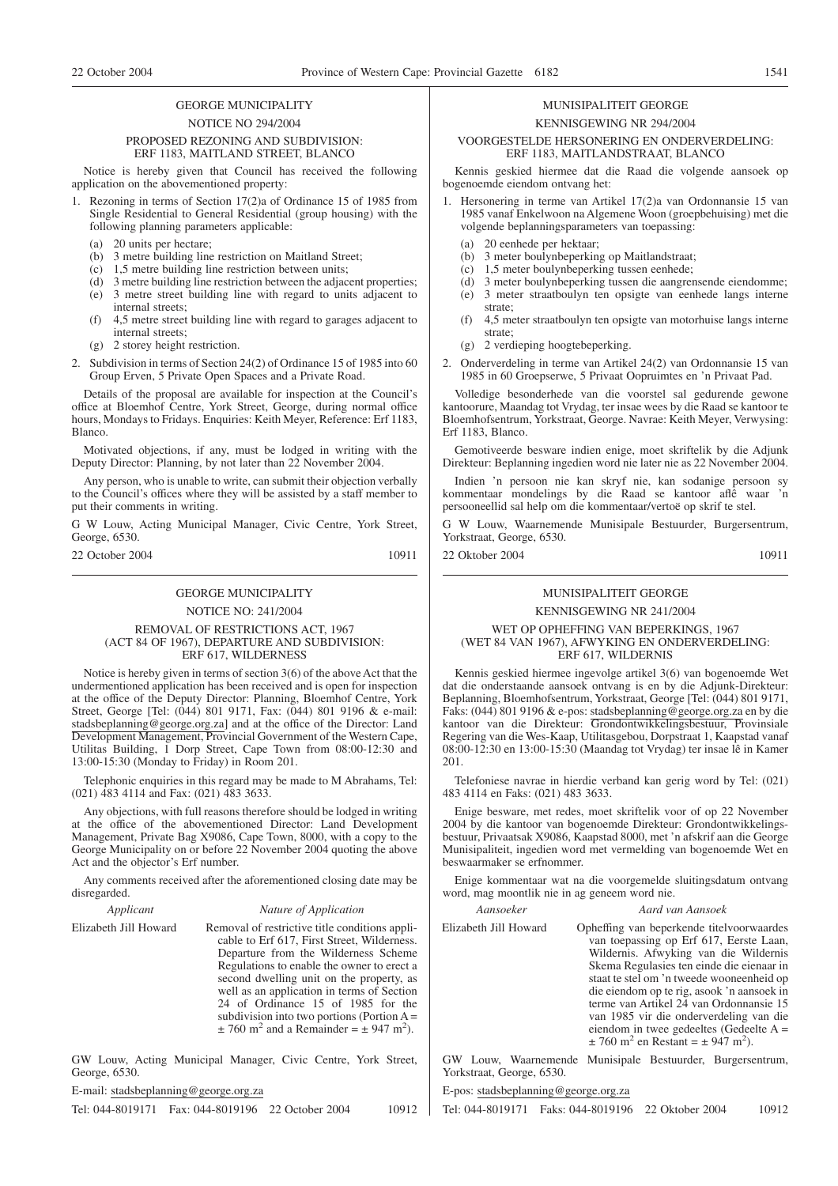GEORGE MUNICIPALITY

NOTICE NO 294/2004

PROPOSED REZONING AND SUBDIVISION: ERF 1183, MAITLAND STREET, BLANCO

Notice is hereby given that Council has received the following application on the abovementioned property:

1. Rezoning in terms of Section 17(2)a of Ordinance 15 of 1985 from Single Residential to General Residential (group housing) with the following planning parameters applicable:
   (a) 20 units per hectare;
   (b) 3 metre building line restriction on Maitland Street;
   (c) 1,5 metre building line restriction between units;
   (d) 3 metre building line restriction between the adjacent properties;
   (e) 3 metre street building line with regard to units adjacent to internal streets;
   (f) 4,5 metre street building line with regard to garages adjacent to internal streets;
   (g) 2 storey height restriction.
2. Subdivision in terms of Section 24(2) of Ordinance 15 of 1985 into 60 Group Erven, 5 Private Open Spaces and a Private Road.

Details of the proposal are available for inspection at the Council's office at Bloemhof Centre, York Street, George, during normal office hours, Mondays to Fridays. Enquiries: Keith Meyer, Reference: Erf 1183, Blanco.

Motivated objections, if any, must be lodged in writing with the Deputy Director: Planning, by not later than 22 November 2004.

Any person, who is unable to write, can submit their objection verbally to the Council's offices where they will be assisted by a staff member to put their comments in writing.

G W Louw, Acting Municipal Manager, Civic Centre, York Street, George, 6530.

22 October 2004 10911

---

MUNISIPALITEIT GEORGE

KENNISGEWING NR 294/2004

VOORGESTELDE HERSONERING EN ONDERVERDELING: ERF 1183, MAITLANDSTRAAT, BLANCO

Kennis geskied hiermee dat die Raad die volgende aansoek op bogenoemde eiendom ontvang het:

1. Hersonering in terme van Artikel 17(2)a van Ordonnansie 15 van 1985 vanaf Enkelwoon na Algemene Woon (groepbehuising) met die volgende beplanningsparameters van toepassing:
   (a) 20 eenhede per hektaar;
   (b) 3 meter boulynbeperking op Maitlandstraat;
   (c) 1,5 meter boulynbeperking tussen eenhede;
   (d) 3 meter boulynbeperking tussen die aangrensende eiendomme;
   (e) 3 meter straatboulyn ten opsigte van eenhede langs interne strate;
   (f) 4,5 meter straatboulyn ten opsigte van motorhuise langs interne strate;
   (g) 2 verdieping hoogtebeperking.
2. Onderverdeling in terme van Artikel 24(2) van Ordonnansie 15 van 1985 in 60 Groepserwe, 5 Privaat Oopruimtes en 'n Privaat Pad.

Volledige besonderhede van die voorstel sal gedurende gewone kantoorure, Maandag tot Vrydag, ter insae wees by die Raad se kantoor te Bloemhofsentrum, Yorkstraat, George. Navrae: Keith Meyer, Verwysing: Erf 1183, Blanco.

Gemotiveerde besware indien enige, moet skriftelik by die Adjunk Direkteur: Beplanning ingedien word nie later nie as 22 November 2004.

Indien 'n persoon nie kan skryf nie, kan sodanige persoon sy kommentaar mondelings by die Raad se kantoor aflê waar 'n persooneellid sal help om die kommentaar/vertoë op skrif te stel.

G W Louw, Waarnemende Munisipale Bestuurder, Burgersentrum, Yorkstraat, George, 6530.

22 Oktober 2004 10911

---

GEORGE MUNICIPALITY

NOTICE NO: 241/2004

REMOVAL OF RESTRICTIONS ACT, 1967 (ACT 84 OF 1967), DEPARTURE AND SUBDIVISION: ERF 617, WILDERNESS

Notice is hereby given in terms of section 3(6) of the above Act that the undermentioned application has been received and is open for inspection at the office of the Deputy Director: Planning, Bloemhof Centre, York Street, George [Tel: (044) 801 9171, Fax: (044) 801 9196 & e-mail: stadsbeplanning@george.org.za] and at the office of the Director: Land Development Management, Provincial Government of the Western Cape, Utilitas Building, 1 Dorp Street, Cape Town from 08:00-12:30 and 13:00-15:30 (Monday to Friday) in Room 201.

Telephonic enquiries in this regard may be made to M Abrahams, Tel: (021) 483 4114 and Fax: (021) 483 3633.

Any objections, with full reasons therefore should be lodged in writing at the office of the abovementioned Director: Land Development Management, Private Bag X9086, Cape Town, 8000, with a copy to the George Municipality on or before 22 November 2004 quoting the above Act and the objector's Erf number.

Any comments received after the aforementioned closing date may be disregarded.

| *Applicant* | *Nature of Application* |
|---|---|
| Elizabeth Jill Howard | Removal of restrictive title conditions applicable to Erf 617, First Street, Wilderness. Departure from the Wilderness Scheme Regulations to enable the owner to erect a second dwelling unit on the property, as well as an application in terms of Section 24 of Ordinance 15 of 1985 for the subdivision into two portions (Portion A = ± 760 m² and a Remainder = ± 947 m²). |

GW Louw, Acting Municipal Manager, Civic Centre, York Street, George, 6530.

E-mail: stadsbeplanning@george.org.za

Tel: 044-8019171 Fax: 044-8019196 22 October 2004 10912

---

MUNISIPALITEIT GEORGE

KENNISGEWING NR 241/2004

WET OP OPHEFFING VAN BEPERKINGS, 1967 (WET 84 VAN 1967), AFWYKING EN ONDERVERDELING: ERF 617, WILDERNIS

Kennis geskied hiermee ingevolge artikel 3(6) van bogenoemde Wet dat die onderstaande aansoek ontvang is en by die Adjunk-Direkteur: Beplanning, Bloemhofsentrum, Yorkstraat, George [Tel: (044) 801 9171, Faks: (044) 801 9196 & e-pos: stadsbeplanning@george.org.za en by die kantoor van die Direkteur: Grondontwikkelingsbestuur, Provinsiale Regering van die Wes-Kaap, Utilitasgebou, Dorpstraat 1, Kaapstad vanaf 08:00-12:30 en 13:00-15:30 (Maandag tot Vrydag) ter insae lê in Kamer 201.

Telefoniese navrae in hierdie verband kan gerig word by Tel: (021) 483 4114 en Faks: (021) 483 3633.

Enige besware, met redes, moet skriftelik voor of op 22 November 2004 by die kantoor van bogenoemde Direkteur: Grondontwikkelingsbestuur, Privaatsak X9086, Kaapstad 8000, met 'n afskrif aan die George Munisipaliteit, ingedien word met vermelding van bogenoemde Wet en beswaarmaker se erfnommer.

Enige kommentaar wat na die voorgemelde sluitingsdatum ontvang word, mag moontlik nie in ag geneem word nie.

| *Aansoeker* | *Aard van Aansoek* |
|---|---|
| Elizabeth Jill Howard | Opheffing van beperkende titelvoorwaardes van toepassing op Erf 617, Eerste Laan, Wildernis. Afwyking van die Wildernis Skema Regulasies ten einde die eienaar in staat te stel om 'n tweede wooneenheid op die eiendom op te rig, asook 'n aansoek in terme van Artikel 24 van Ordonnansie 15 van 1985 vir die onderverdeling van die eiendom in twee gedeeltes (Gedeelte A = ± 760 m² en Restant = ± 947 m²). |

GW Louw, Waarnemende Munisipale Bestuurder, Burgersentrum, Yorkstraat, George, 6530.

E-pos: stadsbeplanning@george.org.za

Tel: 044-8019171 Faks: 044-8019196 22 Oktober 2004 10912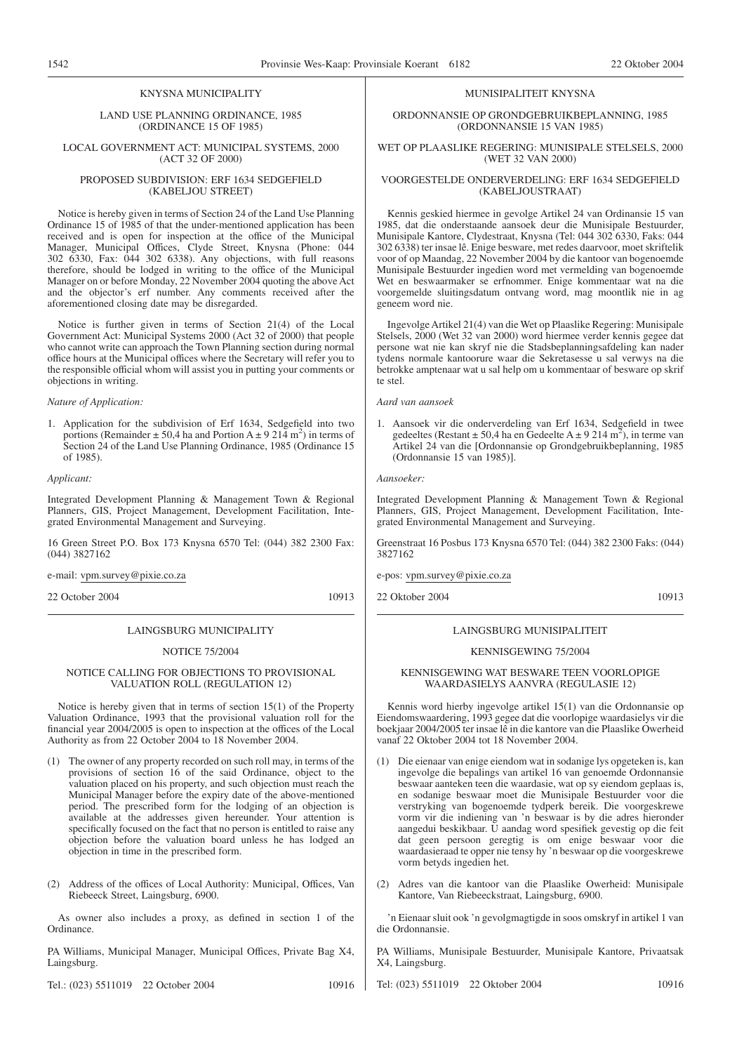## KNYSNA MUNICIPALITY

LAND USE PLANNING ORDINANCE, 1985 (ORDINANCE 15 OF 1985)

LOCAL GOVERNMENT ACT: MUNICIPAL SYSTEMS, 2000 (ACT 32 OF 2000)

PROPOSED SUBDIVISION: ERF 1634 SEDGEFIELD (KABELJOU STREET)

Notice is hereby given in terms of Section 24 of the Land Use Planning Ordinance 15 of 1985 of that the under-mentioned application has been received and is open for inspection at the office of the Municipal Manager, Municipal Offices, Clyde Street, Knysna (Phone: 044 302 6330, Fax: 044 302 6338). Any objections, with full reasons therefore, should be lodged in writing to the office of the Municipal Manager on or before Monday, 22 November 2004 quoting the above Act and the objector's erf number. Any comments received after the aforementioned closing date may be disregarded.

Notice is further given in terms of Section 21(4) of the Local Government Act: Municipal Systems 2000 (Act 32 of 2000) that people who cannot write can approach the Town Planning section during normal office hours at the Municipal offices where the Secretary will refer you to the responsible official whom will assist you in putting your comments or objections in writing.

*Nature of Application:*

1. Application for the subdivision of Erf 1634, Sedgefield into two portions (Remainder ± 50,4 ha and Portion A ± 9 214 $m^2$) in terms of Section 24 of the Land Use Planning Ordinance, 1985 (Ordinance 15 of 1985).

*Applicant:*

Integrated Development Planning & Management Town & Regional Planners, GIS, Project Management, Development Facilitation, Integrated Environmental Management and Surveying.

16 Green Street P.O. Box 173 Knysna 6570 Tel: (044) 382 2300 Fax: (044) 3827162

e-mail: vpm.survey@pixie.co.za

22 October 2004 10913

## MUNISIPALITEIT KNYSNA

ORDONNANSIE OP GRONDGEBRUIKBEPLANNING, 1985 (ORDONNANSIE 15 VAN 1985)

WET OP PLAASLIKE REGERING: MUNISIPALE STELSELS, 2000 (WET 32 VAN 2000)

VOORGESTELDE ONDERVERDELING: ERF 1634 SEDGEFIELD (KABELJOUSTRAAT)

Kennis geskied hiermee in gevolge Artikel 24 van Ordinansie 15 van 1985, dat die onderstaande aansoek deur die Munisipale Bestuurder, Munisipale Kantore, Clydestraat, Knysna (Tel: 044 302 6330, Faks: 044 302 6338) ter insae lê. Enige besware, met redes daarvoor, moet skriftelik voor of op Maandag, 22 November 2004 by die kantoor van bogenoemde Munisipale Bestuurder ingedien word met vermelding van bogenoemde Wet en beswaarmaker se erfnommer. Enige kommentaar wat na die voorgemelde sluitingsdatum ontvang word, mag moontlik nie in ag geneem word nie.

Ingevolge Artikel 21(4) van die Wet op Plaaslike Regering: Munisipale Stelsels, 2000 (Wet 32 van 2000) word hiermee verder kennis gegee dat persone wat nie kan skryf nie die Stadsbeplanningsafdeling kan nader tydens normale kantoorure waar die Sekretasesse u sal verwys na die betrokke amptenaar wat u sal help om u kommentaar of besware op skrif te stel.

*Aard van aansoek*

1. Aansoek vir die onderverdeling van Erf 1634, Sedgefield in twee gedeeltes (Restant ± 50,4 ha en Gedeelte A ± 9 214 $m^2$), in terme van Artikel 24 van die [Ordonnansie op Grondgebruikbeplanning, 1985 (Ordonnansie 15 van 1985)].

*Aansoeker:*

Integrated Development Planning & Management Town & Regional Planners, GIS, Project Management, Development Facilitation, Integrated Environmental Management and Surveying.

Greenstraat 16 Posbus 173 Knysna 6570 Tel: (044) 382 2300 Faks: (044) 3827162

e-pos: vpm.survey@pixie.co.za

22 Oktober 2004 10913

## LAINGSBURG MUNICIPALITY

NOTICE 75/2004

NOTICE CALLING FOR OBJECTIONS TO PROVISIONAL VALUATION ROLL (REGULATION 12)

Notice is hereby given that in terms of section 15(1) of the Property Valuation Ordinance, 1993 that the provisional valuation roll for the financial year 2004/2005 is open to inspection at the offices of the Local Authority as from 22 October 2004 to 18 November 2004.

(1) The owner of any property recorded on such roll may, in terms of the provisions of section 16 of the said Ordinance, object to the valuation placed on his property, and such objection must reach the Municipal Manager before the expiry date of the above-mentioned period. The prescribed form for the lodging of an objection is available at the addresses given hereunder. Your attention is specifically focused on the fact that no person is entitled to raise any objection before the valuation board unless he has lodged an objection in time in the prescribed form.

(2) Address of the offices of Local Authority: Municipal, Offices, Van Riebeeck Street, Laingsburg, 6900.

As owner also includes a proxy, as defined in section 1 of the Ordinance.

PA Williams, Municipal Manager, Municipal Offices, Private Bag X4, Laingsburg.

Tel.: (023) 5511019 22 October 2004 10916

## LAINGSBURG MUNISIPALITEIT

KENNISGEWING 75/2004

KENNISGEWING WAT BESWARE TEEN VOORLOPIGE WAARDASIELYS AANVRA (REGULASIE 12)

Kennis word hierby ingevolge artikel 15(1) van die Ordonnansie op Eiendomswaardering, 1993 gegee dat die voorlopige waardasielys vir die boekjaar 2004/2005 ter insae lê in die kantore van die Plaaslike Owerheid vanaf 22 Oktober 2004 tot 18 November 2004.

(1) Die eienaar van enige eiendom wat in sodanige lys opgeteken is, kan ingevolge die bepalings van artikel 16 van genoemde Ordonnansie beswaar aanteken teen die waardasie, wat op sy eiendom geplaas is, en sodanige beswaar moet die Munisipale Bestuurder voor die verstryking van bogenoemde tydperk bereik. Die voorgeskrewe vorm vir die indiening van 'n beswaar is by die adres hieronder aangedui beskikbaar. U aandag word spesifiek gevestig op die feit dat geen persoon geregtig is om enige beswaar voor die waardasieraad te opper nie tensy hy 'n beswaar op die voorgeskrewe vorm betyds ingedien het.

(2) Adres van die kantoor van die Plaaslike Owerheid: Munisipale Kantore, Van Riebeeckstraat, Laingsburg, 6900.

'n Eienaar sluit ook 'n gevolgmagtigde in soos omskryf in artikel 1 van die Ordonnansie.

PA Williams, Munisipale Bestuurder, Munisipale Kantore, Privaatsak X4, Laingsburg.

Tel: (023) 5511019 22 Oktober 2004 10916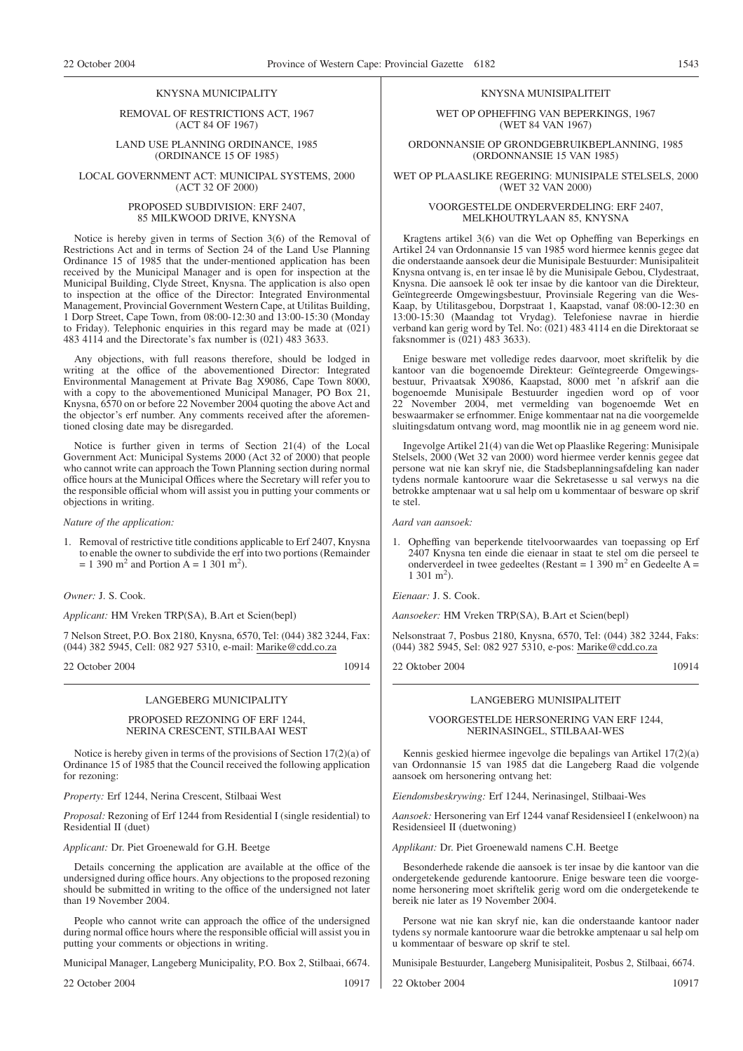KNYSNA MUNICIPALITY

REMOVAL OF RESTRICTIONS ACT, 1967
(ACT 84 OF 1967)

LAND USE PLANNING ORDINANCE, 1985
(ORDINANCE 15 OF 1985)

LOCAL GOVERNMENT ACT: MUNICIPAL SYSTEMS, 2000
(ACT 32 OF 2000)

PROPOSED SUBDIVISION: ERF 2407,
85 MILKWOOD DRIVE, KNYSNA

Notice is hereby given in terms of Section 3(6) of the Removal of Restrictions Act and in terms of Section 24 of the Land Use Planning Ordinance 15 of 1985 that the under-mentioned application has been received by the Municipal Manager and is open for inspection at the Municipal Building, Clyde Street, Knysna. The application is also open to inspection at the office of the Director: Integrated Environmental Management, Provincial Government Western Cape, at Utilitas Building, 1 Dorp Street, Cape Town, from 08:00-12:30 and 13:00-15:30 (Monday to Friday). Telephonic enquiries in this regard may be made at (021) 483 4114 and the Directorate's fax number is (021) 483 3633.

Any objections, with full reasons therefore, should be lodged in writing at the office of the abovementioned Director: Integrated Environmental Management at Private Bag X9086, Cape Town 8000, with a copy to the abovementioned Municipal Manager, PO Box 21, Knysna, 6570 on or before 22 November 2004 quoting the above Act and the objector's erf number. Any comments received after the aforementioned closing date may be disregarded.

Notice is further given in terms of Section 21(4) of the Local Government Act: Municipal Systems 2000 (Act 32 of 2000) that people who cannot write can approach the Town Planning section during normal office hours at the Municipal Offices where the Secretary will refer you to the responsible official whom will assist you in putting your comments or objections in writing.

*Nature of the application:*

1. Removal of restrictive title conditions applicable to Erf 2407, Knysna to enable the owner to subdivide the erf into two portions (Remainder = 1 390 m$^2$ and Portion A = 1 301 m$^2$).

*Owner:* J. S. Cook.

*Applicant:* HM Vreken TRP(SA), B.Art et Scien(bepl)

7 Nelson Street, P.O. Box 2180, Knysna, 6570, Tel: (044) 382 3244, Fax: (044) 382 5945, Cell: 082 927 5310, e-mail: Marike@cdd.co.za

22 October 2004 10914

---

KNYSNA MUNISIPALITEIT

WET OP OPHEFFING VAN BEPERKINGS, 1967
(WET 84 VAN 1967)

ORDONNANSIE OP GRONDGEBRUIKBEPLANNING, 1985
(ORDONNANSIE 15 VAN 1985)

WET OP PLAASLIKE REGERING: MUNISIPALE STELSELS, 2000
(WET 32 VAN 2000)

VOORGESTELDE ONDERVERDELING: ERF 2407,
MELKHOUTRYLAAN 85, KNYSNA

Kragtens artikel 3(6) van die Wet op Opheffing van Beperkings en Artikel 24 van Ordonnansie 15 van 1985 word hiermee kennis gegee dat die onderstaande aansoek deur die Munisipale Bestuurder: Munisipaliteit Knysna ontvang is, en ter insae lê by die Munisipale Gebou, Clydestraat, Knysna. Die aansoek lê ook ter insae by die kantoor van die Direkteur, Geïntegreerde Omgewingsbestuur, Provinsiale Regering van die Wes-Kaap, by Utilitasgebou, Dorpstraat 1, Kaapstad, vanaf 08:00-12:30 en 13:00-15:30 (Maandag tot Vrydag). Telefoniese navrae in hierdie verband kan gerig word by Tel. No: (021) 483 4114 en die Direktoraat se faksnommer is (021) 483 3633).

Enige besware met volledige redes daarvoor, moet skriftelik by die kantoor van die bogenoemde Direkteur: Geïntegreerde Omgewingsbestuur, Privaatsak X9086, Kaapstad, 8000 met 'n afskrif aan die bogenoemde Munisipale Bestuurder ingedien word op of voor 22 November 2004, met vermelding van bogenoemde Wet en beswaarmaker se erfnommer. Enige kommentaar nat na die voorgemelde sluitingsdatum ontvang word, mag moontlik nie in ag geneem word nie.

Ingevolge Artikel 21(4) van die Wet op Plaaslike Regering: Munisipale Stelsels, 2000 (Wet 32 van 2000) word hiermee verder kennis gegee dat persone wat nie kan skryf nie, die Stadsbeplanningsafdeling kan nader tydens normale kantoorure waar die Sekretasesse u sal verwys na die betrokke amptenaar wat u sal help om u kommentaar of besware op skrif te stel.

*Aard van aansoek:*

1. Opheffing van beperkende titelvoorwaardes van toepassing op Erf 2407 Knysna ten einde die eienaar in staat te stel om die perseel te onderverdeel in twee gedeeltes (Restant = 1 390 m$^2$ en Gedeelte A = 1 301 m$^2$).

*Eienaar:* J. S. Cook.

*Aansoeker:* HM Vreken TRP(SA), B.Art et Scien(bepl)

Nelsonstraat 7, Posbus 2180, Knysna, 6570, Tel: (044) 382 3244, Faks: (044) 382 5945, Sel: 082 927 5310, e-pos: Marike@cdd.co.za

22 Oktober 2004 10914

---

LANGEBERG MUNICIPALITY

PROPOSED REZONING OF ERF 1244,
NERINA CRESCENT, STILBAAI WEST

Notice is hereby given in terms of the provisions of Section 17(2)(a) of Ordinance 15 of 1985 that the Council received the following application for rezoning:

*Property:* Erf 1244, Nerina Crescent, Stilbaai West

*Proposal:* Rezoning of Erf 1244 from Residential I (single residential) to Residential II (duet)

*Applicant:* Dr. Piet Groenewald for G.H. Beetge

Details concerning the application are available at the office of the undersigned during office hours. Any objections to the proposed rezoning should be submitted in writing to the office of the undersigned not later than 19 November 2004.

People who cannot write can approach the office of the undersigned during normal office hours where the responsible official will assist you in putting your comments or objections in writing.

Municipal Manager, Langeberg Municipality, P.O. Box 2, Stilbaai, 6674.

22 October 2004 10917

---

LANGEBERG MUNISIPALITEIT

VOORGESTELDE HERSONERING VAN ERF 1244,
NERINASINGEL, STILBAAI-WES

Kennis geskied hiermee ingevolge die bepalings van Artikel 17(2)(a) van Ordonnansie 15 van 1985 dat die Langeberg Raad die volgende aansoek om hersonering ontvang het:

*Eiendomsbeskrywing:* Erf 1244, Nerinasingel, Stilbaai-Wes

*Aansoek:* Hersonering van Erf 1244 vanaf Residensieel I (enkelwoon) na Residensieel II (duetwoning)

*Applikant:* Dr. Piet Groenewald namens C.H. Beetge

Besonderhede rakende die aansoek is ter insae by die kantoor van die ondergetekende gedurende kantoorure. Enige besware teen die voorgenome hersonering moet skriftelik gerig word om die ondergetekende te bereik nie later as 19 November 2004.

Persone wat nie kan skryf nie, kan die onderstaande kantoor nader tydens sy normale kantoorure waar die betrokke amptenaar u sal help om u kommentaar of besware op skrif te stel.

Munisipale Bestuurder, Langeberg Munisipaliteit, Posbus 2, Stilbaai, 6674.

22 Oktober 2004 10917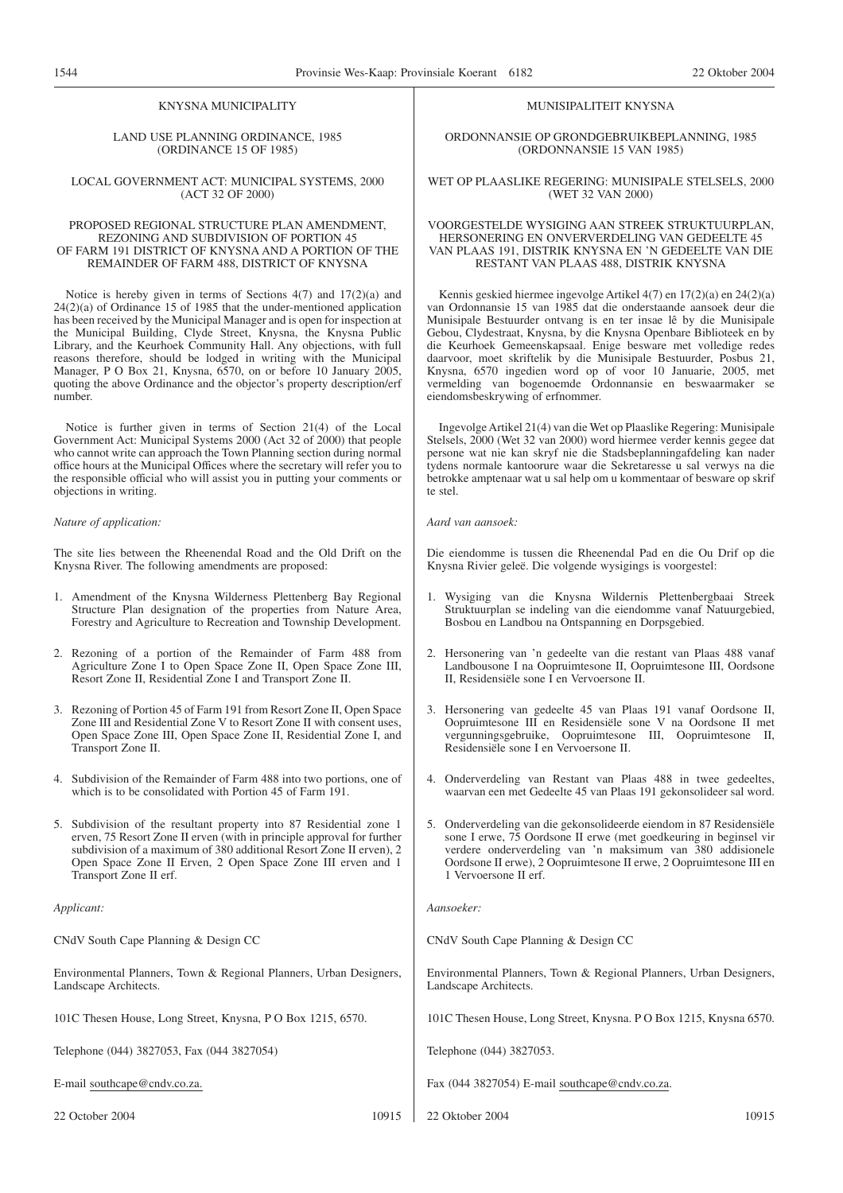## KNYSNA MUNICIPALITY

LAND USE PLANNING ORDINANCE, 1985
(ORDINANCE 15 OF 1985)

LOCAL GOVERNMENT ACT: MUNICIPAL SYSTEMS, 2000
(ACT 32 OF 2000)

PROPOSED REGIONAL STRUCTURE PLAN AMENDMENT, REZONING AND SUBDIVISION OF PORTION 45 OF FARM 191 DISTRICT OF KNYSNA AND A PORTION OF THE REMAINDER OF FARM 488, DISTRICT OF KNYSNA

Notice is hereby given in terms of Sections 4(7) and 17(2)(a) and 24(2)(a) of Ordinance 15 of 1985 that the under-mentioned application has been received by the Municipal Manager and is open for inspection at the Municipal Building, Clyde Street, Knysna, the Knysna Public Library, and the Keurhoek Community Hall. Any objections, with full reasons therefore, should be lodged in writing with the Municipal Manager, P O Box 21, Knysna, 6570, on or before 10 January 2005, quoting the above Ordinance and the objector's property description/erf number.

Notice is further given in terms of Section 21(4) of the Local Government Act: Municipal Systems 2000 (Act 32 of 2000) that people who cannot write can approach the Town Planning section during normal office hours at the Municipal Offices where the secretary will refer you to the responsible official who will assist you in putting your comments or objections in writing.

*Nature of application:*

The site lies between the Rheenendal Road and the Old Drift on the Knysna River. The following amendments are proposed:

1. Amendment of the Knysna Wilderness Plettenberg Bay Regional Structure Plan designation of the properties from Nature Area, Forestry and Agriculture to Recreation and Township Development.
2. Rezoning of a portion of the Remainder of Farm 488 from Agriculture Zone I to Open Space Zone II, Open Space Zone III, Resort Zone II, Residential Zone I and Transport Zone II.
3. Rezoning of Portion 45 of Farm 191 from Resort Zone II, Open Space Zone III and Residential Zone V to Resort Zone II with consent uses, Open Space Zone III, Open Space Zone II, Residential Zone I, and Transport Zone II.
4. Subdivision of the Remainder of Farm 488 into two portions, one of which is to be consolidated with Portion 45 of Farm 191.
5. Subdivision of the resultant property into 87 Residential zone 1 erven, 75 Resort Zone II erven (with in principle approval for further subdivision of a maximum of 380 additional Resort Zone II erven), 2 Open Space Zone II Erven, 2 Open Space Zone III erven and 1 Transport Zone II erf.

*Applicant:*

CNdV South Cape Planning & Design CC

Environmental Planners, Town & Regional Planners, Urban Designers, Landscape Architects.

101C Thesen House, Long Street, Knysna, P O Box 1215, 6570.

Telephone (044) 3827053, Fax (044 3827054)

E-mail southcape@cndv.co.za.

22 October 2004 10915

## MUNISIPALITEIT KNYSNA

ORDONNANSIE OP GRONDGEBRUIKBEPLANNING, 1985
(ORDONNANSIE 15 VAN 1985)

WET OP PLAASLIKE REGERING: MUNISIPALE STELSELS, 2000
(WET 32 VAN 2000)

VOORGESTELDE WYSIGING AAN STREEK STRUKTUURPLAN, HERSONERING EN ONVERVERDELING VAN GEDEELTE 45 VAN PLAAS 191, DISTRIK KNYSNA EN 'N GEDEELTE VAN DIE RESTANT VAN PLAAS 488, DISTRIK KNYSNA

Kennis geskied hiermee ingevolge Artikel 4(7) en 17(2)(a) en 24(2)(a) van Ordonnansie 15 van 1985 dat die onderstaande aansoek deur die Munisipale Bestuurder ontvang is en ter insae lê by die Munisipale Gebou, Clydestraat, Knysna, by die Knysna Openbare Biblioteek en by die Keurhoek Gemeenskapsaal. Enige besware met volledige redes daarvoor, moet skriftelik by die Munisipale Bestuurder, Posbus 21, Knysna, 6570 ingedien word op of voor 10 Januarie, 2005, met vermelding van bogenoemde Ordonnansie en beswaarmaker se eiendomsbeskrywing of erfnommer.

Ingevolge Artikel 21(4) van die Wet op Plaaslike Regering: Munisipale Stelsels, 2000 (Wet 32 van 2000) word hiermee verder kennis gegee dat persone wat nie kan skryf nie die Stadsbeplanningafdeling kan nader tydens normale kantoorure waar die Sekretaresse u sal verwys na die betrokke amptenaar wat u sal help om u kommentaar of besware op skrif te stel.

*Aard van aansoek:*

Die eiendomme is tussen die Rheenendal Pad en die Ou Drif op die Knysna Rivier geleë. Die volgende wysigings is voorgestel:

1. Wysiging van die Knysna Wildernis Plettenbergbaai Streek Struktuurplan se indeling van die eiendomme vanaf Natuurgebied, Bosbou en Landbou na Ontspanning en Dorpsgebied.
2. Hersonering van 'n gedeelte van die restant van Plaas 488 vanaf Landbousone I na Oopruimtesone II, Oopruimtesone III, Oordsone II, Residensiële sone I en Vervoersone II.
3. Hersonering van gedeelte 45 van Plaas 191 vanaf Oordsone II, Oopruimtesone III en Residensiële sone V na Oordsone II met vergunningsgebruike, Oopruimtesone III, Oopruimtesone II, Residensiële sone I en Vervoersone II.
4. Onderverdeling van Restant van Plaas 488 in twee gedeeltes, waarvan een met Gedeelte 45 van Plaas 191 gekonsolideer sal word.
5. Onderverdeling van die gekonsolideerde eiendom in 87 Residensiële sone I erwe, 75 Oordsone II erwe (met goedkeuring in beginsel vir verdere onderverdeling van 'n maksimum van 380 addisionele Oordsone II erwe), 2 Oopruimtesone II erwe, 2 Oopruimtesone III en 1 Vervoersone II erf.

*Aansoeker:*

CNdV South Cape Planning & Design CC

Environmental Planners, Town & Regional Planners, Urban Designers, Landscape Architects.

101C Thesen House, Long Street, Knysna. P O Box 1215, Knysna 6570.

Telephone (044) 3827053.

Fax (044 3827054) E-mail southcape@cndv.co.za.

22 Oktober 2004 10915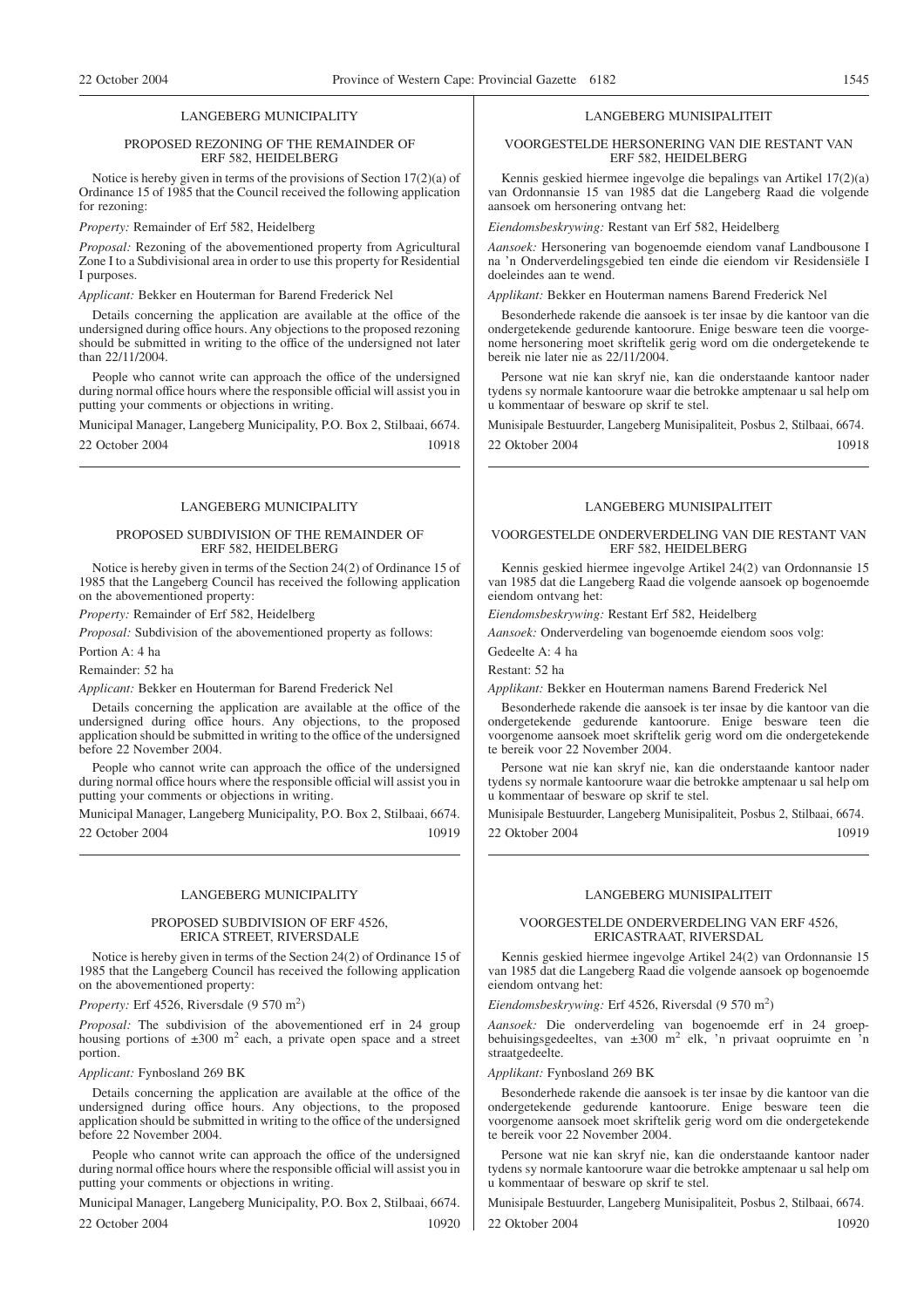## LANGEBERG MUNICIPALITY

### PROPOSED REZONING OF THE REMAINDER OF ERF 582, HEIDELBERG

Notice is hereby given in terms of the provisions of Section 17(2)(a) of Ordinance 15 of 1985 that the Council received the following application for rezoning:

*Property:* Remainder of Erf 582, Heidelberg

*Proposal:* Rezoning of the abovementioned property from Agricultural Zone I to a Subdivisional area in order to use this property for Residential I purposes.

*Applicant:* Bekker en Houterman for Barend Frederick Nel

Details concerning the application are available at the office of the undersigned during office hours. Any objections to the proposed rezoning should be submitted in writing to the office of the undersigned not later than 22/11/2004.

People who cannot write can approach the office of the undersigned during normal office hours where the responsible official will assist you in putting your comments or objections in writing.

Municipal Manager, Langeberg Municipality, P.O. Box 2, Stilbaai, 6674.

22 October 2004 10918

## LANGEBERG MUNISIPALITEIT

### VOORGESTELDE HERSONERING VAN DIE RESTANT VAN ERF 582, HEIDELBERG

Kennis geskied hiermee ingevolge die bepalings van Artikel 17(2)(a) van Ordonnansie 15 van 1985 dat die Langeberg Raad die volgende aansoek om hersonering ontvang het:

*Eiendomsbeskrywing:* Restant van Erf 582, Heidelberg

*Aansoek:* Hersonering van bogenoemde eiendom vanaf Landbousone I na 'n Onderverdelingsgebied ten einde die eiendom vir Residensiële I doeleindes aan te wend.

*Applikant:* Bekker en Houterman namens Barend Frederick Nel

Besonderhede rakende die aansoek is ter insae by die kantoor van die ondergetekende gedurende kantoorure. Enige besware teen die voorgenome hersonering moet skriftelik gerig word om die ondergetekende te bereik nie later nie as 22/11/2004.

Persone wat nie kan skryf nie, kan die onderstaande kantoor nader tydens sy normale kantoorure waar die betrokke amptenaar u sal help om u kommentaar of besware op skrif te stel.

Munisipale Bestuurder, Langeberg Munisipaliteit, Posbus 2, Stilbaai, 6674.

22 Oktober 2004 10918

## LANGEBERG MUNICIPALITY

### PROPOSED SUBDIVISION OF THE REMAINDER OF ERF 582, HEIDELBERG

Notice is hereby given in terms of the Section 24(2) of Ordinance 15 of 1985 that the Langeberg Council has received the following application on the abovementioned property:

*Property:* Remainder of Erf 582, Heidelberg

*Proposal:* Subdivision of the abovementioned property as follows:

Portion A: 4 ha

Remainder: 52 ha

*Applicant:* Bekker en Houterman for Barend Frederick Nel

Details concerning the application are available at the office of the undersigned during office hours. Any objections, to the proposed application should be submitted in writing to the office of the undersigned before 22 November 2004.

People who cannot write can approach the office of the undersigned during normal office hours where the responsible official will assist you in putting your comments or objections in writing.

Municipal Manager, Langeberg Municipality, P.O. Box 2, Stilbaai, 6674.

22 October 2004 10919

## LANGEBERG MUNISIPALITEIT

### VOORGESTELDE ONDERVERDELING VAN DIE RESTANT VAN ERF 582, HEIDELBERG

Kennis geskied hiermee ingevolge Artikel 24(2) van Ordonnansie 15 van 1985 dat die Langeberg Raad die volgende aansoek op bogenoemde eiendom ontvang het:

*Eiendomsbeskrywing:* Restant Erf 582, Heidelberg

*Aansoek:* Onderverdeling van bogenoemde eiendom soos volg:

Gedeelte A: 4 ha

Restant: 52 ha

*Applikant:* Bekker en Houterman namens Barend Frederick Nel

Besonderhede rakende die aansoek is ter insae by die kantoor van die ondergetekende gedurende kantoorure. Enige besware teen die voorgenome aansoek moet skriftelik gerig word om die ondergetekende te bereik voor 22 November 2004.

Persone wat nie kan skryf nie, kan die onderstaande kantoor nader tydens sy normale kantoorure waar die betrokke amptenaar u sal help om u kommentaar of besware op skrif te stel.

Munisipale Bestuurder, Langeberg Munisipaliteit, Posbus 2, Stilbaai, 6674.

22 Oktober 2004 10919

## LANGEBERG MUNICIPALITY

### PROPOSED SUBDIVISION OF ERF 4526, ERICA STREET, RIVERSDALE

Notice is hereby given in terms of the Section 24(2) of Ordinance 15 of 1985 that the Langeberg Council has received the following application on the abovementioned property:

*Property:* Erf 4526, Riversdale (9 570 $m^2$)

*Proposal:* The subdivision of the abovementioned erf in 24 group housing portions of ±300 $m^2$ each, a private open space and a street portion.

*Applicant:* Fynbosland 269 BK

Details concerning the application are available at the office of the undersigned during office hours. Any objections, to the proposed application should be submitted in writing to the office of the undersigned before 22 November 2004.

People who cannot write can approach the office of the undersigned during normal office hours where the responsible official will assist you in putting your comments or objections in writing.

Municipal Manager, Langeberg Municipality, P.O. Box 2, Stilbaai, 6674.

22 October 2004 10920

## LANGEBERG MUNISIPALITEIT

### VOORGESTELDE ONDERVERDELING VAN ERF 4526, ERICASTRAAT, RIVERSDAL

Kennis geskied hiermee ingevolge Artikel 24(2) van Ordonnansie 15 van 1985 dat die Langeberg Raad die volgende aansoek op bogenoemde eiendom ontvang het:

*Eiendomsbeskrywing:* Erf 4526, Riversdal (9 570 $m^2$)

*Aansoek:* Die onderverdeling van bogenoemde erf in 24 groepbehuisingsgedeeltes, van ±300 $m^2$ elk, 'n privaat oopruimte en 'n straatgedeelte.

*Applikant:* Fynbosland 269 BK

Besonderhede rakende die aansoek is ter insae by die kantoor van die ondergetekende gedurende kantoorure. Enige besware teen die voorgenome aansoek moet skriftelik gerig word om die ondergetekende te bereik voor 22 November 2004.

Persone wat nie kan skryf nie, kan die onderstaande kantoor nader tydens sy normale kantoorure waar die betrokke amptenaar u sal help om u kommentaar of besware op skrif te stel.

Munisipale Bestuurder, Langeberg Munisipaliteit, Posbus 2, Stilbaai, 6674.

22 Oktober 2004 10920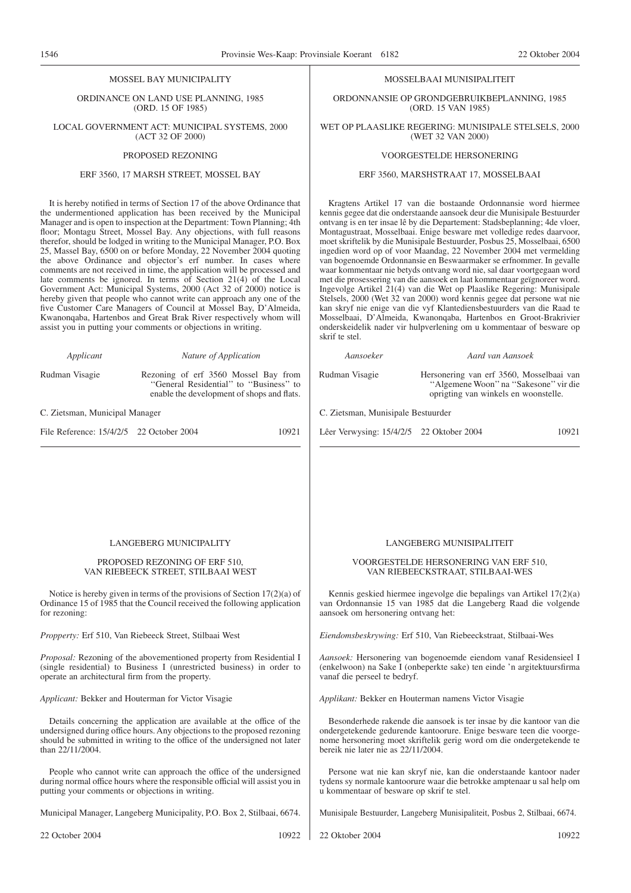MOSSEL BAY MUNICIPALITY

ORDINANCE ON LAND USE PLANNING, 1985 (ORD. 15 OF 1985)

LOCAL GOVERNMENT ACT: MUNICIPAL SYSTEMS, 2000 (ACT 32 OF 2000)

PROPOSED REZONING

ERF 3560, 17 MARSH STREET, MOSSEL BAY

It is hereby notified in terms of Section 17 of the above Ordinance that the undermentioned application has been received by the Municipal Manager and is open to inspection at the Department: Town Planning; 4th floor; Montagu Street, Mossel Bay. Any objections, with full reasons therefor, should be lodged in writing to the Municipal Manager, P.O. Box 25, Massel Bay, 6500 on or before Monday, 22 November 2004 quoting the above Ordinance and objector's erf number. In cases where comments are not received in time, the application will be processed and late comments be ignored. In terms of Section 21(4) of the Local Government Act: Municipal Systems, 2000 (Act 32 of 2000) notice is hereby given that people who cannot write can approach any one of the five Customer Care Managers of Council at Mossel Bay, D'Almeida, Kwanonqaba, Hartenbos and Great Brak River respectively whom will assist you in putting your comments or objections in writing.

| *Applicant* | *Nature of Application* |
|---|---|
| Rudman Visagie | Rezoning of erf 3560 Mossel Bay from ''General Residential'' to ''Business'' to enable the development of shops and flats. |

C. Zietsman, Municipal Manager

File Reference: 15/4/2/5 22 October 2004 10921

---

MOSSELBAAI MUNISIPALITEIT

ORDONNANSIE OP GRONDGEBRUIKBEPLANNING, 1985 (ORD. 15 VAN 1985)

WET OP PLAASLIKE REGERING: MUNISIPALE STELSELS, 2000 (WET 32 VAN 2000)

VOORGESTELDE HERSONERING

ERF 3560, MARSHSTRAAT 17, MOSSELBAAI

Kragtens Artikel 17 van die bostaande Ordonnansie word hiermee kennis gegee dat die onderstaande aansoek deur die Munisipale Bestuurder ontvang is en ter insae lê by die Departement: Stadsbeplanning; 4de vloer, Montagustraat, Mosselbaai. Enige besware met volledige redes daarvoor, moet skriftelik by die Munisipale Bestuurder, Posbus 25, Mosselbaai, 6500 ingedien word op of voor Maandag, 22 November 2004 met vermelding van bogenoemde Ordonnansie en Beswaarmaker se erfnommer. In gevalle waar kommentaar nie betyds ontvang word nie, sal daar voortgegaan word met die prosessering van die aansoek en laat kommentaar geïgnoreer word. Ingevolge Artikel 21(4) van die Wet op Plaaslike Regering: Munisipale Stelsels, 2000 (Wet 32 van 2000) word kennis gegee dat persone wat nie kan skryf nie enige van die vyf Klantediensbestuurders van die Raad te Mosselbaai, D'Almeida, Kwanonqaba, Hartenbos en Groot-Brakrivier onderskeidelik nader vir hulpverlening om u kommentaar of besware op skrif te stel.

| *Aansoeker* | *Aard van Aansoek* |
|---|---|
| Rudman Visagie | Hersonering van erf 3560, Mosselbaai van ''Algemene Woon'' na ''Sakesone'' vir die oprigting van winkels en woonstelle. |

C. Zietsman, Munisipale Bestuurder

Lêer Verwysing: 15/4/2/5 22 Oktober 2004 10921

---

LANGEBERG MUNICIPALITY

PROPOSED REZONING OF ERF 510, VAN RIEBEECK STREET, STILBAAI WEST

Notice is hereby given in terms of the provisions of Section 17(2)(a) of Ordinance 15 of 1985 that the Council received the following application for rezoning:

*Propperty:* Erf 510, Van Riebeeck Street, Stilbaai West

*Proposal:* Rezoning of the abovementioned property from Residential I (single residential) to Business I (unrestricted business) in order to operate an architectural firm from the property.

*Applicant:* Bekker and Houterman for Victor Visagie

Details concerning the application are available at the office of the undersigned during office hours. Any objections to the proposed rezoning should be submitted in writing to the office of the undersigned not later than 22/11/2004.

People who cannot write can approach the office of the undersigned during normal office hours where the responsible official will assist you in putting your comments or objections in writing.

Municipal Manager, Langeberg Municipality, P.O. Box 2, Stilbaai, 6674.

22 October 2004 10922

---

LANGEBERG MUNISIPALITEIT

VOORGESTELDE HERSONERING VAN ERF 510, VAN RIEBEECKSTRAAT, STILBAAI-WES

Kennis geskied hiermee ingevolge die bepalings van Artikel 17(2)(a) van Ordonnansie 15 van 1985 dat die Langeberg Raad die volgende aansoek om hersonering ontvang het:

*Eiendomsbeskrywing:* Erf 510, Van Riebeeckstraat, Stilbaai-Wes

*Aansoek:* Hersonering van bogenoemde eiendom vanaf Residensieel I (enkelwoon) na Sake I (onbeperkte sake) ten einde 'n argitektuursfirma vanaf die perseel te bedryf.

*Applikant:* Bekker en Houterman namens Victor Visagie

Besonderhede rakende die aansoek is ter insae by die kantoor van die ondergetekende gedurende kantoorure. Enige besware teen die voorgenome hersonering moet skriftelik gerig word om die ondergetekende te bereik nie later nie as 22/11/2004.

Persone wat nie kan skryf nie, kan die onderstaande kantoor nader tydens sy normale kantoorure waar die betrokke amptenaar u sal help om u kommentaar of besware op skrif te stel.

Munisipale Bestuurder, Langeberg Munisipaliteit, Posbus 2, Stilbaai, 6674.

22 Oktober 2004 10922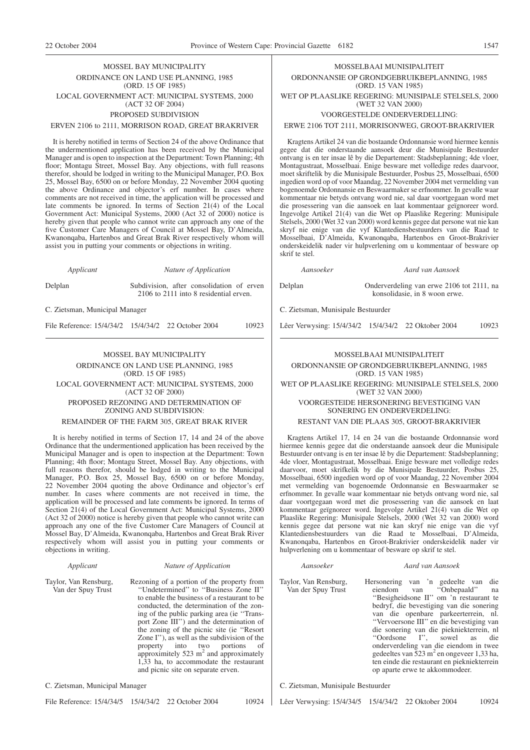MOSSEL BAY MUNICIPALITY

ORDINANCE ON LAND USE PLANNING, 1985
(ORD. 15 OF 1985)

LOCAL GOVERNMENT ACT: MUNICIPAL SYSTEMS, 2000
(ACT 32 OF 2004)

PROPOSED SUBDIVISION

ERVEN 2106 to 2111, MORRISON ROAD, GREAT BRAKRIVER

It is hereby notified in terms of Section 24 of the above Ordinance that the undermentioned application has been received by the Municipal Manager and is open to inspection at the Department: Town Planning; 4th floor; Montagu Street, Mossel Bay. Any objections, with full reasons therefor, should be lodged in writing to the Municipal Manager, P.O. Box 25, Mossel Bay, 6500 on or before Monday, 22 November 2004 quoting the above Ordinance and objector's erf number. In cases where comments are not received in time, the application will be processed and late comments be ignored. In terms of Section 21(4) of the Local Government Act: Municipal Systems, 2000 (Act 32 of 2000) notice is hereby given that people who cannot write can approach any one of the five Customer Care Managers of Council at Mossel Bay, D'Almeida, Kwanonqaba, Hartenbos and Great Brak River respectively whom will assist you in putting your comments or objections in writing.

| *Applicant* | *Nature of Application* |
|---|---|
| Delplan | Subdivision, after consolidation of erven 2106 to 2111 into 8 residential erven. |

C. Zietsman, Municipal Manager

File Reference: 15/4/34/2 15/4/34/2 22 October 2004 10923

---

MOSSELBAAI MUNISIPALITEIT

ORDONNANSIE OP GRONDGEBRUIKBEPLANNING, 1985
(ORD. 15 VAN 1985)

WET OP PLAASLIKE REGERING: MUNISIPALE STELSELS, 2000
(WET 32 VAN 2000)

VOORGESTELDE ONDERVERDELLING:

ERWE 2106 TOT 2111, MORRISONWEG, GROOT-BRAKRIVIER

Kragtens Artikel 24 van die bostaande Ordonnansie word hiermee kennis gegee dat die onderstaande aansoek deur die Munisipale Bestuurder ontvang is en ter insae lê by die Departement: Stadsbeplanning; 4de vloer, Montagustraat, Mosselbaai. Enige besware met volledige redes daarvoor, moet skriftelik by die Munisipale Bestuurder, Posbus 25, Mosselbaai, 6500 ingedien word op of voor Maandag, 22 November 2004 met vermelding van bogenoemde Ordonnansie en Beswaarmaker se erfnommer. In gevalle waar kommentaar nie betyds ontvang word nie, sal daar voortgegaan word met die prosessering van die aansoek en laat kommentaar geïgnoreer word. Ingevolge Artikel 21(4) van die Wet op Plaaslike Regering: Munisipale Stelsels, 2000 (Wet 32 van 2000) word kennis gegee dat persone wat nie kan skryf nie enige van die vyf Klantediensbestuurders van die Raad te Mosselbaai, D'Almeida, Kwanonqaba, Hartenbos en Groot-Brakrivier onderskeidelik nader vir hulpverlening om u kommentaar of besware op skrif te stel.

| *Aansoeker* | *Aard van Aansoek* |
|---|---|
| Delplan | Onderverdeling van erwe 2106 tot 2111, na konsolidasie, in 8 woon erwe. |

C. Zietsman, Munisipale Bestuurder

Lêer Verwysing: 15/4/34/2 15/4/34/2 22 Oktober 2004 10923

---

MOSSEL BAY MUNICIPALITY

ORDINANCE ON LAND USE PLANNING, 1985
(ORD. 15 OF 1985)

LOCAL GOVERNMENT ACT: MUNICIPAL SYSTEMS, 2000
(ACT 32 OF 2000)

PROPOSED REZONING AND DETERMINATION OF ZONING AND SUBDIVISION:

REMAINDER OF THE FARM 305, GREAT BRAK RIVER

It is hereby notified in terms of Section 17, 14 and 24 of the above Ordinance that the undermentioned application has been received by the Municipal Manager and is open to inspection at the Department: Town Planning; 4th floor; Montagu Street, Mossel Bay. Any objections, with full reasons therefor, should be lodged in writing to the Municipal Manager, P.O. Box 25, Mossel Bay, 6500 on or before Monday, 22 November 2004 quoting the above Ordinance and objector's erf number. In cases where comments are not received in time, the application will be processed and late comments be ignored. In terms of Section 21(4) of the Local Government Act: Municipal Systems, 2000 (Act 32 of 2000) notice is hereby given that people who cannot write can approach any one of the five Customer Care Managers of Council at Mossel Bay, D'Almeida, Kwanonqaba, Hartenbos and Great Brak River respectively whom will assist you in putting your comments or objections in writing.

| *Applicant* | *Nature of Application* |
|---|---|
| Taylor, Van Rensburg, Van der Spuy Trust | Rezoning of a portion of the property from ''Undetermined'' to ''Business Zone II'' to enable the business of a restaurant to be conducted, the determination of the zoning of the public parking area (ie ''Transport Zone III'') and the determination of the zoning of the picnic site (ie ''Resort Zone I''), as well as the subdivision of the property into two portions of approximitely 523 $m^2$ and approximately 1,33 ha, to accommodate the restaurant and picnic site on separate erven. |

C. Zietsman, Municipal Manager

File Reference: 15/4/34/5 15/4/34/2 22 October 2004 10924

---

MOSSELBAAI MUNISIPALITEIT

ORDONNANSIE OP GRONDGEBRUIKBEPLANNING, 1985
(ORD. 15 VAN 1985)

WET OP PLAASLIKE REGERING: MUNISIPALE STELSELS, 2000
(WET 32 VAN 2000)

VOORGESTEIDE HERSONERING BEVESTIGING VAN SONERING EN ONDERVERDELING:

RESTANT VAN DIE PLAAS 305, GROOT-BRAKRIVIER

Kragtens Artikel 17, 14 en 24 van die bostaande Ordonnansie word hiermee kennis gegee dat die onderstaande aansoek deur die Munisipale Bestuurder ontvang is en ter insae lê by die Departement: Stadsbeplanning; 4de vloer, Montagustraat, Mosselbaai. Enige besware met volledige redes daarvoor, moet skrifkelik by die Munisipale Bestuurder, Posbus 25, Mosselbaai, 6500 ingedien word op of voor Maandag, 22 November 2004 met vermelding van bogenoemde Ordonnansie en Beswaarmaker se erfnommer. In gevalle waar kommentaar nie betyds ontvang word nie, sal daar voortgegaan word met die prosessering van die aansoek en laat kommentaar geïgnoreer word. Ingevolge Artikel 21(4) van die Wet op Plaaslike Regering: Munisipale Stelsels, 2000 (Wet 32 van 2000) word kennis gegee dat persone wat nie kan skryf nie enige van die vyf Klantediensbestuurders van die Raad te Mosselbaai, D'Almeida, Kwanonqaba, Hartenbos en Groot-Brakrivier onderskeidelik nader vir hulpverlening om u kommentaar of besware op skrif te stel.

| *Aansoeker* | *Aard van Aansoek* |
|---|---|
| Taylor, Van Rensburg, Van der Spuy Trust | Hersonering van 'n gedeelte van die eiendom van ''Onbepaald'' na ''Besigheidsone II'' om 'n restaurant te bedryf, die bevestiging van die sonering van die openbare parkeerterrein, nl. ''Vervoersone III'' en die bevestiging van die sonering van die piekniekterrein, nl ''Oordsone I'', sowel as die onderverdeling van die eiendom in twee gedeeltes van 523 $m^2$ en ongeveer 1,33 ha, ten einde die restaurant en piekniekterrein op aparte erwe te akkommodeer. |

C. Zietsman, Munisipale Bestuurder

Lêer Verwysing: 15/4/34/5 15/4/34/2 22 Oktober 2004 10924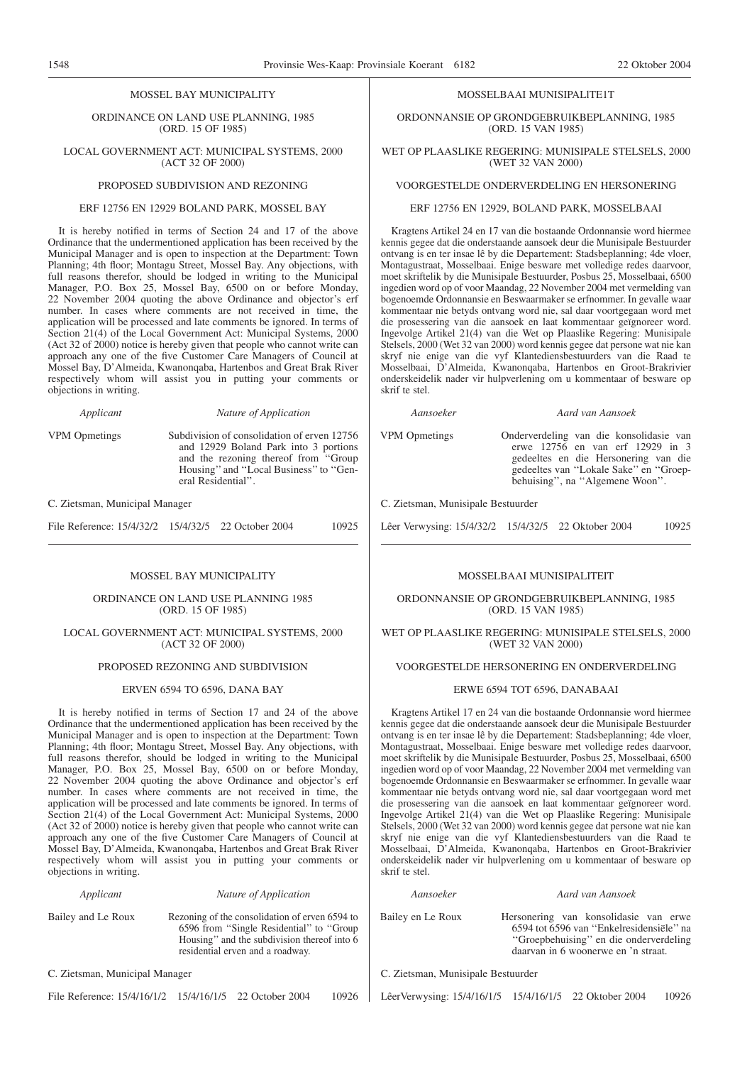MOSSEL BAY MUNICIPALITY

ORDINANCE ON LAND USE PLANNING, 1985 (ORD. 15 OF 1985)

LOCAL GOVERNMENT ACT: MUNICIPAL SYSTEMS, 2000 (ACT 32 OF 2000)

PROPOSED SUBDIVISION AND REZONING

ERF 12756 EN 12929 BOLAND PARK, MOSSEL BAY

It is hereby notified in terms of Section 24 and 17 of the above Ordinance that the undermentioned application has been received by the Municipal Manager and is open to inspection at the Department: Town Planning; 4th floor; Montagu Street, Mossel Bay. Any objections, with full reasons therefor, should be lodged in writing to the Municipal Manager, P.O. Box 25, Mossel Bay, 6500 on or before Monday, 22 November 2004 quoting the above Ordinance and objector's erf number. In cases where comments are not received in time, the application will be processed and late comments be ignored. In terms of Section 21(4) of the Local Government Act: Municipal Systems, 2000 (Act 32 of 2000) notice is hereby given that people who cannot write can approach any one of the five Customer Care Managers of Council at Mossel Bay, D'Almeida, Kwanonqaba, Hartenbos and Great Brak River respectively whom will assist you in putting your comments or objections in writing.

| *Applicant* | *Nature of Application* |
|---|---|
| VPM Opmetings | Subdivision of consolidation of erven 12756 and 12929 Boland Park into 3 portions and the rezoning thereof from "Group Housing" and "Local Business" to "General Residential". |

C. Zietsman, Municipal Manager

File Reference: 15/4/32/2 15/4/32/5 22 October 2004 10925

MOSSELBAAI MUNISIPALITE1T

ORDONNANSIE OP GRONDGEBRUIKBEPLANNING, 1985 (ORD. 15 VAN 1985)

WET OP PLAASLIKE REGERING: MUNISIPALE STELSELS, 2000 (WET 32 VAN 2000)

VOORGESTELDE ONDERVERDELING EN HERSONERING

ERF 12756 EN 12929, BOLAND PARK, MOSSELBAAI

Kragtens Artikel 24 en 17 van die bostaande Ordonnansie word hiermee kennis gegee dat die onderstaande aansoek deur die Munisipale Bestuurder ontvang is en ter insae lê by die Departement: Stadsbeplanning; 4de vloer, Montagustraat, Mosselbaai. Enige besware met volledige redes daarvoor, moet skriftelik by die Munisipale Bestuurder, Posbus 25, Mosselbaai, 6500 ingedien word op of voor Maandag, 22 November 2004 met vermelding van bogenoemde Ordonnansie en Beswaarmaker se erfnommer. In gevalle waar kommentaar nie betyds ontvang word nie, sal daar voortgegaan word met die prosessering van die aansoek en laat kommentaar geïgnoreer word. Ingevolge Artikel 21(4) van die Wet op Plaaslike Regering: Munisipale Stelsels, 2000 (Wet 32 van 2000) word kennis gegee dat persone wat nie kan skryf nie enige van die vyf Klantediensbestuurders van die Raad te Mosselbaai, D'Almeida, Kwanonqaba, Hartenbos en Groot-Brakrivier onderskeidelik nader vir hulpverlening om u kommentaar of besware op skrif te stel.

| *Aansoeker* | *Aard van Aansoek* |
|---|---|
| VPM Opmetings | Onderverdeling van die konsolidasie van erwe 12756 en van erf 12929 in 3 gedeeltes en die Hersonering van die gedeeltes van "Lokale Sake" en "Groepbehuising", na "Algemene Woon". |

C. Zietsman, Munisipale Bestuurder

Lêer Verwysing: 15/4/32/2 15/4/32/5 22 Oktober 2004 10925

MOSSEL BAY MUNICIPALITY

ORDINANCE ON LAND USE PLANNING 1985 (ORD. 15 OF 1985)

LOCAL GOVERNMENT ACT: MUNICIPAL SYSTEMS, 2000 (ACT 32 OF 2000)

PROPOSED REZONING AND SUBDIVISION

ERVEN 6594 TO 6596, DANA BAY

It is hereby notified in terms of Section 17 and 24 of the above Ordinance that the undermentioned application has been received by the Municipal Manager and is open to inspection at the Department: Town Planning; 4th floor; Montagu Street, Mossel Bay. Any objections, with full reasons therefor, should be lodged in writing to the Municipal Manager, P.O. Box 25, Mossel Bay, 6500 on or before Monday, 22 November 2004 quoting the above Ordinance and objector's erf number. In cases where comments are not received in time, the application will be processed and late comments be ignored. In terms of Section 21(4) of the Local Government Act: Municipal Systems, 2000 (Act 32 of 2000) notice is hereby given that people who cannot write can approach any one of the five Customer Care Managers of Council at Mossel Bay, D'Almeida, Kwanonqaba, Hartenbos and Great Brak River respectively whom will assist you in putting your comments or objections in writing.

| *Applicant* | *Nature of Application* |
|---|---|
| Bailey and Le Roux | Rezoning of the consolidation of erven 6594 to 6596 from "Single Residential" to "Group Housing" and the subdivision thereof into 6 residential erven and a roadway. |

C. Zietsman, Municipal Manager

File Reference: 15/4/16/1/2 15/4/16/1/5 22 October 2004 10926

MOSSELBAAI MUNISIPALITEIT

ORDONNANSIE OP GRONDGEBRUIKBEPLANNING, 1985 (ORD. 15 VAN 1985)

WET OP PLAASLIKE REGERING: MUNISIPALE STELSELS, 2000 (WET 32 VAN 2000)

VOORGESTELDE HERSONERING EN ONDERVERDELING

ERWE 6594 TOT 6596, DANABAAI

Kragtens Artikel 17 en 24 van die bostaande Ordonnansie word hiermee kennis gegee dat die onderstaande aansoek deur die Munisipale Bestuurder ontvang is en ter insae lê by die Departement: Stadsbeplanning; 4de vloer, Montagustraat, Mosselbaai. Enige besware met volledige redes daarvoor, moet skriftelik by die Munisipale Bestuurder, Posbus 25, Mosselbaai, 6500 ingedien word op of voor Maandag, 22 November 2004 met vermelding van bogenoemde Ordonnansie en Beswaarmaker se erfnommer. In gevalle waar kommentaar nie betyds ontvang word nie, sal daar voortgegaan word met die prosessering van die aansoek en laat kommentaar geïgnoreer word. Ingevolge Artikel 21(4) van die Wet op Plaaslike Regering: Munisipale Stelsels, 2000 (Wet 32 van 2000) word kennis gegee dat persone wat nie kan skryf nie enige van die vyf Klantediensbestuurders van die Raad te Mosselbaai, D'Almeida, Kwanonqaba, Hartenbos en Groot-Brakrivier onderskeidelik nader vir hulpverlening om u kommentaar of besware op skrif te stel.

| *Aansoeker* | *Aard van Aansoek* |
|---|---|
| Bailey en Le Roux | Hersonering van konsolidasie van erwe 6594 tot 6596 van "Enkelresidensiële" na "Groepbehuising" en die onderverdeling daarvan in 6 woonerwe en 'n straat. |

C. Zietsman, Munisipale Bestuurder

LêerVerwysing: 15/4/16/1/5 15/4/16/1/5 22 Oktober 2004 10926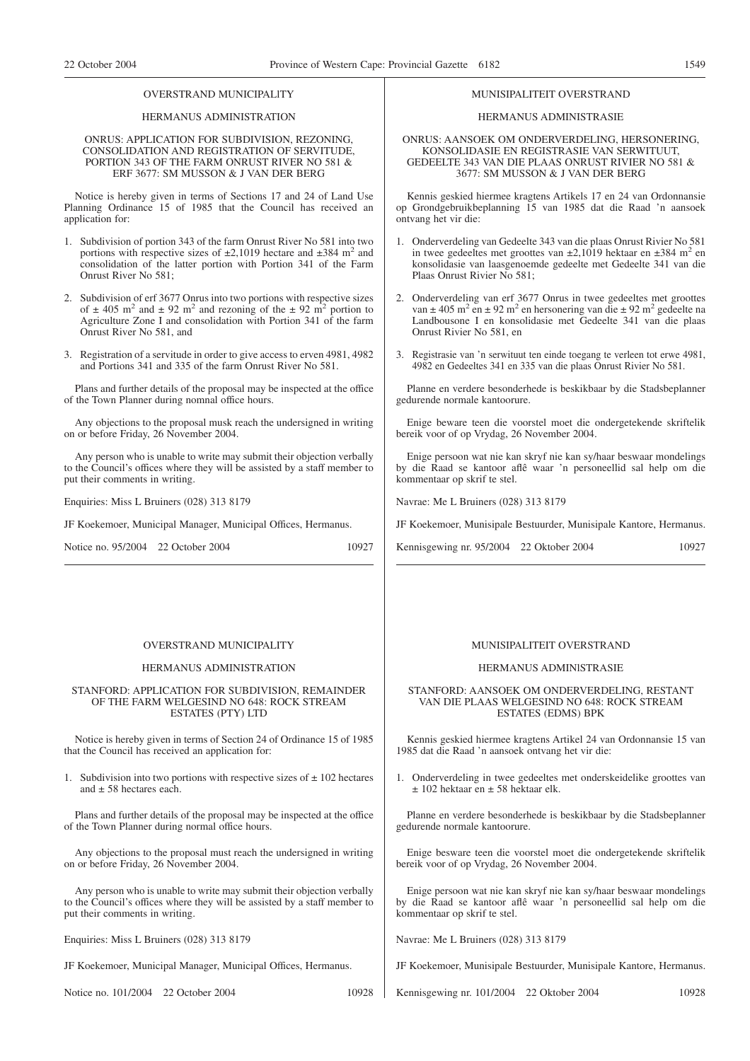OVERSTRAND MUNICIPALITY

HERMANUS ADMINISTRATION

ONRUS: APPLICATION FOR SUBDIVISION, REZONING, CONSOLIDATION AND REGISTRATION OF SERVITUDE, PORTION 343 OF THE FARM ONRUST RIVER NO 581 & ERF 3677: SM MUSSON & J VAN DER BERG

Notice is hereby given in terms of Sections 17 and 24 of Land Use Planning Ordinance 15 of 1985 that the Council has received an application for:

1. Subdivision of portion 343 of the farm Onrust River No 581 into two portions with respective sizes of ±2,1019 hectare and ±384 $m^2$ and consolidation of the latter portion with Portion 341 of the Farm Onrust River No 581;
2. Subdivision of erf 3677 Onrus into two portions with respective sizes of ± 405 $m^2$ and ± 92 $m^2$ and rezoning of the ± 92 $m^2$ portion to Agriculture Zone I and consolidation with Portion 341 of the farm Onrust River No 581, and
3. Registration of a servitude in order to give access to erven 4981, 4982 and Portions 341 and 335 of the farm Onrust River No 581.

Plans and further details of the proposal may be inspected at the office of the Town Planner during nomnal office hours.

Any objections to the proposal musk reach the undersigned in writing on or before Friday, 26 November 2004.

Any person who is unable to write may submit their objection verbally to the Council's offices where they will be assisted by a staff member to put their comments in writing.

Enquiries: Miss L Bruiners (028) 313 8179

JF Koekemoer, Municipal Manager, Municipal Offices, Hermanus.

Notice no. 95/2004 22 October 2004 10927

---

MUNISIPALITEIT OVERSTRAND

HERMANUS ADMINISTRASIE

ONRUS: AANSOEK OM ONDERVERDELING, HERSONERING, KONSOLIDASIE EN REGISTRASIE VAN SERWITUUT, GEDEELTE 343 VAN DIE PLAAS ONRUST RIVIER NO 581 & 3677: SM MUSSON & J VAN DER BERG

Kennis geskied hiermee kragtens Artikels 17 en 24 van Ordonnansie op Grondgebruikbeplanning 15 van 1985 dat die Raad 'n aansoek ontvang het vir die:

1. Onderverdeling van Gedeelte 343 van die plaas Onrust Rivier No 581 in twee gedeeltes met groottes van ±2,1019 hektaar en ±384 $m^2$ en konsolidasie van laasgenoemde gedeelte met Gedeelte 341 van die Plaas Onrust Rivier No 581;
2. Onderverdeling van erf 3677 Onrus in twee gedeeltes met groottes van ± 405 $m^2$ en ± 92 $m^2$ en hersonering van die ± 92 $m^2$ gedeelte na Landbousone I en konsolidasie met Gedeelte 341 van die plaas Onrust Rivier No 581, en
3. Registrasie van 'n serwituut ten einde toegang te verleen tot erwe 4981, 4982 en Gedeeltes 341 en 335 van die plaas Onrust Rivier No 581.

Planne en verdere besonderhede is beskikbaar by die Stadsbeplanner gedurende normale kantoorure.

Enige beware teen die voorstel moet die ondergetekende skriftelik bereik voor of op Vrydag, 26 November 2004.

Enige persoon wat nie kan skryf nie kan sy/haar beswaar mondelings by die Raad se kantoor aflê waar 'n personeellid sal help om die kommentaar op skrif te stel.

Navrae: Me L Bruiners (028) 313 8179

JF Koekemoer, Munisipale Bestuurder, Munisipale Kantore, Hermanus.

Kennisgewing nr. 95/2004 22 Oktober 2004 10927

---

OVERSTRAND MUNICIPALITY

HERMANUS ADMINISTRATION

STANFORD: APPLICATION FOR SUBDIVISION, REMAINDER OF THE FARM WELGESIND NO 648: ROCK STREAM ESTATES (PTY) LTD

Notice is hereby given in terms of Section 24 of Ordinance 15 of 1985 that the Council has received an application for:

1. Subdivision into two portions with respective sizes of ± 102 hectares and ± 58 hectares each.

Plans and further details of the proposal may be inspected at the office of the Town Planner during normal office hours.

Any objections to the proposal must reach the undersigned in writing on or before Friday, 26 November 2004.

Any person who is unable to write may submit their objection verbally to the Council's offices where they will be assisted by a staff member to put their comments in writing.

Enquiries: Miss L Bruiners (028) 313 8179

JF Koekemoer, Municipal Manager, Municipal Offices, Hermanus.

Notice no. 101/2004 22 October 2004 10928

---

MUNISIPALITEIT OVERSTRAND

HERMANUS ADMINISTRASIE

STANFORD: AANSOEK OM ONDERVERDELING, RESTANT VAN DIE PLAAS WELGESIND NO 648: ROCK STREAM ESTATES (EDMS) BPK

Kennis geskied hiermee kragtens Artikel 24 van Ordonnansie 15 van 1985 dat die Raad 'n aansoek ontvang het vir die:

1. Onderverdeling in twee gedeeltes met onderskeidelike groottes van ± 102 hektaar en ± 58 hektaar elk.

Planne en verdere besonderhede is beskikbaar by die Stadsbeplanner gedurende normale kantoorure.

Enige besware teen die voorstel moet die ondergetekende skriftelik bereik voor of op Vrydag, 26 November 2004.

Enige persoon wat nie kan skryf nie kan sy/haar beswaar mondelings by die Raad se kantoor aflê waar 'n personeellid sal help om die kommentaar op skrif te stel.

Navrae: Me L Bruiners (028) 313 8179

JF Koekemoer, Munisipale Bestuurder, Munisipale Kantore, Hermanus.

Kennisgewing nr. 101/2004 22 Oktober 2004 10928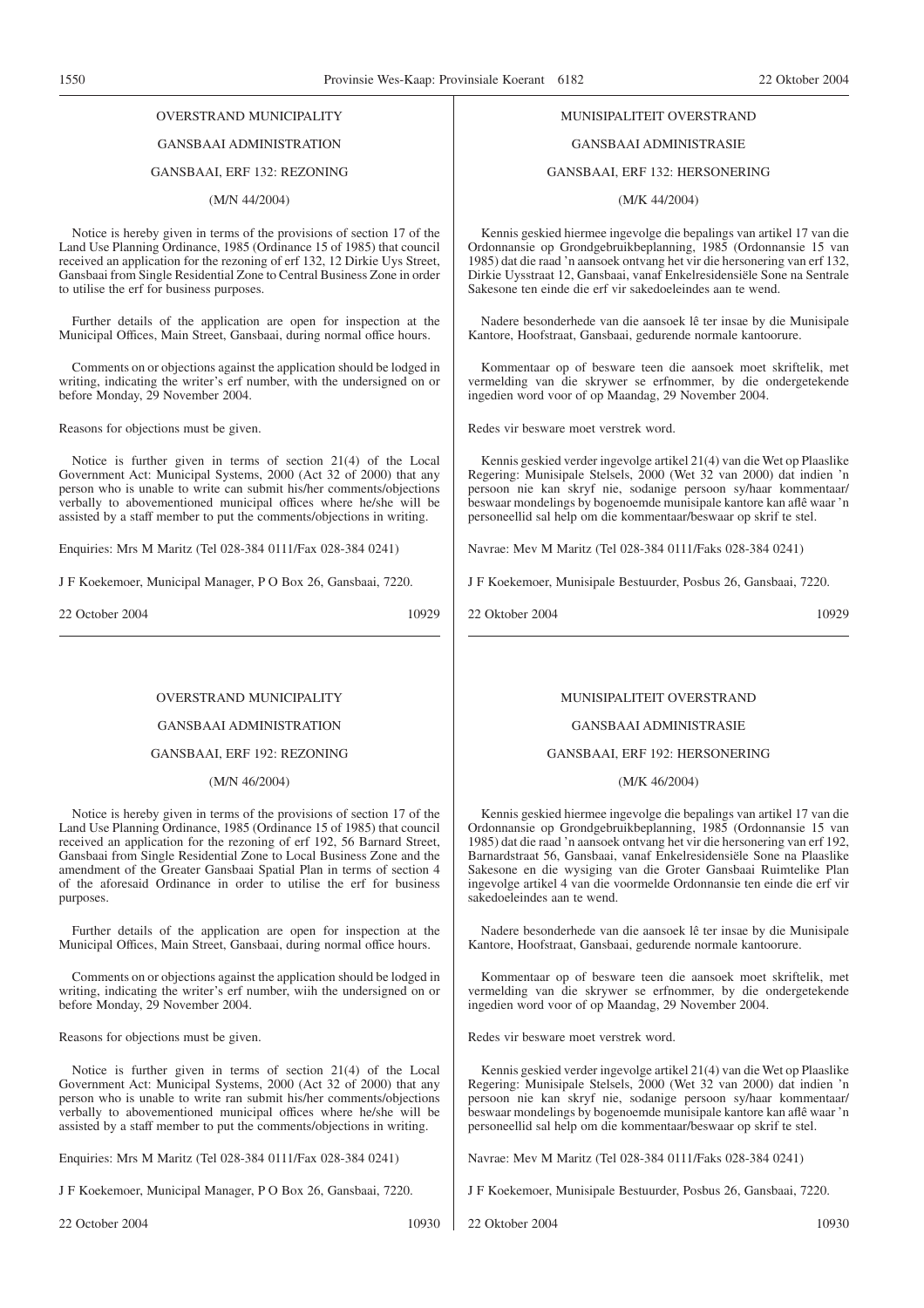OVERSTRAND MUNICIPALITY

GANSBAAI ADMINISTRATION

GANSBAAI, ERF 132: REZONING

(M/N 44/2004)

Notice is hereby given in terms of the provisions of section 17 of the Land Use Planning Ordinance, 1985 (Ordinance 15 of 1985) that council received an application for the rezoning of erf 132, 12 Dirkie Uys Street, Gansbaai from Single Residential Zone to Central Business Zone in order to utilise the erf for business purposes.

Further details of the application are open for inspection at the Municipal Offices, Main Street, Gansbaai, during normal office hours.

Comments on or objections against the application should be lodged in writing, indicating the writer's erf number, with the undersigned on or before Monday, 29 November 2004.

Reasons for objections must be given.

Notice is further given in terms of section 21(4) of the Local Government Act: Municipal Systems, 2000 (Act 32 of 2000) that any person who is unable to write can submit his/her comments/objections verbally to abovementioned municipal offices where he/she will be assisted by a staff member to put the comments/objections in writing.

Enquiries: Mrs M Maritz (Tel 028-384 0111/Fax 028-384 0241)

J F Koekemoer, Municipal Manager, P O Box 26, Gansbaai, 7220.

22 October 2004 10929

---

MUNISIPALITEIT OVERSTRAND

GANSBAAI ADMINISTRASIE

GANSBAAI, ERF 132: HERSONERING

(M/K 44/2004)

Kennis geskied hiermee ingevolge die bepalings van artikel 17 van die Ordonnansie op Grondgebruikbeplanning, 1985 (Ordonnansie 15 van 1985) dat die raad 'n aansoek ontvang het vir die hersonering van erf 132, Dirkie Uysstraat 12, Gansbaai, vanaf Enkelresidensiële Sone na Sentrale Sakesone ten einde die erf vir sakedoeleindes aan te wend.

Nadere besonderhede van die aansoek lê ter insae by die Munisipale Kantore, Hoofstraat, Gansbaai, gedurende normale kantoorure.

Kommentaar op of besware teen die aansoek moet skriftelik, met vermelding van die skrywer se erfnommer, by die ondergetekende ingedien word voor of op Maandag, 29 November 2004.

Redes vir besware moet verstrek word.

Kennis geskied verder ingevolge artikel 21(4) van die Wet op Plaaslike Regering: Munisipale Stelsels, 2000 (Wet 32 van 2000) dat indien 'n persoon nie kan skryf nie, sodanige persoon sy/haar kommentaar/beswaar mondelings by bogenoemde munisipale kantore kan aflê waar 'n personeellid sal help om die kommentaar/beswaar op skrif te stel.

Navrae: Mev M Maritz (Tel 028-384 0111/Faks 028-384 0241)

J F Koekemoer, Munisipale Bestuurder, Posbus 26, Gansbaai, 7220.

22 Oktober 2004 10929

---

OVERSTRAND MUNICIPALITY

GANSBAAI ADMINISTRATION

GANSBAAI, ERF 192: REZONING

(M/N 46/2004)

Notice is hereby given in terms of the provisions of section 17 of the Land Use Planning Ordinance, 1985 (Ordinance 15 of 1985) that council received an application for the rezoning of erf 192, 56 Barnard Street, Gansbaai from Single Residential Zone to Local Business Zone and the amendment of the Greater Gansbaai Spatial Plan in terms of section 4 of the aforesaid Ordinance in order to utilise the erf for business purposes.

Further details of the application are open for inspection at the Municipal Offices, Main Street, Gansbaai, during normal office hours.

Comments on or objections against the application should be lodged in writing, indicating the writer's erf number, wiih the undersigned on or before Monday, 29 November 2004.

Reasons for objections must be given.

Notice is further given in terms of section 21(4) of the Local Government Act: Municipal Systems, 2000 (Act 32 of 2000) that any person who is unable to write ran submit his/her comments/objections verbally to abovementioned municipal offices where he/she will be assisted by a staff member to put the comments/objections in writing.

Enquiries: Mrs M Maritz (Tel 028-384 0111/Fax 028-384 0241)

J F Koekemoer, Municipal Manager, P O Box 26, Gansbaai, 7220.

22 October 2004 10930

---

MUNISIPALITEIT OVERSTRAND

GANSBAAI ADMINISTRASIE

GANSBAAI, ERF 192: HERSONERING

(M/K 46/2004)

Kennis geskied hiermee ingevolge die bepalings van artikel 17 van die Ordonnansie op Grondgebruikbeplanning, 1985 (Ordonnansie 15 van 1985) dat die raad 'n aansoek ontvang het vir die hersonering van erf 192, Barnardstraat 56, Gansbaai, vanaf Enkelresidensiële Sone na Plaaslike Sakesone en die wysiging van die Groter Gansbaai Ruimtelike Plan ingevolge artikel 4 van die voormelde Ordonnansie ten einde die erf vir sakedoeleindes aan te wend.

Nadere besonderhede van die aansoek lê ter insae by die Munisipale Kantore, Hoofstraat, Gansbaai, gedurende normale kantoorure.

Kommentaar op of besware teen die aansoek moet skriftelik, met vermelding van die skrywer se erfnommer, by die ondergetekende ingedien word voor of op Maandag, 29 November 2004.

Redes vir besware moet verstrek word.

Kennis geskied verder ingevolge artikel 21(4) van die Wet op Plaaslike Regering: Munisipale Stelsels, 2000 (Wet 32 van 2000) dat indien 'n persoon nie kan skryf nie, sodanige persoon sy/haar kommentaar/beswaar mondelings by bogenoemde munisipale kantore kan aflê waar 'n personeellid sal help om die kommentaar/beswaar op skrif te stel.

Navrae: Mev M Maritz (Tel 028-384 0111/Faks 028-384 0241)

J F Koekemoer, Munisipale Bestuurder, Posbus 26, Gansbaai, 7220.

22 Oktober 2004 10930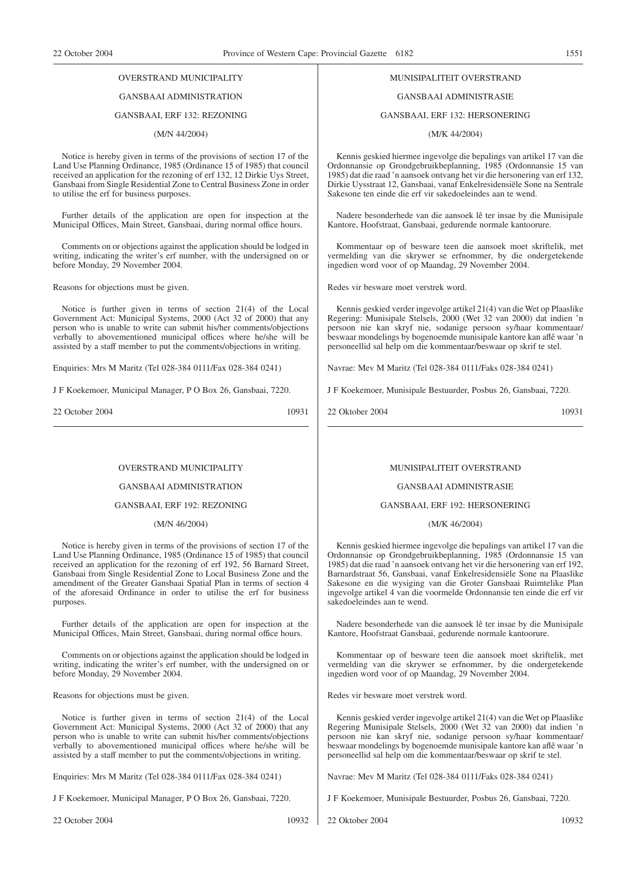OVERSTRAND MUNICIPALITY

GANSBAAI ADMINISTRATION

GANSBAAI, ERF 132: REZONING

(M/N 44/2004)

Notice is hereby given in terms of the provisions of section 17 of the Land Use Planning Ordinance, 1985 (Ordinance 15 of 1985) that council received an application for the rezoning of erf 132, 12 Dirkie Uys Street, Gansbaai from Single Residential Zone to Central Business Zone in order to utilise the erf for business purposes.

Further details of the application are open for inspection at the Municipal Offices, Main Street, Gansbaai, during normal office hours.

Comments on or objections against the application should be lodged in writing, indicating the writer's erf number, with the undersigned on or before Monday, 29 November 2004.

Reasons for objections must be given.

Notice is further given in terms of section 21(4) of the Local Government Act: Municipal Systems, 2000 (Act 32 of 2000) that any person who is unable to write can submit his/her comments/objections verbally to abovementioned municipal offices where he/she will be assisted by a staff member to put the comments/objections in writing.

Enquiries: Mrs M Maritz (Tel 028-384 0111/Fax 028-384 0241)

J F Koekemoer, Municipal Manager, P O Box 26, Gansbaai, 7220.

22 October 2004 10931

---

MUNISIPALITEIT OVERSTRAND

GANSBAAI ADMINISTRASIE

GANSBAAI, ERF 132: HERSONERING

(M/K 44/2004)

Kennis geskied hiermee ingevolge die bepalings van artikel 17 van die Ordonnansie op Grondgebruikbeplanning, 1985 (Ordonnansie 15 van 1985) dat die raad 'n aansoek ontvang het vir die hersonering van erf 132, Dirkie Uysstraat 12, Gansbaai, vanaf Enkelresidensiële Sone na Sentrale Sakesone ten einde die erf vir sakedoeleindes aan te wend.

Nadere besonderhede van die aansoek lê ter insae by die Munisipale Kantore, Hoofstraat, Gansbaai, gedurende normale kantoorure.

Kommentaar op of besware teen die aansoek moet skriftelik, met vermelding van die skrywer se erfnommer, by die ondergetekende ingedien word voor of op Maandag, 29 November 2004.

Redes vir besware moet verstrek word.

Kennis geskied verder ingevolge artikel 21(4) van die Wet op Plaaslike Regering: Munisipale Stelsels, 2000 (Wet 32 van 2000) dat indien 'n persoon nie kan skryf nie, sodanige persoon sy/haar kommentaar/beswaar mondelings by bogenoemde munisipale kantore kan aflê waar 'n personeellid sal help om die kommentaar/beswaar op skrif te stel.

Navrae: Mev M Maritz (Tel 028-384 0111/Faks 028-384 0241)

J F Koekemoer, Munisipale Bestuurder, Posbus 26, Gansbaai, 7220.

22 Oktober 2004 10931

---

OVERSTRAND MUNICIPALITY

GANSBAAI ADMINISTRATION

GANSBAAI, ERF 192: REZONING

(M/N 46/2004)

Notice is hereby given in terms of the provisions of section 17 of the Land Use Planning Ordinance, 1985 (Ordinance 15 of 1985) that council received an application for the rezoning of erf 192, 56 Barnard Street, Gansbaai from Single Residential Zone to Local Business Zone and the amendment of the Greater Gansbaai Spatial Plan in terms of section 4 of the aforesaid Ordinance in order to utilise the erf for business purposes.

Further details of the application are open for inspection at the Municipal Offices, Main Street, Gansbaai, during normal office hours.

Comments on or objections against the application should be lodged in writing, indicating the writer's erf number, with the undersigned on or before Monday, 29 November 2004.

Reasons for objections must be given.

Notice is further given in terms of section 21(4) of the Local Government Act: Municipal Systems, 2000 (Act 32 of 2000) that any person who is unable to write can submit his/her comments/objections verbally to abovementioned municipal offices where he/she will be assisted by a staff member to put the comments/objections in writing.

Enquiries: Mrs M Maritz (Tel 028-384 0111/Fax 028-384 0241)

J F Koekemoer, Municipal Manager, P O Box 26, Gansbaai, 7220.

22 October 2004 10932

---

MUNISIPALITEIT OVERSTRAND

GANSBAAI ADMINISTRASIE

GANSBAAI, ERF 192: HERSONERING

(M/K 46/2004)

Kennis geskied hiermee ingevolge die bepalings van artikel 17 van die Ordonnansie op Grondgebruikbeplanning, 1985 (Ordonnansie 15 van 1985) dat die raad 'n aansoek ontvang het vir die hersonering van erf 192, Barnardstraat 56, Gansbaai, vanaf Enkelresidensiële Sone na Plaaslike Sakesone en die wysiging van die Groter Gansbaai Ruimtelike Plan ingevolge artikel 4 van die voormelde Ordonnansie ten einde die erf vir sakedoeleindes aan te wend.

Nadere besonderhede van die aansoek lê ter insae by die Munisipale Kantore, Hoofstraat Gansbaai, gedurende normale kantoorure.

Kommentaar op of besware teen die aansoek moet skriftelik, met vermelding van die skrywer se erfnommer, by die ondergetekende ingedien word voor of op Maandag, 29 November 2004.

Redes vir besware moet verstrek word.

Kennis geskied verder ingevolge artikel 21(4) van die Wet op Plaaslike Regering Munisipale Stelsels, 2000 (Wet 32 van 2000) dat indien 'n persoon nie kan skryf nie, sodanige persoon sy/haar kommentaar/beswaar mondelings by bogenoemde munisipale kantore kan aflê waar 'n personeellid sal help om die kommentaar/beswaar op skrif te stel.

Navrae: Mev M Maritz (Tel 028-384 0111/Faks 028-384 0241)

J F Koekemoer, Munisipale Bestuurder, Posbus 26, Gansbaai, 7220.

22 Oktober 2004 10932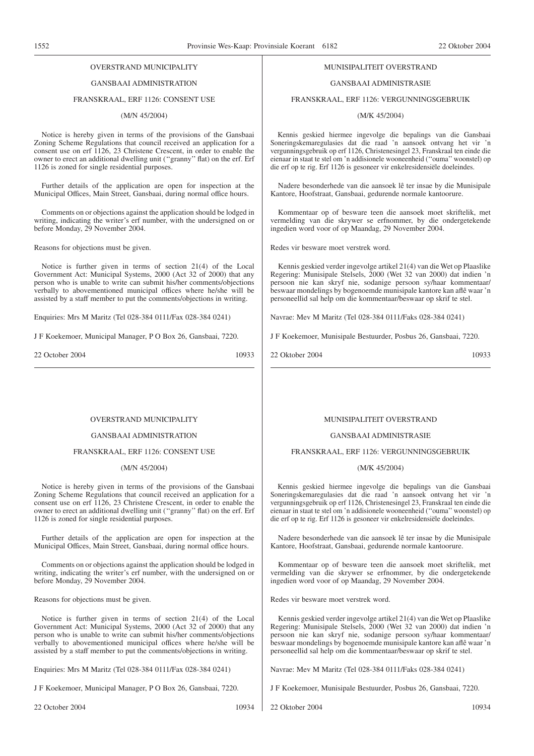OVERSTRAND MUNICIPALITY

GANSBAAI ADMINISTRATION

FRANSKRAAL, ERF 1126: CONSENT USE

(M/N 45/2004)

Notice is hereby given in terms of the provisions of the Gansbaai Zoning Scheme Regulations that council received an application for a consent use on erf 1126, 23 Christene Crescent, in order to enable the owner to erect an additional dwelling unit (''granny'' flat) on the erf. Erf 1126 is zoned for single residential purposes.

Further details of the application are open for inspection at the Municipal Offices, Main Street, Gansbaai, during normal office hours.

Comments on or objections against the application should be lodged in writing, indicating the writer's erf number, with the undersigned on or before Monday, 29 November 2004.

Reasons for objections must be given.

Notice is further given in terms of section 21(4) of the Local Government Act: Municipal Systems, 2000 (Act 32 of 2000) that any person who is unable to write can submit his/her comments/objections verbally to abovementioned municipal offices where he/she will be assisted by a staff member to put the comments/objections in writing.

Enquiries: Mrs M Maritz (Tel 028-384 0111/Fax 028-384 0241)

J F Koekemoer, Municipal Manager, P O Box 26, Gansbaai, 7220.

22 October 2004 10933

---

MUNISIPALITEIT OVERSTRAND

GANSBAAI ADMINISTRASIE

FRANSKRAAL, ERF 1126: VERGUNNINGSGEBRUIK

(M/K 45/2004)

Kennis geskied hiermee ingevolge die bepalings van die Gansbaai Soneringskemaregulasies dat die raad 'n aansoek ontvang het vir 'n vergunningsgebruik op erf 1126, Christenesingel 23, Franskraal ten einde die eienaar in staat te stel om 'n addisionele wooneenheid (''ouma'' woonstel) op die erf op te rig. Erf 1126 is gesoneer vir enkelresidensiële doeleindes.

Nadere besonderhede van die aansoek lê ter insae by die Munisipale Kantore, Hoofstraat, Gansbaai, gedurende normale kantoorure.

Kommentaar op of besware teen die aansoek moet skriftelik, met vermelding van die skrywer se erfnommer, by die ondergetekende ingedien word voor of op Maandag, 29 November 2004.

Redes vir besware moet verstrek word.

Kennis geskied verder ingevolge artikel 21(4) van die Wet op Plaaslike Regering: Munisipale Stelsels, 2000 (Wet 32 van 2000) dat indien 'n persoon nie kan skryf nie, sodanige persoon sy/haar kommentaar/beswaar mondelings by bogenoemde munisipale kantore kan aflê waar 'n personeellid sal help om die kommentaar/beswaar op skrif te stel.

Navrae: Mev M Maritz (Tel 028-384 0111/Faks 028-384 0241)

J F Koekemoer, Munisipale Bestuurder, Posbus 26, Gansbaai, 7220.

22 Oktober 2004 10933

---

OVERSTRAND MUNICIPALITY

GANSBAAI ADMINISTRATION

FRANSKRAAL, ERF 1126: CONSENT USE

(M/N 45/2004)

Notice is hereby given in terms of the provisions of the Gansbaai Zoning Scheme Regulations that council received an application for a consent use on erf 1126, 23 Christene Crescent, in order to enable the owner to erect an additional dwelling unit (''granny'' flat) on the erf. Erf 1126 is zoned for single residential purposes.

Further details of the application are open for inspection at the Municipal Offices, Main Street, Gansbaai, during normal office hours.

Comments on or objections against the application should be lodged in writing, indicating the writer's erf number, with the undersigned on or before Monday, 29 November 2004.

Reasons for objections must be given.

Notice is further given in terms of section 21(4) of the Local Government Act: Municipal Systems, 2000 (Act 32 of 2000) that any person who is unable to write can submit his/her comments/objections verbally to abovementioned municipal offices where he/she will be assisted by a staff member to put the comments/objections in writing.

Enquiries: Mrs M Maritz (Tel 028-384 0111/Fax 028-384 0241)

J F Koekemoer, Municipal Manager, P O Box 26, Gansbaai, 7220.

22 October 2004 10934

---

MUNISIPALITEIT OVERSTRAND

GANSBAAI ADMINISTRASIE

FRANSKRAAL, ERF 1126: VERGUNNINGSGEBRUIK

(M/K 45/2004)

Kennis geskied hiermee ingevolge die bepalings van die Gansbaai Soneringskemaregulasies dat die raad 'n aansoek ontvang het vir 'n vergunningsgebruik op erf 1126, Christenesingel 23, Franskraal ten einde die eienaar in staat te stel om 'n addisionele wooneenheid (''ouma'' woonstel) op die erf op te rig. Erf 1126 is gesoneer vir enkelresidensiële doeleindes.

Nadere besonderhede van die aansoek lê ter insae by die Munisipale Kantore, Hoofstraat, Gansbaai, gedurende normale kantoorure.

Kommentaar op of besware teen die aansoek moet skriftelik, met vermelding van die skrywer se erfnommer, by die ondergetekende ingedien word voor of op Maandag, 29 November 2004.

Redes vir besware moet verstrek word.

Kennis geskied verder ingevolge artikel 21(4) van die Wet op Plaaslike Regering: Munisipale Stelsels, 2000 (Wet 32 van 2000) dat indien 'n persoon nie kan skryf nie, sodanige persoon sy/haar kommentaar/beswaar mondelings by bogenoemde munisipale kantore kan aflê waar 'n personeellid sal help om die kommentaar/beswaar op skrif te stel.

Navrae: Mev M Maritz (Tel 028-384 0111/Faks 028-384 0241)

J F Koekemoer, Munisipale Bestuurder, Posbus 26, Gansbaai, 7220.

22 Oktober 2004 10934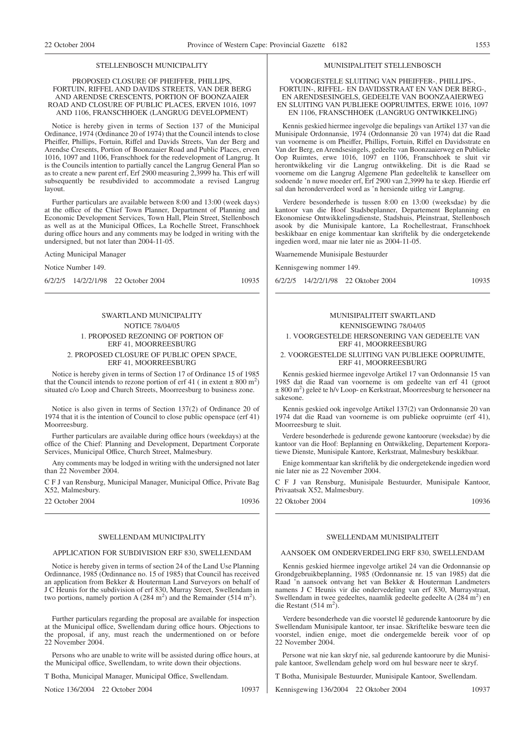## STELLENBOSCH MUNICIPALITY

### PROPOSED CLOSURE OF PHEIFFER, PHILLIPS, FORTUIN, RIFFEL AND DAVIDS STREETS, VAN DER BERG AND ARENDSE CRESCENTS, PORTION OF BOONZAAIER ROAD AND CLOSURE OF PUBLIC PLACES, ERVEN 1016, 1097 AND 1106, FRANSCHHOEK (LANGRUG DEVELOPMENT)

Notice is hereby given in terms of Section 137 of the Municipal Ordinance, 1974 (Ordinance 20 of 1974) that the Council intends to close Pheiffer, Phillips, Fortuin, Riffel and Davids Streets, Van der Berg and Arendse Cresents, Portion of Boonzaaier Road and Public Places, erven 1016, 1097 and 1106, Franschhoek for the redevelopment of Langrug. It is the Councils intention to partially cancel the Langrug General Plan so as to create a new parent erf, Erf 2900 measuring 2,3999 ha. This erf will subsequently be resubdivided to accommodate a revised Langrug layout.

Further particulars are available between 8:00 and 13:00 (week days) at the office of the Chief Town Planner, Department of Planning and Economic Development Services, Town Hall, Plein Street, Stellenbosch as well as at the Municipal Offices, La Rochelle Street, Franschhoek during office hours and any comments may be lodged in writing with the undersigned, but not later than 2004-11-05.

Acting Municipal Manager

Notice Number 149.

6/2/2/5 14/2/2/1/98 22 October 2004 10935

---

## MUNISIPALITEIT STELLENBOSCH

### VOORGESTELE SLUITING VAN PHEIFFER-, PHILLIPS-, FORTUIN-, RIFFEL- EN DAVIDSSTRAAT EN VAN DER BERG-, EN ARENDSESINGELS, GEDEELTE VAN BOONZAAIERWEG EN SLUITING VAN PUBLIEKE OOPRUIMTES, ERWE 1016, 1097 EN 1106, FRANSCHHOEK (LANGRUG ONTWIKKELING)

Kennis geskied hiermee ingevolge die bepalings van Artikel 137 van die Munisipale Ordonnansie, 1974 (Ordonnansie 20 van 1974) dat die Raad van voorneme is om Pheiffer, Phillips, Fortuin, Riffel en Davidsstrate en Van der Berg, en Arendsesingels, gedeelte van Boonzaaierweg en Publieke Oop Ruimtes, erwe 1016, 1097 en 1106, Franschhoek te sluit vir herontwikkeling vir die Langrug ontwikkeling. Dit is die Raad se voorneme om die Langrug Algemene Plan gedeeltelik te kanselleer om sodoende 'n nuwe moeder erf, Erf 2900 van 2,3999 ha te skep. Hierdie erf sal dan heronderverdeel word as 'n hersiende uitleg vir Langrug.

Verdere besonderhede is tussen 8:00 en 13:00 (weeksdae) by die kantoor van die Hoof Stadsbeplanner, Departement Beplanning en Ekonomiese Ontwikkelingsdienste, Stadshuis, Pleinstraat, Stellenbosch asook by die Munisipale kantore, La Rochellestraat, Franschhoek beskikbaar en enige kommentaar kan skriftelik by die ondergetekende ingedien word, maar nie later nie as 2004-11-05.

Waarnemende Munisipale Bestuurder

Kennisgewing nommer 149.

6/2/2/5 14/2/2/1/98 22 Oktober 2004 10935

---

## SWARTLAND MUNICIPALITY

### NOTICE 78/04/05

### 1. PROPOSED REZONING OF PORTION OF ERF 41, MOORREESBURG

### 2. PROPOSED CLOSURE OF PUBLIC OPEN SPACE, ERF 41, MOORREESBURG

Notice is hereby given in terms of Section 17 of Ordinance 15 of 1985 that the Council intends to rezone portion of erf 41 ( in extent ± 800 $m^2$) situated c/o Loop and Church Streets, Moorreesburg to business zone.

Notice is also given in terms of Section 137(2) of Ordinance 20 of 1974 that it is the intention of Council to close public openspace (erf 41) Moorreesburg.

Further particulars are available during office hours (weekdays) at the office of the Chief: Planning and Development, Department Corporate Services, Municipal Office, Church Street, Malmesbury.

Any comments may be lodged in writing with the undersigned not later than 22 November 2004.

C F J van Rensburg, Municipal Manager, Municipal Office, Private Bag X52, Malmesbury.

22 October 2004 10936

---

## MUNISIPALITEIT SWARTLAND

### KENNISGEWING 78/04/05

### 1. VOORGESTELDE HERSONERING VAN GEDEELTE VAN ERF 41, MOORREESBURG

### 2. VOORGESTELDE SLUITING VAN PUBLIEKE OOPRUIMTE, ERF 41, MOORREESBURG

Kennis geskied hiermee ingevolge Artikel 17 van Ordonnansie 15 van 1985 dat die Raad van voorneme is om gedeelte van erf 41 (groot ± 800 $m^2$) geleë te h/v Loop- en Kerkstraat, Moorreesburg te hersoneer na sakesone.

Kennis geskied ook ingevolge Artikel 137(2) van Ordonnansie 20 van 1974 dat die Raad van voorneme is om publieke oopruimte (erf 41), Moorreesburg te sluit.

Verdere besonderhede is gedurende gewone kantoorure (weeksdae) by die kantoor van die Hoof: Beplanning en Ontwikkeling, Departement Korporatiewe Dienste, Munisipale Kantore, Kerkstraat, Malmesbury beskikbaar.

Enige kommentaar kan skriftelik by die ondergetekende ingedien word nie later nie as 22 November 2004.

C F J van Rensburg, Munisipale Bestuurder, Munisipale Kantoor, Privaatsak X52, Malmesbury.

22 Oktober 2004 10936

---

## SWELLENDAM MUNICIPALITY

### APPLICATION FOR SUBDIVISION ERF 830, SWELLENDAM

Notice is hereby given in terms of section 24 of the Land Use Planning Ordinnance, 1985 (Ordinnance no. 15 of 1985) that Council has received an application from Bekker & Houterman Land Surveyors on behalf of J C Heunis for the subdivision of erf 830, Murray Street, Swellendam in two portions, namely portion A (284 $m^2$) and the Remainder (514 $m^2$).

Further particulars regarding the proposal are available for inspection at the Municipal office, Swellendam during office hours. Objections to the proposal, if any, must reach the undermentioned on or before 22 November 2004.

Persons who are unable to write will be assisted during office hours, at the Municipal office, Swellendam, to write down their objections.

T Botha, Municipal Manager, Municipal Office, Swellendam.

Notice 136/2004 22 October 2004 10937

---

## SWELLENDAM MUNISIPALITEIT

### AANSOEK OM ONDERVERDELING ERF 830, SWELLENDAM

Kennis geskied hiermee ingevolge artikel 24 van die Ordonnansie op Grondgebruikbeplanning, 1985 (Ordonnansie nr. 15 van 1985) dat die Raad 'n aansoek ontvang het van Bekker & Houterman Landmeters namens J C Heunis vir die ondervedeling van erf 830, Murraystraat, Swellendam in twee gedeeltes, naamlik gedeelte gedeelte A (284 $m^2$) en die Restant (514 $m^2$).

Verdere besonderhede van die voorstel lê gedurende kantoorure by die Swellendam Munisipale kantoor, ter insae. Skriftelike besware teen die voorstel, indien enige, moet die ondergemelde bereik voor of op 22 November 2004.

Persone wat nie kan skryf nie, sal gedurende kantoorure by die Munisipale kantoor, Swellendam gehelp word om hul besware neer te skryf.

T Botha, Munisipale Bestuurder, Munisipale Kantoor, Swellendam.

Kennisgewing 136/2004 22 Oktober 2004 10937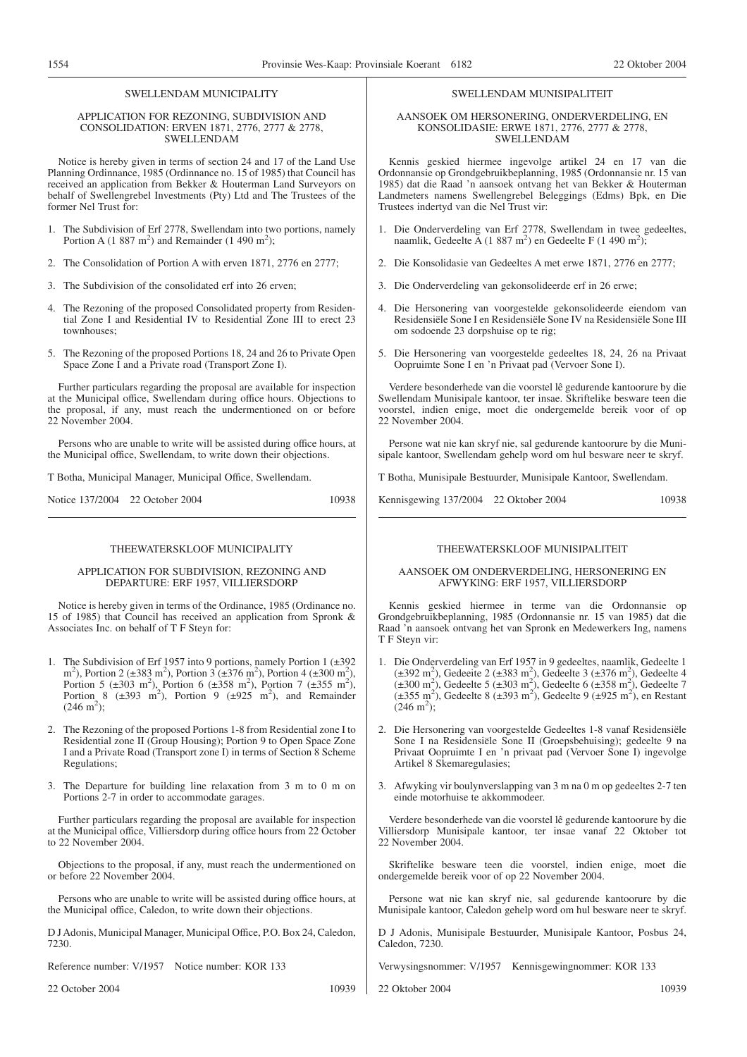## SWELLENDAM MUNICIPALITY

### APPLICATION FOR REZONING, SUBDIVISION AND CONSOLIDATION: ERVEN 1871, 2776, 2777 & 2778, SWELLENDAM

Notice is hereby given in terms of section 24 and 17 of the Land Use Planning Ordinnance, 1985 (Ordinnance no. 15 of 1985) that Council has received an application from Bekker & Houterman Land Surveyors on behalf of Swellengrebel Investments (Pty) Ltd and The Trustees of the former Nel Trust for:

1. The Subdivision of Erf 2778, Swellendam into two portions, namely Portion A (1 887 $m^2$) and Remainder (1 490 $m^2$);
2. The Consolidation of Portion A with erven 1871, 2776 en 2777;
3. The Subdivision of the consolidated erf into 26 erven;
4. The Rezoning of the proposed Consolidated property from Residential Zone I and Residential IV to Residential Zone III to erect 23 townhouses;
5. The Rezoning of the proposed Portions 18, 24 and 26 to Private Open Space Zone I and a Private road (Transport Zone I).

Further particulars regarding the proposal are available for inspection at the Municipal office, Swellendam during office hours. Objections to the proposal, if any, must reach the undermentioned on or before 22 November 2004.

Persons who are unable to write will be assisted during office hours, at the Municipal office, Swellendam, to write down their objections.

T Botha, Municipal Manager, Municipal Office, Swellendam.

Notice 137/2004 22 October 2004 10938

---

## SWELLENDAM MUNISIPALITEIT

### AANSOEK OM HERSONERING, ONDERVERDELING, EN KONSOLIDASIE: ERWE 1871, 2776, 2777 & 2778, SWELLENDAM

Kennis geskied hiermee ingevolge artikel 24 en 17 van die Ordonnansie op Grondgebruikbeplanning, 1985 (Ordonnansie nr. 15 van 1985) dat die Raad 'n aansoek ontvang het van Bekker & Houterman Landmeters namens Swellengrebel Beleggings (Edms) Bpk, en Die Trustees indertyd van die Nel Trust vir:

1. Die Onderverdeling van Erf 2778, Swellendam in twee gedeeltes, naamlik, Gedeelte A (1 887 $m^2$) en Gedeelte F (1 490 $m^2$);
2. Die Konsolidasie van Gedeeltes A met erwe 1871, 2776 en 2777;
3. Die Onderverdeling van gekonsolideerde erf in 26 erwe;
4. Die Hersonering van voorgestelde gekonsolideerde eiendom van Residensiële Sone I en Residensiële Sone IV na Residensiële Sone III om sodoende 23 dorpshuise op te rig;
5. Die Hersonering van voorgestelde gedeeltes 18, 24, 26 na Privaat Oopruimte Sone I en 'n Privaat pad (Vervoer Sone I).

Verdere besonderhede van die voorstel lê gedurende kantoorure by die Swellendam Munisipale kantoor, ter insae. Skriftelike besware teen die voorstel, indien enige, moet die ondergemelde bereik voor of op 22 November 2004.

Persone wat nie kan skryf nie, sal gedurende kantoorure by die Munisipale kantoor, Swellendam gehelp word om hul besware neer te skryf.

T Botha, Munisipale Bestuurder, Munisipale Kantoor, Swellendam.

Kennisgewing 137/2004 22 Oktober 2004 10938

---

## THEEWATERSKLOOF MUNICIPALITY

### APPLICATION FOR SUBDIVISION, REZONING AND DEPARTURE: ERF 1957, VILLIERSDORP

Notice is hereby given in terms of the Ordinance, 1985 (Ordinance no. 15 of 1985) that Council has received an application from Spronk & Associates Inc. on behalf of T F Steyn for:

1. The Subdivision of Erf 1957 into 9 portions, namely Portion 1 (±392 $m^2$), Portion 2 (±383 $m^2$), Portion 3 (±376 $m^2$), Portion 4 (±300 $m^2$), Portion 5 (±303 $m^2$), Portion 6 (±358 $m^2$), Portion 7 (±355 $m^2$), Portion 8 (±393 $m^2$), Portion 9 (±925 $m^2$), and Remainder (246 $m^2$);
2. The Rezoning of the proposed Portions 1-8 from Residential zone I to Residential zone II (Group Housing); Portion 9 to Open Space Zone I and a Private Road (Transport zone I) in terms of Section 8 Scheme Regulations;
3. The Departure for building line relaxation from 3 m to 0 m on Portions 2-7 in order to accommodate garages.

Further particulars regarding the proposal are available for inspection at the Municipal office, Villiersdorp during office hours from 22 October to 22 November 2004.

Objections to the proposal, if any, must reach the undermentioned on or before 22 November 2004.

Persons who are unable to write will be assisted during office hours, at the Municipal office, Caledon, to write down their objections.

D J Adonis, Municipal Manager, Municipal Office, P.O. Box 24, Caledon, 7230.

Reference number: V/1957 Notice number: KOR 133

22 October 2004 10939

---

## THEEWATERSKLOOF MUNISIPALITEIT

### AANSOEK OM ONDERVERDELING, HERSONERING EN AFWYKING: ERF 1957, VILLIERSDORP

Kennis geskied hiermee in terme van die Ordonnansie op Grondgebruikbeplanning, 1985 (Ordonnansie nr. 15 van 1985) dat die Raad 'n aansoek ontvang het van Spronk en Medewerkers Ing, namens T F Steyn vir:

1. Die Onderverdeling van Erf 1957 in 9 gedeeltes, naamlik, Gedeelte 1 (±392 $m^2$), Gedeelte 2 (±383 $m^2$), Gedeelte 3 (±376 $m^2$), Gedeelte 4 (±300 $m^2$), Gedeelte 5 (±303 $m^2$), Gedeelte 6 (±358 $m^2$), Gedeelte 7 (±355 $m^2$), Gedeelte 8 (±393 $m^2$), Gedeelte 9 (±925 $m^2$), en Restant (246 $m^2$);
2. Die Hersonering van voorgestelde Gedeeltes 1-8 vanaf Residensiële Sone I na Residensiële Sone II (Groepsbehuising); gedeelte 9 na Privaat Oopruimte I en 'n privaat pad (Vervoer Sone I) ingevolge Artikel 8 Skemaregulasies;
3. Afwyking vir boulynverslapping van 3 m na 0 m op gedeeltes 2-7 ten einde motorhuise te akkommodeer.

Verdere besonderhede van die voorstel lê gedurende kantoorure by die Villiersdorp Munisipale kantoor, ter insae vanaf 22 Oktober tot 22 November 2004.

Skriftelike besware teen die voorstel, indien enige, moet die ondergemelde bereik voor of op 22 November 2004.

Persone wat nie kan skryf nie, sal gedurende kantoorure by die Munisipale kantoor, Caledon gehelp word om hul besware neer te skryf.

D J Adonis, Munisipale Bestuurder, Munisipale Kantoor, Posbus 24, Caledon, 7230.

Verwysingsnommer: V/1957 Kennisgewingnommer: KOR 133

22 Oktober 2004 10939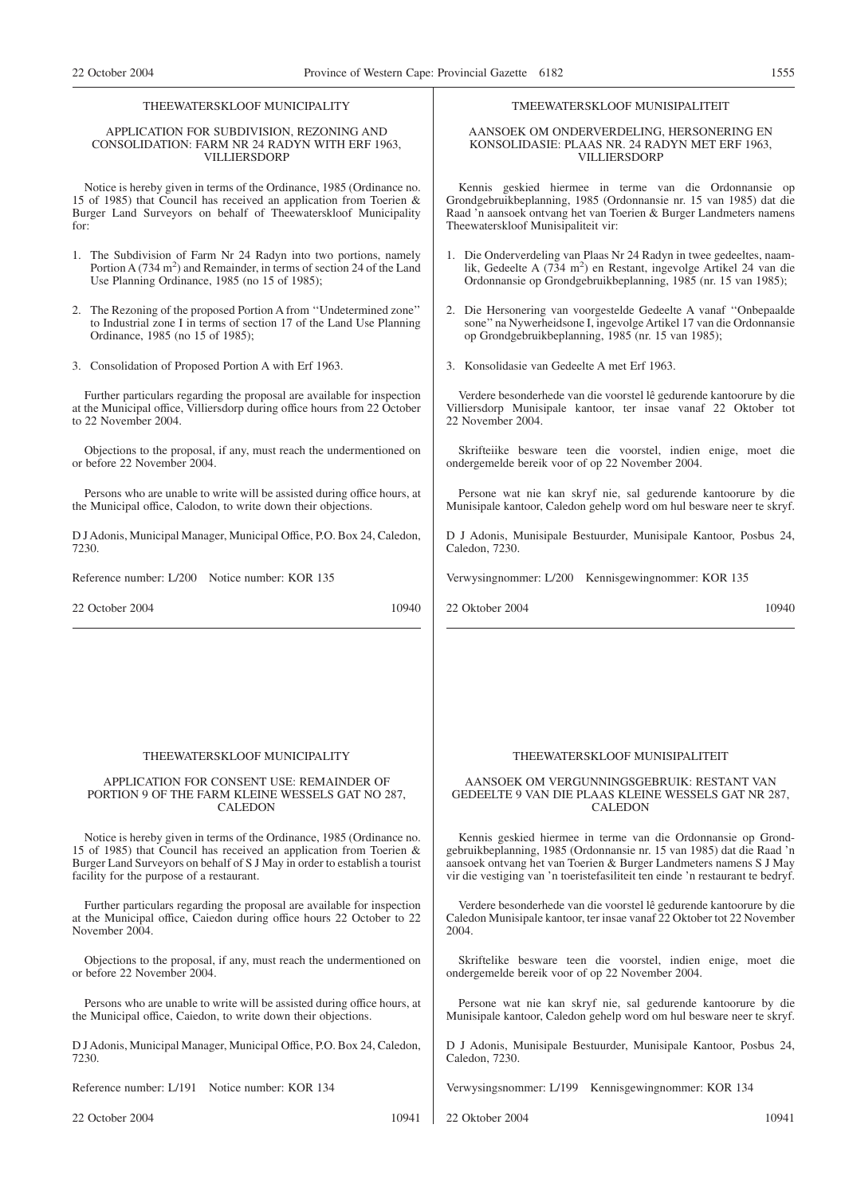THEEWATERSKLOOF MUNICIPALITY

APPLICATION FOR SUBDIVISION, REZONING AND CONSOLIDATION: FARM NR 24 RADYN WITH ERF 1963, VILLIERSDORP

Notice is hereby given in terms of the Ordinance, 1985 (Ordinance no. 15 of 1985) that Council has received an application from Toerien & Burger Land Surveyors on behalf of Theewaterskloof Municipality for:

1. The Subdivision of Farm Nr 24 Radyn into two portions, namely Portion A (734 $m^2$) and Remainder, in terms of section 24 of the Land Use Planning Ordinance, 1985 (no 15 of 1985);

2. The Rezoning of the proposed Portion A from ''Undetermined zone'' to Industrial zone I in terms of section 17 of the Land Use Planning Ordinance, 1985 (no 15 of 1985);

3. Consolidation of Proposed Portion A with Erf 1963.

Further particulars regarding the proposal are available for inspection at the Municipal office, Villiersdorp during office hours from 22 October to 22 November 2004.

Objections to the proposal, if any, must reach the undermentioned on or before 22 November 2004.

Persons who are unable to write will be assisted during office hours, at the Municipal office, Calodon, to write down their objections.

D J Adonis, Municipal Manager, Municipal Office, P.O. Box 24, Caledon, 7230.

Reference number: L/200 Notice number: KOR 135

22 October 2004 10940

TMEEWATERSKLOOF MUNISIPALITEIT

AANSOEK OM ONDERVERDELING, HERSONERING EN KONSOLIDASIE: PLAAS NR. 24 RADYN MET ERF 1963, VILLIERSDORP

Kennis geskied hiermee in terme van die Ordonnansie op Grondgebruikbeplanning, 1985 (Ordonnansie nr. 15 van 1985) dat die Raad 'n aansoek ontvang het van Toerien & Burger Landmeters namens Theewaterskloof Munisipaliteit vir:

1. Die Onderverdeling van Plaas Nr 24 Radyn in twee gedeeltes, naamlik, Gedeelte A (734 $m^2$) en Restant, ingevolge Artikel 24 van die Ordonnansie op Grondgebruikbeplanning, 1985 (nr. 15 van 1985);

2. Die Hersonering van voorgestelde Gedeelte A vanaf ''Onbepaalde sone'' na Nywerheidsone I, ingevolge Artikel 17 van die Ordonnansie op Grondgebruikbeplanning, 1985 (nr. 15 van 1985);

3. Konsolidasie van Gedeelte A met Erf 1963.

Verdere besonderhede van die voorstel lê gedurende kantoorure by die Villiersdorp Munisipale kantoor, ter insae vanaf 22 Oktober tot 22 November 2004.

Skrifteiike besware teen die voorstel, indien enige, moet die ondergemelde bereik voor of op 22 November 2004.

Persone wat nie kan skryf nie, sal gedurende kantoorure by die Munisipale kantoor, Caledon gehelp word om hul besware neer te skryf.

D J Adonis, Munisipale Bestuurder, Munisipale Kantoor, Posbus 24, Caledon, 7230.

Verwysingnommer: L/200 Kennisgewingnommer: KOR 135

22 Oktober 2004 10940

THEEWATERSKLOOF MUNICIPALITY

APPLICATION FOR CONSENT USE: REMAINDER OF PORTION 9 OF THE FARM KLEINE WESSELS GAT NO 287, CALEDON

Notice is hereby given in terms of the Ordinance, 1985 (Ordinance no. 15 of 1985) that Council has received an application from Toerien & Burger Land Surveyors on behalf of S J May in order to establish a tourist facility for the purpose of a restaurant.

Further particulars regarding the proposal are available for inspection at the Municipal office, Caiedon during office hours 22 October to 22 November 2004.

Objections to the proposal, if any, must reach the undermentioned on or before 22 November 2004.

Persons who are unable to write will be assisted during office hours, at the Municipal office, Caiedon, to write down their objections.

D J Adonis, Municipal Manager, Municipal Office, P.O. Box 24, Caledon, 7230.

Reference number: L/191 Notice number: KOR 134

22 October 2004 10941

THEEWATERSKLOOF MUNISIPALITEIT

AANSOEK OM VERGUNNINGSGEBRUIK: RESTANT VAN GEDEELTE 9 VAN DIE PLAAS KLEINE WESSELS GAT NR 287, CALEDON

Kennis geskied hiermee in terme van die Ordonnansie op Grondgebruikbeplanning, 1985 (Ordonnansie nr. 15 van 1985) dat die Raad 'n aansoek ontvang het van Toerien & Burger Landmeters namens S J May vir die vestiging van 'n toeristefasiliteit ten einde 'n restaurant te bedryf.

Verdere besonderhede van die voorstel lê gedurende kantoorure by die Caledon Munisipale kantoor, ter insae vanaf 22 Oktober tot 22 November 2004.

Skriftelike besware teen die voorstel, indien enige, moet die ondergemelde bereik voor of op 22 November 2004.

Persone wat nie kan skryf nie, sal gedurende kantoorure by die Munisipale kantoor, Caledon gehelp word om hul besware neer te skryf.

D J Adonis, Munisipale Bestuurder, Munisipale Kantoor, Posbus 24, Caledon, 7230.

Verwysingsnommer: L/199 Kennisgewingnommer: KOR 134

22 Oktober 2004 10941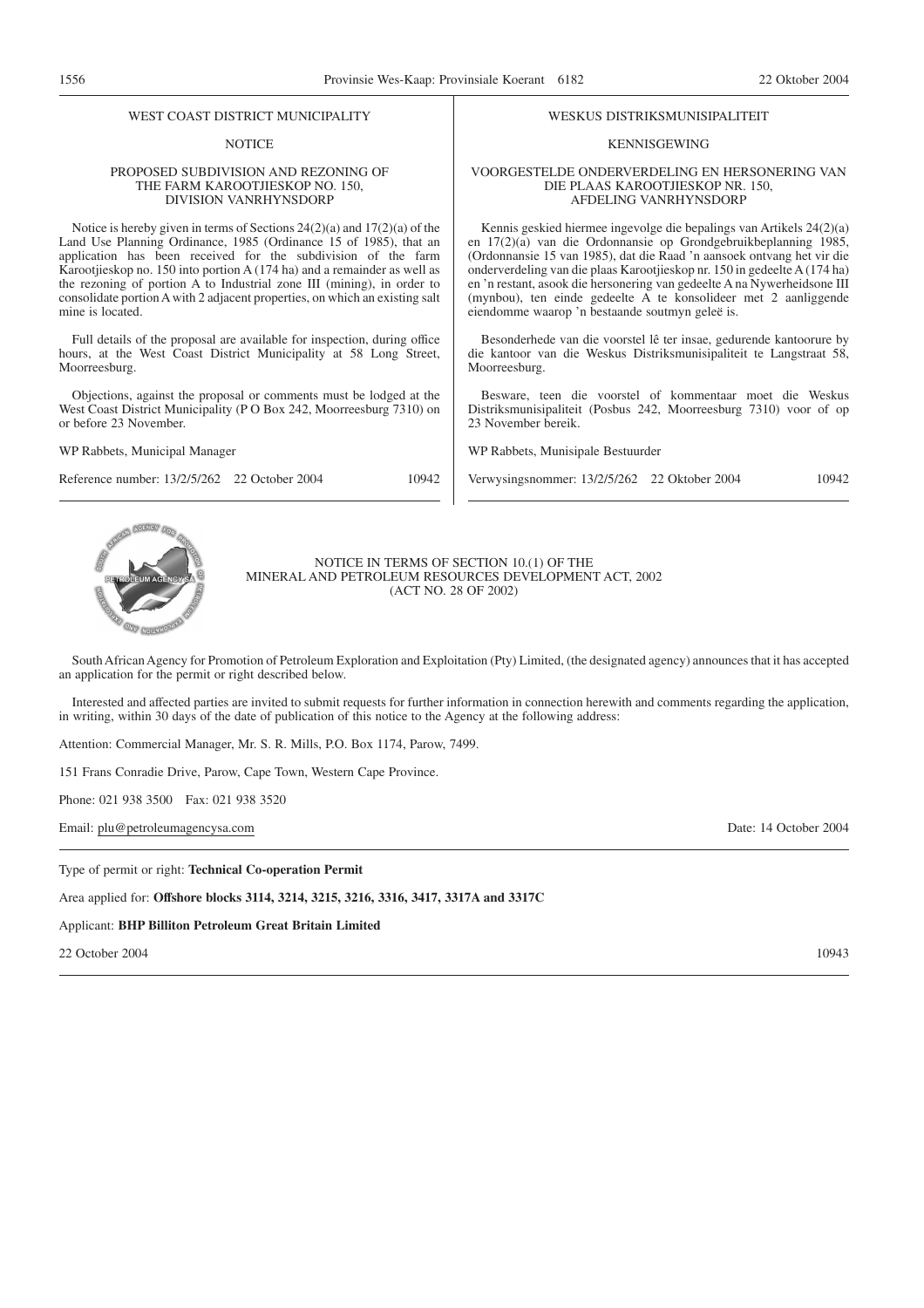WEST COAST DISTRICT MUNICIPALITY

NOTICE

PROPOSED SUBDIVISION AND REZONING OF THE FARM KAROOTJIESKOP NO. 150, DIVISION VANRHYNSDORP

Notice is hereby given in terms of Sections 24(2)(a) and 17(2)(a) of the Land Use Planning Ordinance, 1985 (Ordinance 15 of 1985), that an application has been received for the subdivision of the farm Karootjieskop no. 150 into portion A (174 ha) and a remainder as well as the rezoning of portion A to Industrial zone III (mining), in order to consolidate portion A with 2 adjacent properties, on which an existing salt mine is located.

Full details of the proposal are available for inspection, during office hours, at the West Coast District Municipality at 58 Long Street, Moorreesburg.

Objections, against the proposal or comments must be lodged at the West Coast District Municipality (P O Box 242, Moorreesburg 7310) on or before 23 November.

WP Rabbets, Municipal Manager

Reference number: 13/2/5/262 22 October 2004 10942

WESKUS DISTRIKSMUNISIPALITEIT

KENNISGEWING

VOORGESTELDE ONDERVERDELING EN HERSONERING VAN DIE PLAAS KAROOTJIESKOP NR. 150, AFDELING VANRHYNSDORP

Kennis geskied hiermee ingevolge die bepalings van Artikels 24(2)(a) en 17(2)(a) van die Ordonnansie op Grondgebruikbeplanning 1985, (Ordonnansie 15 van 1985), dat die Raad 'n aansoek ontvang het vir die onderverdeling van die plaas Karootjieskop nr. 150 in gedeelte A (174 ha) en 'n restant, asook die hersonering van gedeelte A na Nywerheidsone III (mynbou), ten einde gedeelte A te konsolideer met 2 aanliggende eiendomme waarop 'n bestaande soutmyn geleë is.

Besonderhede van die voorstel lê ter insae, gedurende kantoorure by die kantoor van die Weskus Distriksmunisipaliteit te Langstraat 58, Moorreesburg.

Besware, teen die voorstel of kommentaar moet die Weskus Distriksmunisipaliteit (Posbus 242, Moorreesburg 7310) voor of op 23 November bereik.

WP Rabbets, Munisipale Bestuurder

Verwysingsnommer: 13/2/5/262 22 Oktober 2004 10942

---

NOTICE IN TERMS OF SECTION 10.(1) OF THE MINERAL AND PETROLEUM RESOURCES DEVELOPMENT ACT, 2002 (ACT NO. 28 OF 2002)

South African Agency for Promotion of Petroleum Exploration and Exploitation (Pty) Limited, (the designated agency) announces that it has accepted an application for the permit or right described below.

Interested and affected parties are invited to submit requests for further information in connection herewith and comments regarding the application, in writing, within 30 days of the date of publication of this notice to the Agency at the following address:

Attention: Commercial Manager, Mr. S. R. Mills, P.O. Box 1174, Parow, 7499.

151 Frans Conradie Drive, Parow, Cape Town, Western Cape Province.

Phone: 021 938 3500 Fax: 021 938 3520

Email: plu@petroleumagencysa.com

Date: 14 October 2004

Type of permit or right: **Technical Co-operation Permit**

Area applied for: **Offshore blocks 3114, 3214, 3215, 3216, 3316, 3417, 3317A and 3317C**

Applicant: **BHP Billiton Petroleum Great Britain Limited**

22 October 2004 10943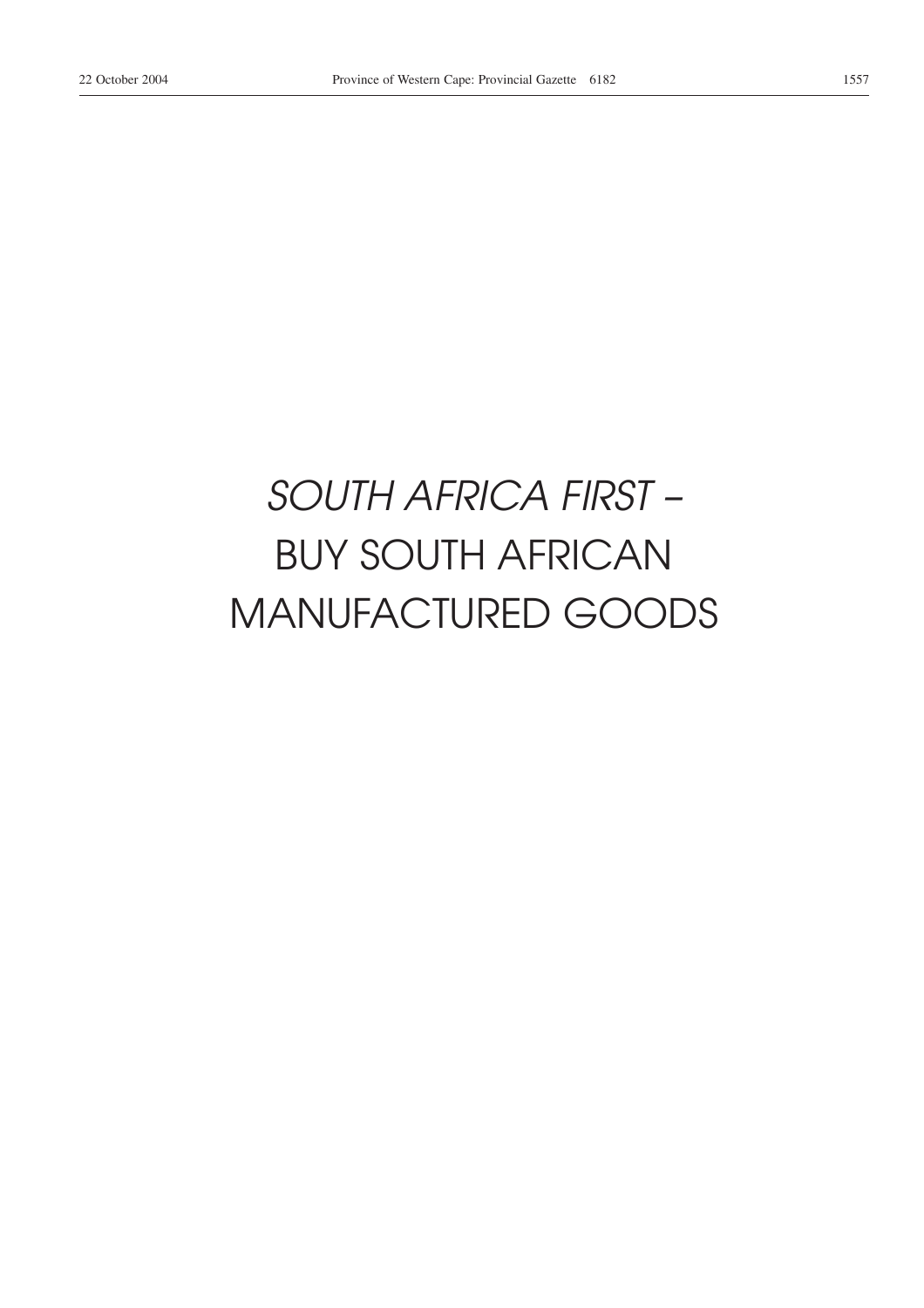*SOUTH AFRICA FIRST –*

BUY SOUTH AFRICAN

MANUFACTURED GOODS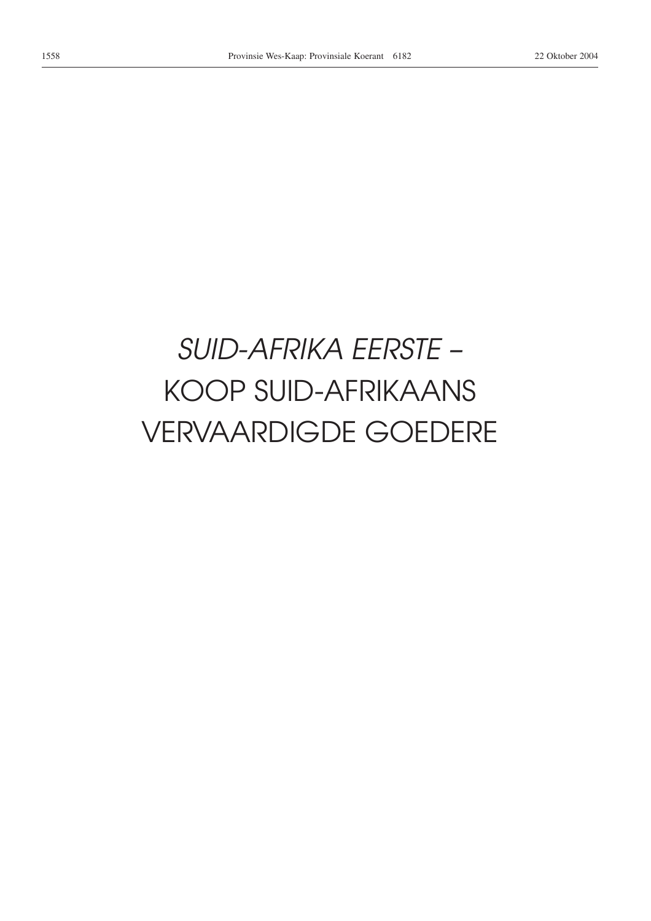*SUID-AFRIKA EERSTE –*

KOOP SUID-AFRIKAANS

VERVAARDIGDE GOEDERE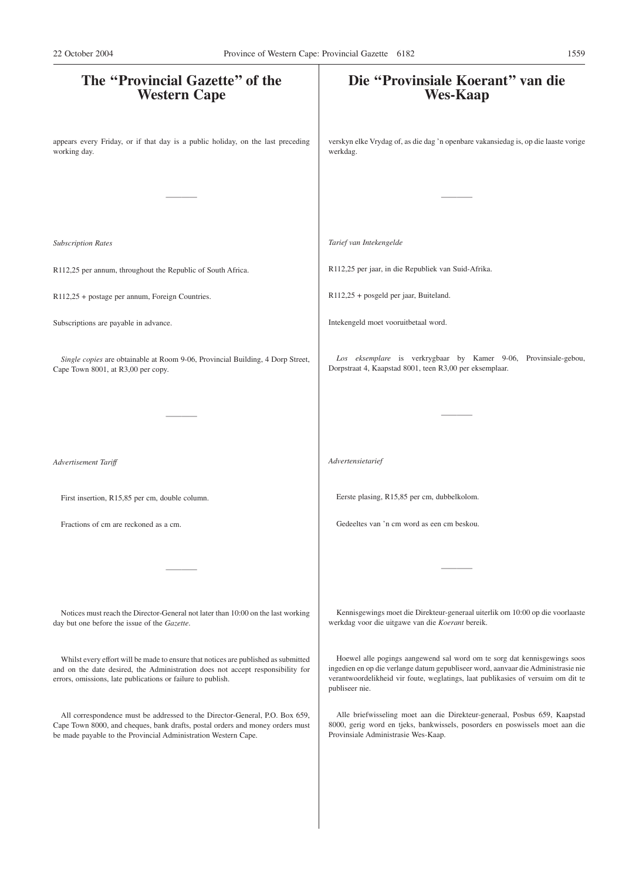# The "Provincial Gazette" of the Western Cape

appears every Friday, or if that day is a public holiday, on the last preceding working day.

---

*Subscription Rates*

R112,25 per annum, throughout the Republic of South Africa.

R112,25 + postage per annum, Foreign Countries.

Subscriptions are payable in advance.

*Single copies* are obtainable at Room 9-06, Provincial Building, 4 Dorp Street, Cape Town 8001, at R3,00 per copy.

---

*Advertisement Tariff*

First insertion, R15,85 per cm, double column.

Fractions of cm are reckoned as a cm.

---

Notices must reach the Director-General not later than 10:00 on the last working day but one before the issue of the *Gazette*.

Whilst every effort will be made to ensure that notices are published as submitted and on the date desired, the Administration does not accept responsibility for errors, omissions, late publications or failure to publish.

All correspondence must be addressed to the Director-General, P.O. Box 659, Cape Town 8000, and cheques, bank drafts, postal orders and money orders must be made payable to the Provincial Administration Western Cape.

# Die "Provinsiale Koerant" van die Wes-Kaap

verskyn elke Vrydag of, as die dag 'n openbare vakansiedag is, op die laaste vorige werkdag.

---

*Tarief van Intekengelde*

R112,25 per jaar, in die Republiek van Suid-Afrika.

R112,25 + posgeld per jaar, Buiteland.

Intekengeld moet vooruitbetaal word.

*Los eksemplare* is verkrygbaar by Kamer 9-06, Provinsiale-gebou, Dorpstraat 4, Kaapstad 8001, teen R3,00 per eksemplaar.

---

*Advertensietarief*

Eerste plasing, R15,85 per cm, dubbelkolom.

Gedeeltes van 'n cm word as een cm beskou.

---

Kennisgewings moet die Direkteur-generaal uiterlik om 10:00 op die voorlaaste werkdag voor die uitgawe van die *Koerant* bereik.

Hoewel alle pogings aangewend sal word om te sorg dat kennisgewings soos ingedien en op die verlange datum gepubliseer word, aanvaar die Administrasie nie verantwoordelikheid vir foute, weglatings, laat publikasies of versuim om dit te publiseer nie.

Alle briefwisseling moet aan die Direkteur-generaal, Posbus 659, Kaapstad 8000, gerig word en tjeks, bankwissels, posorders en poswissels moet aan die Provinsiale Administrasie Wes-Kaap.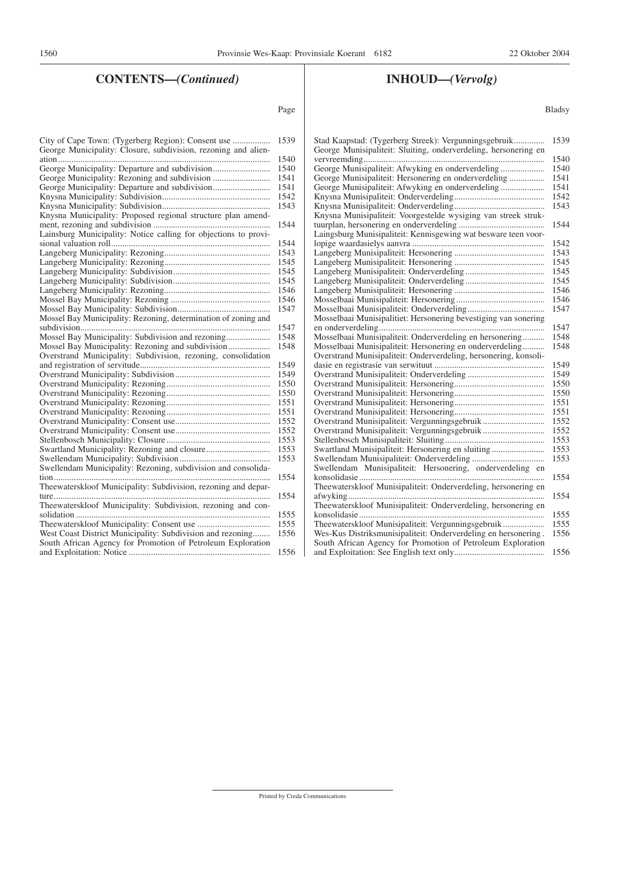## CONTENTS—*(Continued)*

| | Page |
|---|---|
| City of Cape Town: (Tygerberg Region): Consent use | 1539 |
| George Municipality: Closure, subdivision, rezoning and alienation | 1540 |
| George Municipality: Departure and subdivision | 1540 |
| George Municipality: Rezoning and subdivision | 1541 |
| George Municipality: Departure and subdivision | 1541 |
| Knysna Municipality: Subdivision | 1542 |
| Knysna Municipality: Subdivision | 1543 |
| Knysna Municipality: Proposed regional structure plan amendment, rezoning and subdivision | 1544 |
| Lainsburg Municipality: Notice calling for objections to provisional valuation roll | 1544 |
| Langeberg Municipality: Rezoning | 1543 |
| Langeberg Municipality: Rezoning | 1545 |
| Langeberg Municipality: Subdivision | 1545 |
| Langeberg Municipality: Subdivision | 1545 |
| Langeberg Municipality: Rezoning | 1546 |
| Mossel Bay Municipality: Rezoning | 1546 |
| Mossel Bay Municipality: Subdivision | 1547 |
| Mossel Bay Municipality: Rezoning, determination of zoning and subdivision | 1547 |
| Mossel Bay Municipality: Subdivision and rezoning | 1548 |
| Mossel Bay Municipality: Rezoning and subdivision | 1548 |
| Overstrand Municipality: Subdivision, rezoning, consolidation and registration of servitude | 1549 |
| Overstrand Municipality: Subdivision | 1549 |
| Overstrand Municipality: Rezoning | 1550 |
| Overstrand Municipality: Rezoning | 1550 |
| Overstrand Municipality: Rezoning | 1551 |
| Overstrand Municipality: Rezoning | 1551 |
| Overstrand Municipality: Consent use | 1552 |
| Overstrand Municipality: Consent use | 1552 |
| Stellenbosch Municipality: Closure | 1553 |
| Swartland Municipality: Rezoning and closure | 1553 |
| Swellendam Municipality: Subdivision | 1553 |
| Swellendam Municipality: Rezoning, subdivision and consolidation | 1554 |
| Theewaterskloof Municipality: Subdivision, rezoning and departure | 1554 |
| Theewaterskloof Municipality: Subdivision, rezoning and consolidation | 1555 |
| Theewaterskloof Municipality: Consent use | 1555 |
| West Coast District Municipality: Subdivision and rezoning | 1556 |
| South African Agency for Promotion of Petroleum Exploration and Exploitation: Notice | 1556 |

## INHOUD—*(Vervolg)*

| | Bladsy |
|---|---|
| Stad Kaapstad: (Tygerberg Streek): Vergunningsgebruik | 1539 |
| George Munisipaliteit: Sluiting, onderverdeling, hersonering en vervreemding | 1540 |
| George Munisipaliteit: Afwyking en onderverdeling | 1540 |
| George Munisipaliteit: Hersonering en onderverdeling | 1541 |
| George Munisipaliteit: Afwyking en onderverdeling | 1541 |
| Knysna Munisipaliteit: Onderverdeling | 1542 |
| Knysna Munisipaliteit: Onderverdeling | 1543 |
| Knysna Munisipaliteit: Voorgestelde wysiging van streek struktuurplan, hersonering en onderverdeling | 1544 |
| Laingsburg Munisipaliteit: Kennisgewing wat besware teen voorlopige waardasielys aanvra | 1542 |
| Langeberg Munisipaliteit: Hersonering | 1543 |
| Langeberg Munisipaliteit: Hersonering | 1545 |
| Langeberg Munisipaliteit: Onderverdeling | 1545 |
| Langeberg Munisipaliteit: Onderverdeling | 1545 |
| Langeberg Munisipaliteit: Hersonering | 1546 |
| Mosselbaai Munisipaliteit: Hersonering | 1546 |
| Mosselbaai Munisipaliteit: Onderverdeling | 1547 |
| Mosselbaai Munisipalitiet: Hersonering bevestiging van sonering en onderverdeling | 1547 |
| Mosselbaai Munisipaliteit: Onderverdeling en hersonering | 1548 |
| Mosselbaai Munisipaliteit: Hersonering en onderverdeling | 1548 |
| Overstrand Munisipaliteit: Onderverdeling, hersonering, konsolidasie en registrasie van serwituut | 1549 |
| Overstrand Munisipaliteit: Onderverdeling | 1549 |
| Overstrand Munisipaliteit: Hersonering | 1550 |
| Overstrand Munisipaliteit: Hersonering | 1550 |
| Overstrand Munisipaliteit: Hersonering | 1551 |
| Overstrand Munisipaliteit: Hersonering | 1551 |
| Overstrand Munisipaliteit: Vergunningsgebruik | 1552 |
| Overstrand Munisipaliteit: Vergunningsgebruik | 1552 |
| Stellenbosch Munisipaliteit: Sluiting | 1553 |
| Swartland Munisipaliteit: Hersonering en sluiting | 1553 |
| Swellendam Munisipaliteit: Onderverdeling | 1553 |
| Swellendam Munisipaliteit: Hersonering, onderverdeling en konsolidasie | 1554 |
| Theewaterskloof Munisipaliteit: Onderverdeling, hersonering en afwyking | 1554 |
| Theewaterskloof Munisipaliteit: Onderverdeling, hersonering en konsolidasie | 1555 |
| Theewaterskloof Munisipaliteit: Vergunningsgebruik | 1555 |
| Wes-Kus Distriksmunisipaliteit: Onderverdeling en hersonering | 1556 |
| South African Agency for Promotion of Petroleum Exploration and Exploitation: See English text only | 1556 |

Printed by Creda Communications